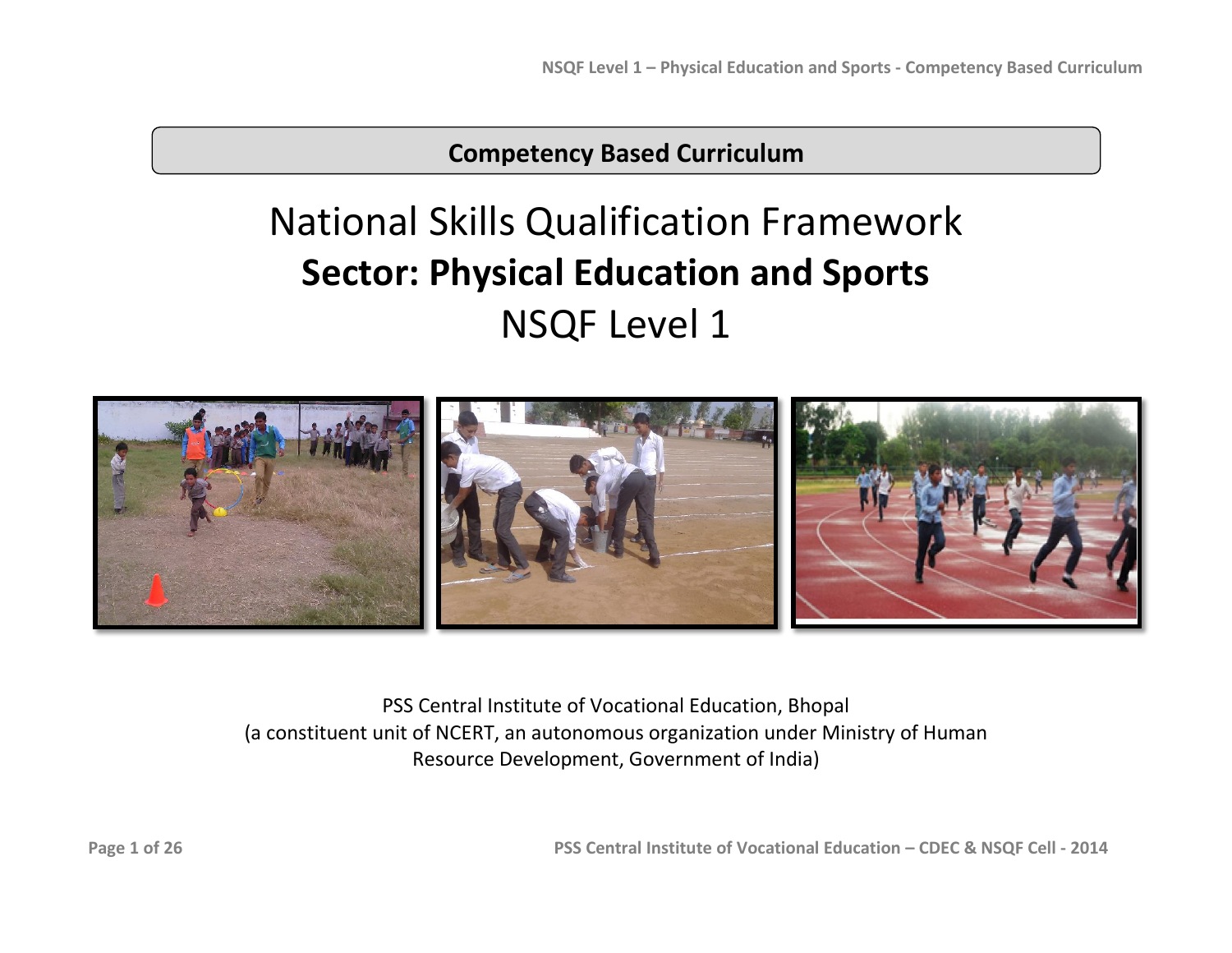**Competency Based Curriculum**

# National Skills Qualification Framework

# Sector: Physical Education and Sports

# NSQF Level 1

PSS Central Institute of Vocational Education, Bhopal
(a constituent unit of NCERT, an autonomous organization under Ministry of Human Resource Development, Government of India)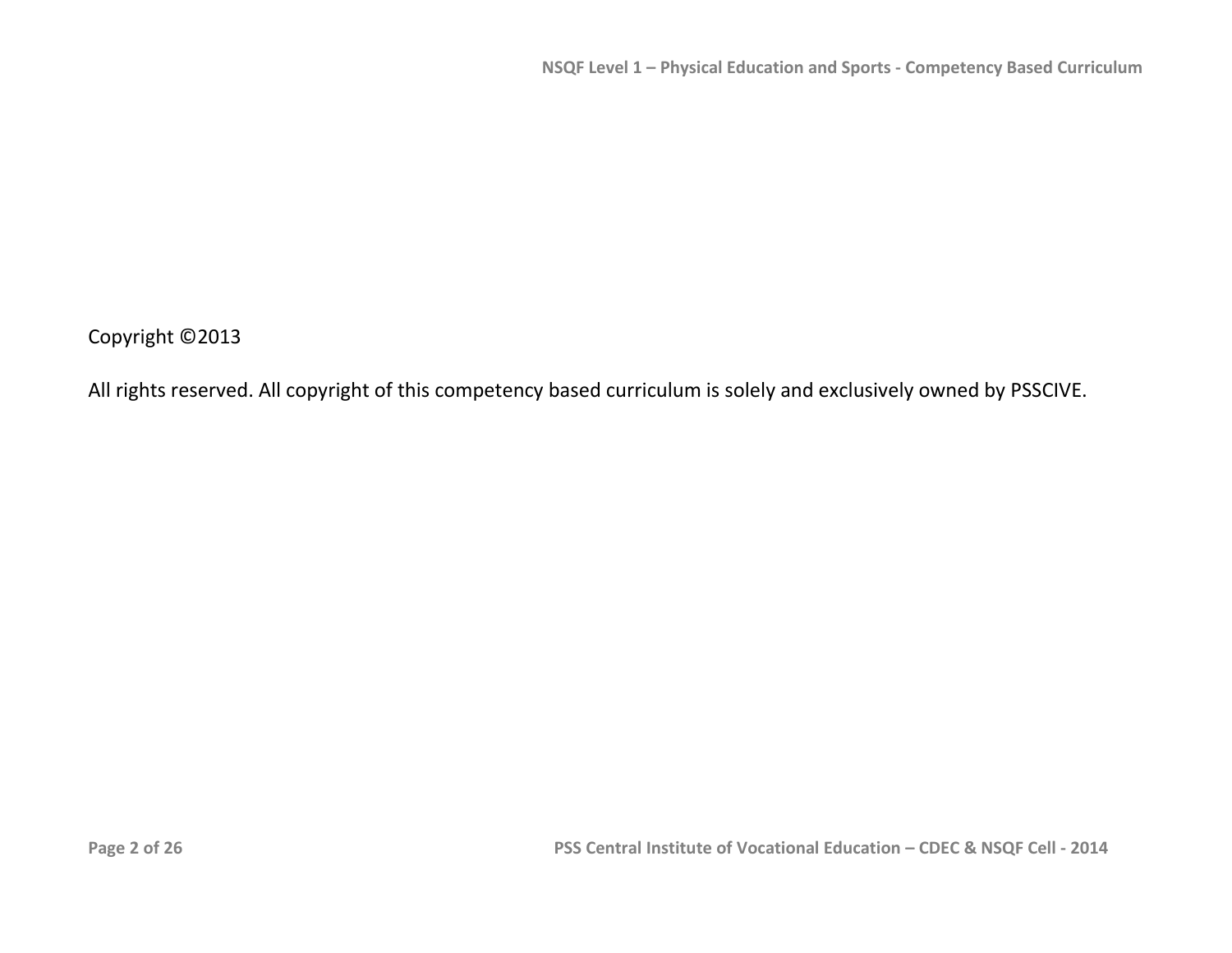Copyright ©2013

All rights reserved. All copyright of this competency based curriculum is solely and exclusively owned by PSSCIVE.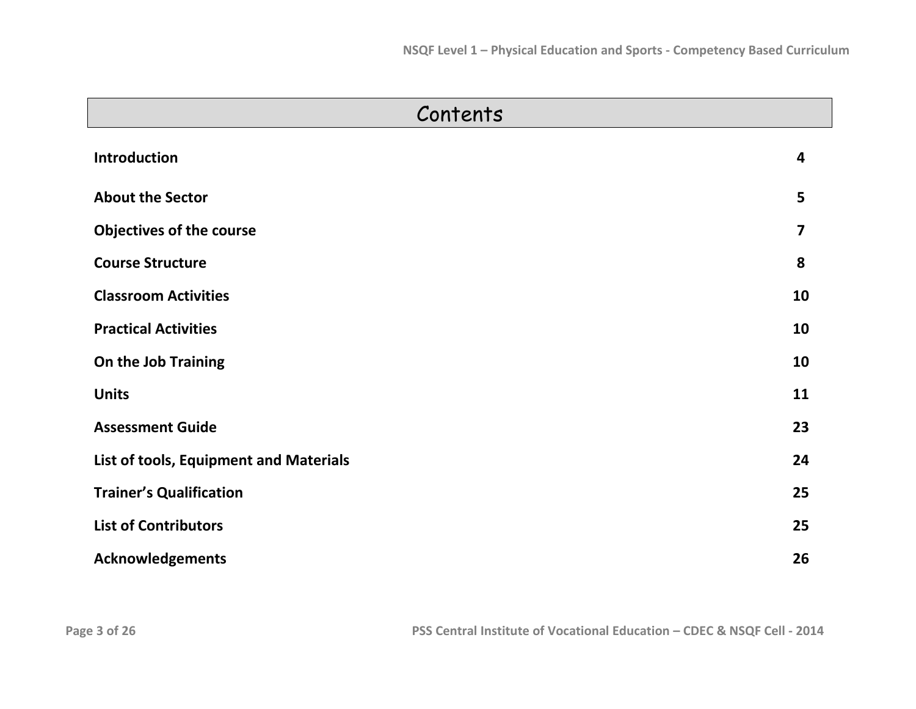# Contents

| | |
|---|---|
| **Introduction** | **4** |
| **About the Sector** | **5** |
| **Objectives of the course** | **7** |
| **Course Structure** | **8** |
| **Classroom Activities** | **10** |
| **Practical Activities** | **10** |
| **On the Job Training** | **10** |
| **Units** | **11** |
| **Assessment Guide** | **23** |
| **List of tools, Equipment and Materials** | **24** |
| **Trainer's Qualification** | **25** |
| **List of Contributors** | **25** |
| **Acknowledgements** | **26** |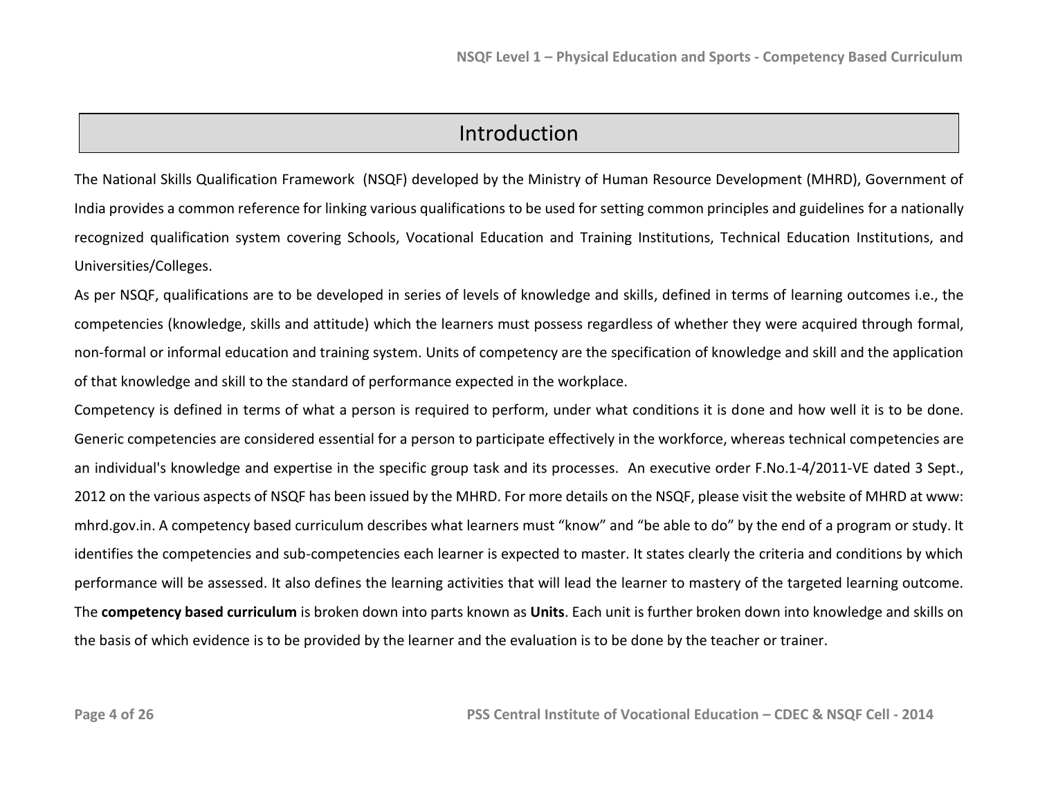# Introduction

The National Skills Qualification Framework (NSQF) developed by the Ministry of Human Resource Development (MHRD), Government of India provides a common reference for linking various qualifications to be used for setting common principles and guidelines for a nationally recognized qualification system covering Schools, Vocational Education and Training Institutions, Technical Education Institutions, and Universities/Colleges.

As per NSQF, qualifications are to be developed in series of levels of knowledge and skills, defined in terms of learning outcomes i.e., the competencies (knowledge, skills and attitude) which the learners must possess regardless of whether they were acquired through formal, non-formal or informal education and training system. Units of competency are the specification of knowledge and skill and the application of that knowledge and skill to the standard of performance expected in the workplace.

Competency is defined in terms of what a person is required to perform, under what conditions it is done and how well it is to be done. Generic competencies are considered essential for a person to participate effectively in the workforce, whereas technical competencies are an individual's knowledge and expertise in the specific group task and its processes. An executive order F.No.1-4/2011-VE dated 3 Sept., 2012 on the various aspects of NSQF has been issued by the MHRD. For more details on the NSQF, please visit the website of MHRD at www: mhrd.gov.in. A competency based curriculum describes what learners must "know" and "be able to do" by the end of a program or study. It identifies the competencies and sub-competencies each learner is expected to master. It states clearly the criteria and conditions by which performance will be assessed. It also defines the learning activities that will lead the learner to mastery of the targeted learning outcome. The **competency based curriculum** is broken down into parts known as **Units**. Each unit is further broken down into knowledge and skills on the basis of which evidence is to be provided by the learner and the evaluation is to be done by the teacher or trainer.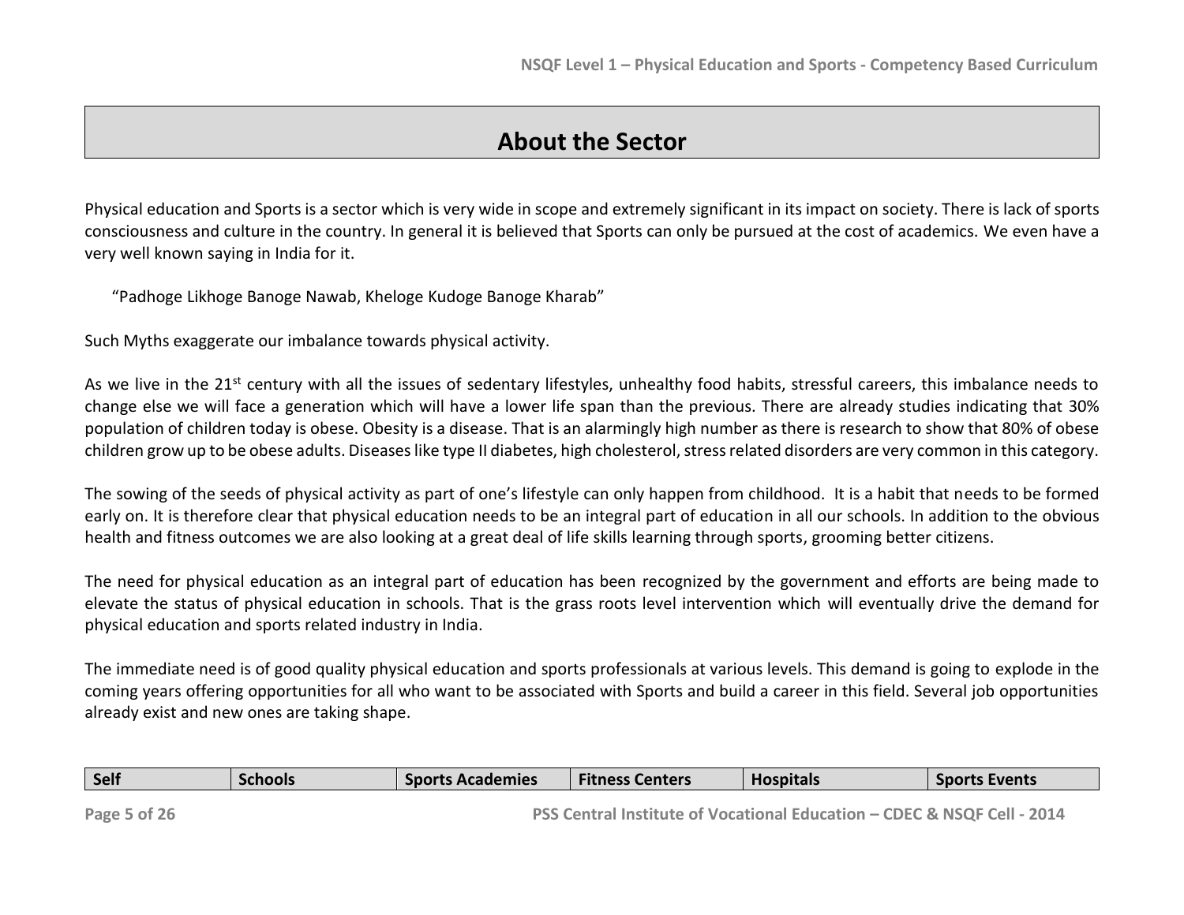# About the Sector

Physical education and Sports is a sector which is very wide in scope and extremely significant in its impact on society. There is lack of sports consciousness and culture in the country. In general it is believed that Sports can only be pursued at the cost of academics. We even have a very well known saying in India for it.

"Padhoge Likhoge Banoge Nawab, Kheloge Kudoge Banoge Kharab"

Such Myths exaggerate our imbalance towards physical activity.

As we live in the 21st century with all the issues of sedentary lifestyles, unhealthy food habits, stressful careers, this imbalance needs to change else we will face a generation which will have a lower life span than the previous. There are already studies indicating that 30% population of children today is obese. Obesity is a disease. That is an alarmingly high number as there is research to show that 80% of obese children grow up to be obese adults. Diseases like type II diabetes, high cholesterol, stress related disorders are very common in this category.

The sowing of the seeds of physical activity as part of one's lifestyle can only happen from childhood. It is a habit that needs to be formed early on. It is therefore clear that physical education needs to be an integral part of education in all our schools. In addition to the obvious health and fitness outcomes we are also looking at a great deal of life skills learning through sports, grooming better citizens.

The need for physical education as an integral part of education has been recognized by the government and efforts are being made to elevate the status of physical education in schools. That is the grass roots level intervention which will eventually drive the demand for physical education and sports related industry in India.

The immediate need is of good quality physical education and sports professionals at various levels. This demand is going to explode in the coming years offering opportunities for all who want to be associated with Sports and build a career in this field. Several job opportunities already exist and new ones are taking shape.

| Self | Schools | Sports Academies | Fitness Centers | Hospitals | Sports Events |
|---|---|---|---|---|---|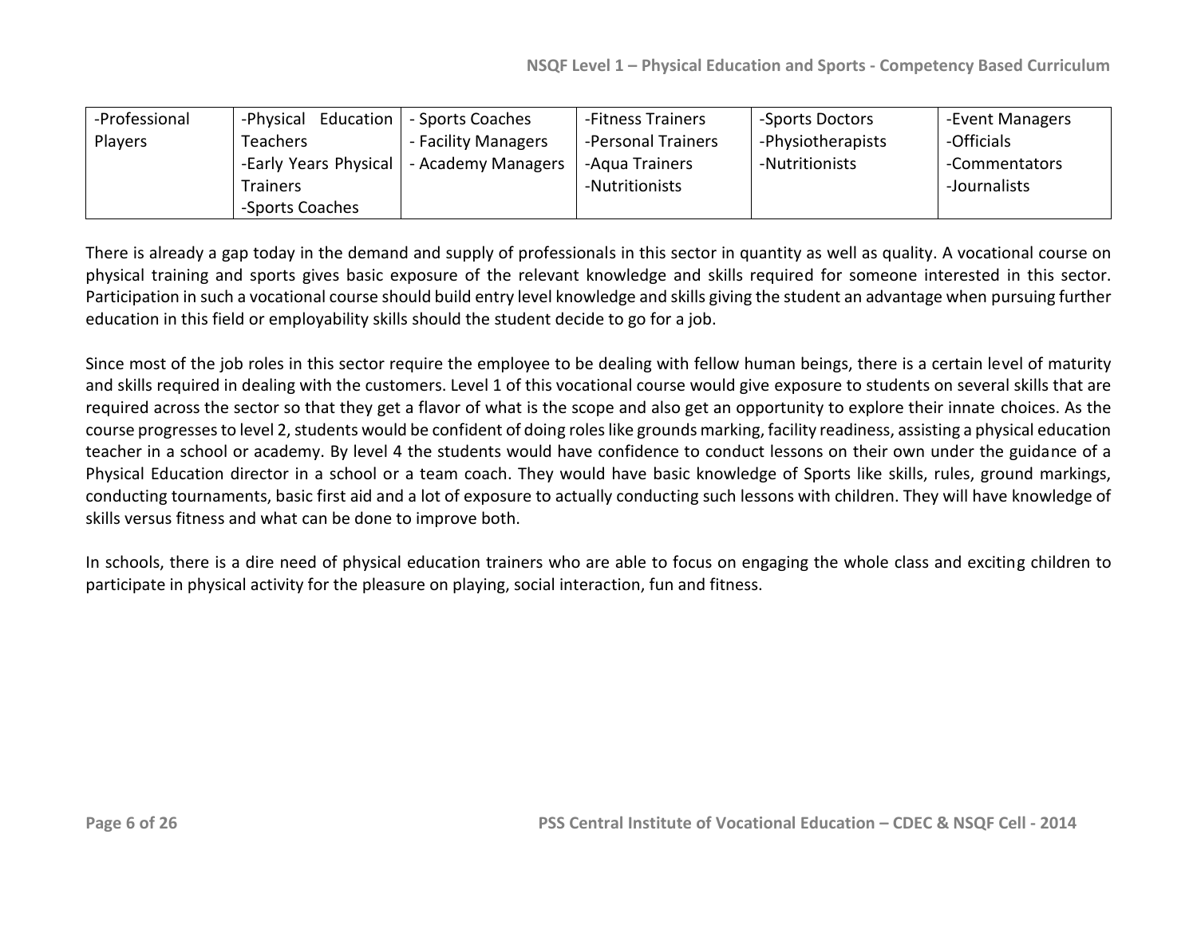| -Professional Players | -Physical Education Teachers<br>-Early Years Physical Trainers<br>-Sports Coaches | - Sports Coaches<br>- Facility Managers<br>- Academy Managers | -Fitness Trainers<br>-Personal Trainers<br>-Aqua Trainers<br>-Nutritionists | -Sports Doctors<br>-Physiotherapists<br>-Nutritionists | -Event Managers<br>-Officials<br>-Commentators<br>-Journalists |
|---|---|---|---|---|---|

There is already a gap today in the demand and supply of professionals in this sector in quantity as well as quality. A vocational course on physical training and sports gives basic exposure of the relevant knowledge and skills required for someone interested in this sector. Participation in such a vocational course should build entry level knowledge and skills giving the student an advantage when pursuing further education in this field or employability skills should the student decide to go for a job.

Since most of the job roles in this sector require the employee to be dealing with fellow human beings, there is a certain level of maturity and skills required in dealing with the customers. Level 1 of this vocational course would give exposure to students on several skills that are required across the sector so that they get a flavor of what is the scope and also get an opportunity to explore their innate choices. As the course progresses to level 2, students would be confident of doing roles like grounds marking, facility readiness, assisting a physical education teacher in a school or academy. By level 4 the students would have confidence to conduct lessons on their own under the guidance of a Physical Education director in a school or a team coach. They would have basic knowledge of Sports like skills, rules, ground markings, conducting tournaments, basic first aid and a lot of exposure to actually conducting such lessons with children. They will have knowledge of skills versus fitness and what can be done to improve both.

In schools, there is a dire need of physical education trainers who are able to focus on engaging the whole class and exciting children to participate in physical activity for the pleasure on playing, social interaction, fun and fitness.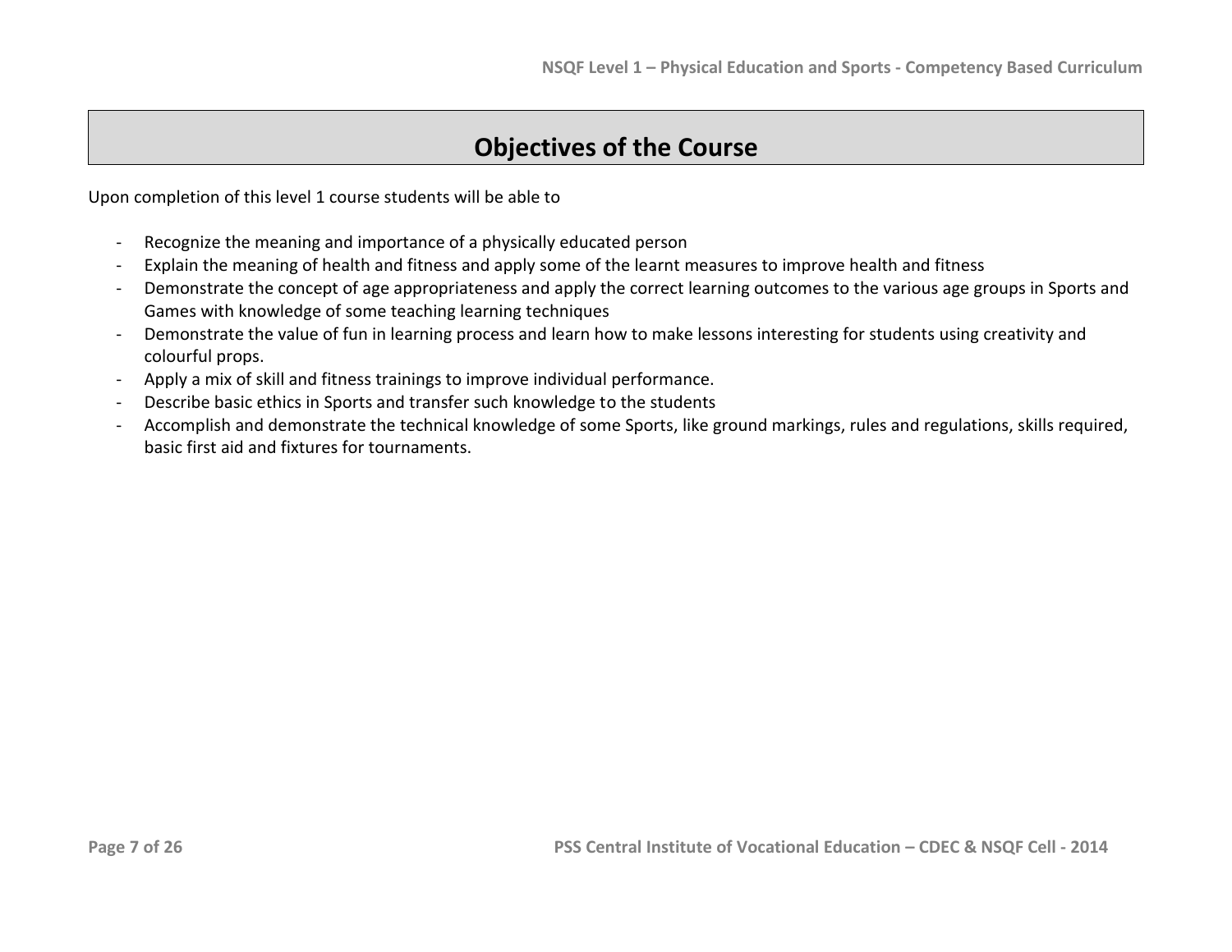# Objectives of the Course

Upon completion of this level 1 course students will be able to

- Recognize the meaning and importance of a physically educated person
- Explain the meaning of health and fitness and apply some of the learnt measures to improve health and fitness
- Demonstrate the concept of age appropriateness and apply the correct learning outcomes to the various age groups in Sports and Games with knowledge of some teaching learning techniques
- Demonstrate the value of fun in learning process and learn how to make lessons interesting for students using creativity and colourful props.
- Apply a mix of skill and fitness trainings to improve individual performance.
- Describe basic ethics in Sports and transfer such knowledge to the students
- Accomplish and demonstrate the technical knowledge of some Sports, like ground markings, rules and regulations, skills required, basic first aid and fixtures for tournaments.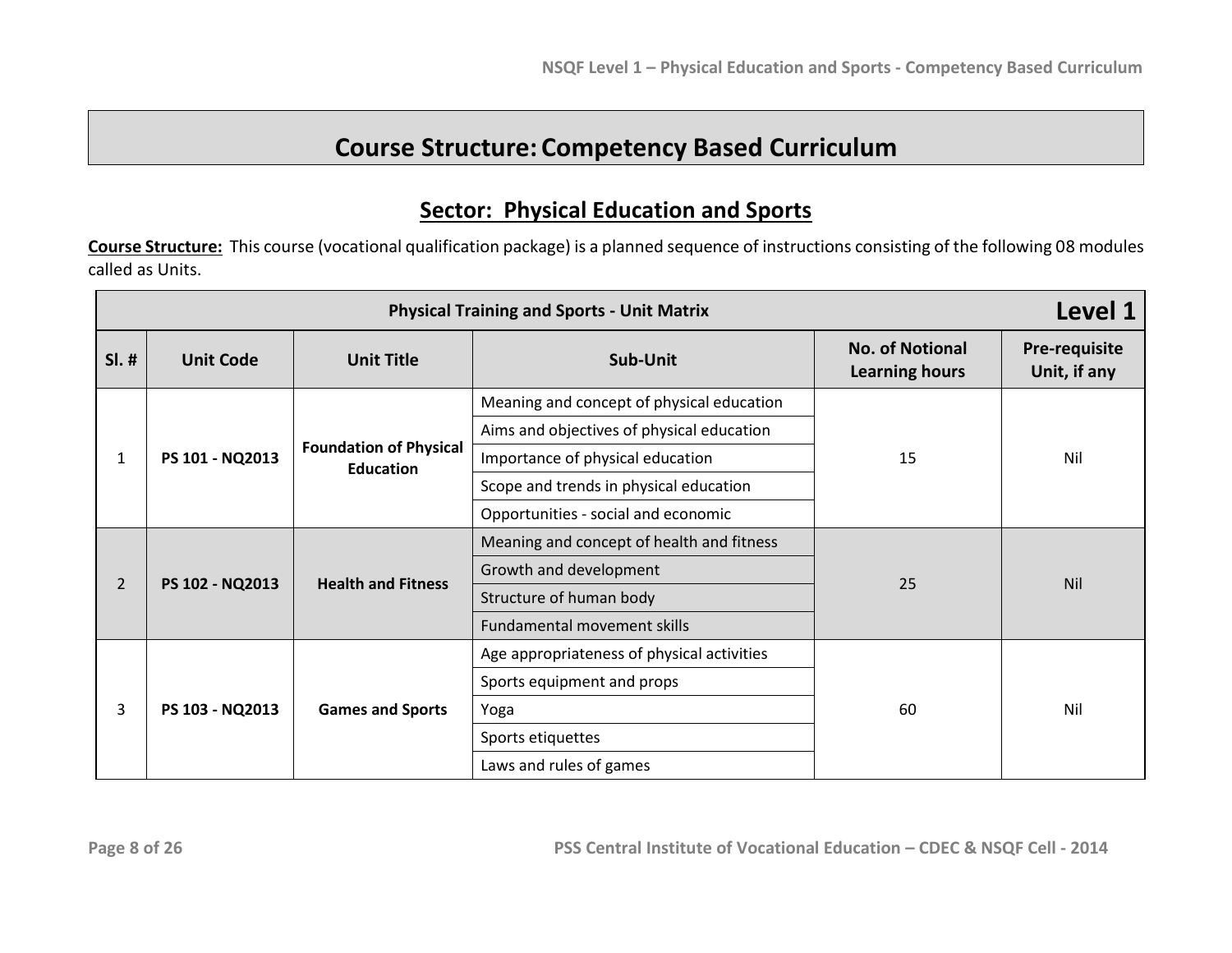# Course Structure: Competency Based Curriculum

## Sector: Physical Education and Sports

**Course Structure:** This course (vocational qualification package) is a planned sequence of instructions consisting of the following 08 modules called as Units.

| Physical Training and Sports - Unit Matrix | | | | | **Level 1** |
|---|---|---|---|---|---|
| **Sl. #** | **Unit Code** | **Unit Title** | **Sub-Unit** | **No. of Notional Learning hours** | **Pre-requisite Unit, if any** |
| 1 | **PS 101 - NQ2013** | **Foundation of Physical Education** | Meaning and concept of physical education | 15 | Nil |
| | | | Aims and objectives of physical education | | |
| | | | Importance of physical education | | |
| | | | Scope and trends in physical education | | |
| | | | Opportunities - social and economic | | |
| 2 | **PS 102 - NQ2013** | **Health and Fitness** | Meaning and concept of health and fitness | 25 | Nil |
| | | | Growth and development | | |
| | | | Structure of human body | | |
| | | | Fundamental movement skills | | |
| 3 | **PS 103 - NQ2013** | **Games and Sports** | Age appropriateness of physical activities | 60 | Nil |
| | | | Sports equipment and props | | |
| | | | Yoga | | |
| | | | Sports etiquettes | | |
| | | | Laws and rules of games | | |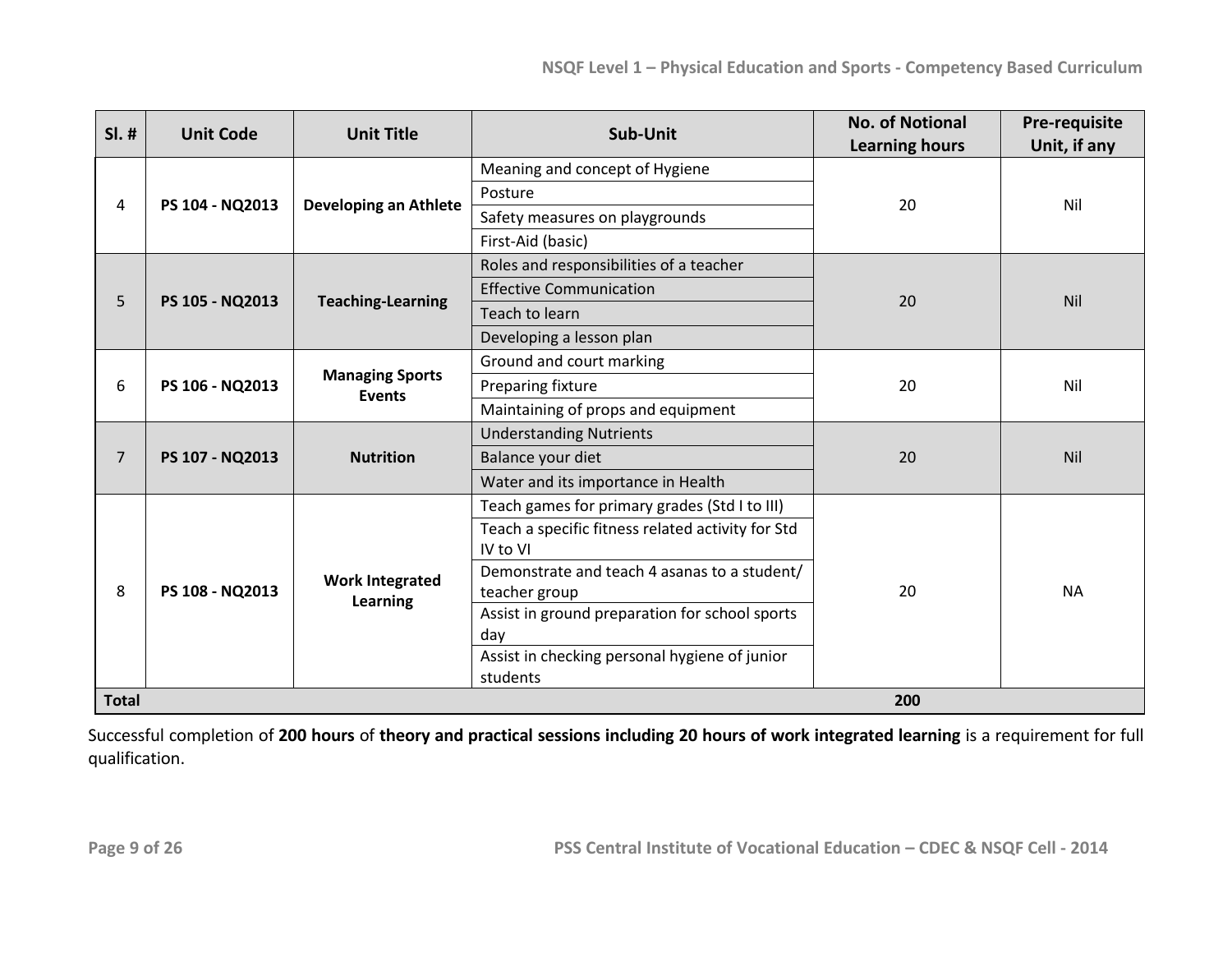| Sl. # | Unit Code | Unit Title | Sub-Unit | No. of Notional Learning hours | Pre-requisite Unit, if any |
|---|---|---|---|---|---|
| 4 | **PS 104 - NQ2013** | **Developing an Athlete** | Meaning and concept of Hygiene | 20 | Nil |
| | | | Posture | | |
| | | | Safety measures on playgrounds | | |
| | | | First-Aid (basic) | | |
| 5 | **PS 105 - NQ2013** | **Teaching-Learning** | Roles and responsibilities of a teacher | 20 | Nil |
| | | | Effective Communication | | |
| | | | Teach to learn | | |
| | | | Developing a lesson plan | | |
| 6 | **PS 106 - NQ2013** | **Managing Sports Events** | Ground and court marking | 20 | Nil |
| | | | Preparing fixture | | |
| | | | Maintaining of props and equipment | | |
| 7 | **PS 107 - NQ2013** | **Nutrition** | Understanding Nutrients | 20 | Nil |
| | | | Balance your diet | | |
| | | | Water and its importance in Health | | |
| 8 | **PS 108 - NQ2013** | **Work Integrated Learning** | Teach games for primary grades (Std I to III) | 20 | NA |
| | | | Teach a specific fitness related activity for Std IV to VI | | |
| | | | Demonstrate and teach 4 asanas to a student/ teacher group | | |
| | | | Assist in ground preparation for school sports day | | |
| | | | Assist in checking personal hygiene of junior students | | |
| **Total** | | | | **200** | |

Successful completion of **200 hours** of **theory and practical sessions including 20 hours of work integrated learning** is a requirement for full qualification.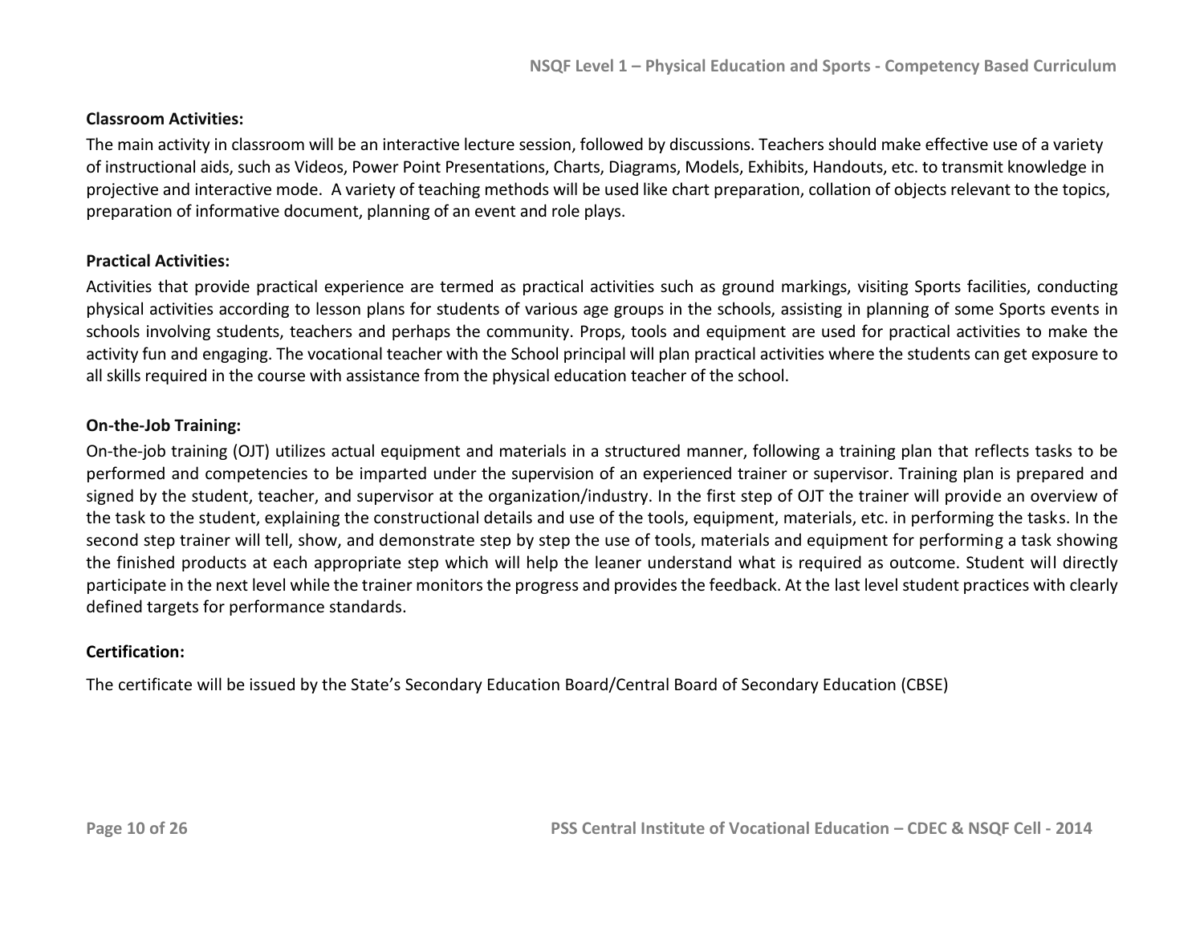**Classroom Activities:**

The main activity in classroom will be an interactive lecture session, followed by discussions. Teachers should make effective use of a variety of instructional aids, such as Videos, Power Point Presentations, Charts, Diagrams, Models, Exhibits, Handouts, etc. to transmit knowledge in projective and interactive mode. A variety of teaching methods will be used like chart preparation, collation of objects relevant to the topics, preparation of informative document, planning of an event and role plays.

**Practical Activities:**

Activities that provide practical experience are termed as practical activities such as ground markings, visiting Sports facilities, conducting physical activities according to lesson plans for students of various age groups in the schools, assisting in planning of some Sports events in schools involving students, teachers and perhaps the community. Props, tools and equipment are used for practical activities to make the activity fun and engaging. The vocational teacher with the School principal will plan practical activities where the students can get exposure to all skills required in the course with assistance from the physical education teacher of the school.

**On-the-Job Training:**

On-the-job training (OJT) utilizes actual equipment and materials in a structured manner, following a training plan that reflects tasks to be performed and competencies to be imparted under the supervision of an experienced trainer or supervisor. Training plan is prepared and signed by the student, teacher, and supervisor at the organization/industry. In the first step of OJT the trainer will provide an overview of the task to the student, explaining the constructional details and use of the tools, equipment, materials, etc. in performing the tasks. In the second step trainer will tell, show, and demonstrate step by step the use of tools, materials and equipment for performing a task showing the finished products at each appropriate step which will help the leaner understand what is required as outcome. Student will directly participate in the next level while the trainer monitors the progress and provides the feedback. At the last level student practices with clearly defined targets for performance standards.

**Certification:**

The certificate will be issued by the State's Secondary Education Board/Central Board of Secondary Education (CBSE)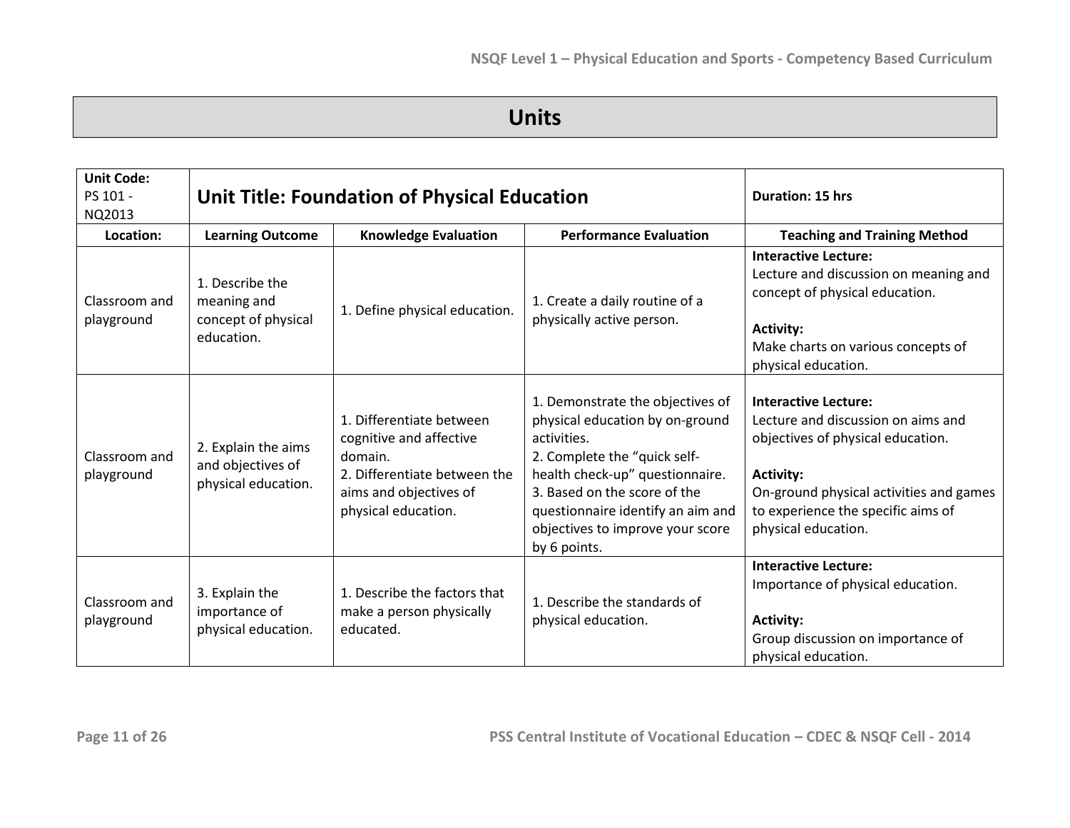# Units

| **Unit Code:** PS 101 - NQ2013 | **Unit Title: Foundation of Physical Education** | | | **Duration: 15 hrs** |
|---|---|---|---|---|
| **Location:** | **Learning Outcome** | **Knowledge Evaluation** | **Performance Evaluation** | **Teaching and Training Method** |
| Classroom and playground | 1. Describe the meaning and concept of physical education. | 1. Define physical education. | 1. Create a daily routine of a physically active person. | **Interactive Lecture:** Lecture and discussion on meaning and concept of physical education. **Activity:** Make charts on various concepts of physical education. |
| Classroom and playground | 2. Explain the aims and objectives of physical education. | 1. Differentiate between cognitive and affective domain. 2. Differentiate between the aims and objectives of physical education. | 1. Demonstrate the objectives of physical education by on-ground activities. 2. Complete the "quick self-health check-up" questionnaire. 3. Based on the score of the questionnaire identify an aim and objectives to improve your score by 6 points. | **Interactive Lecture:** Lecture and discussion on aims and objectives of physical education. **Activity:** On-ground physical activities and games to experience the specific aims of physical education. |
| Classroom and playground | 3. Explain the importance of physical education. | 1. Describe the factors that make a person physically educated. | 1. Describe the standards of physical education. | **Interactive Lecture:** Importance of physical education. **Activity:** Group discussion on importance of physical education. |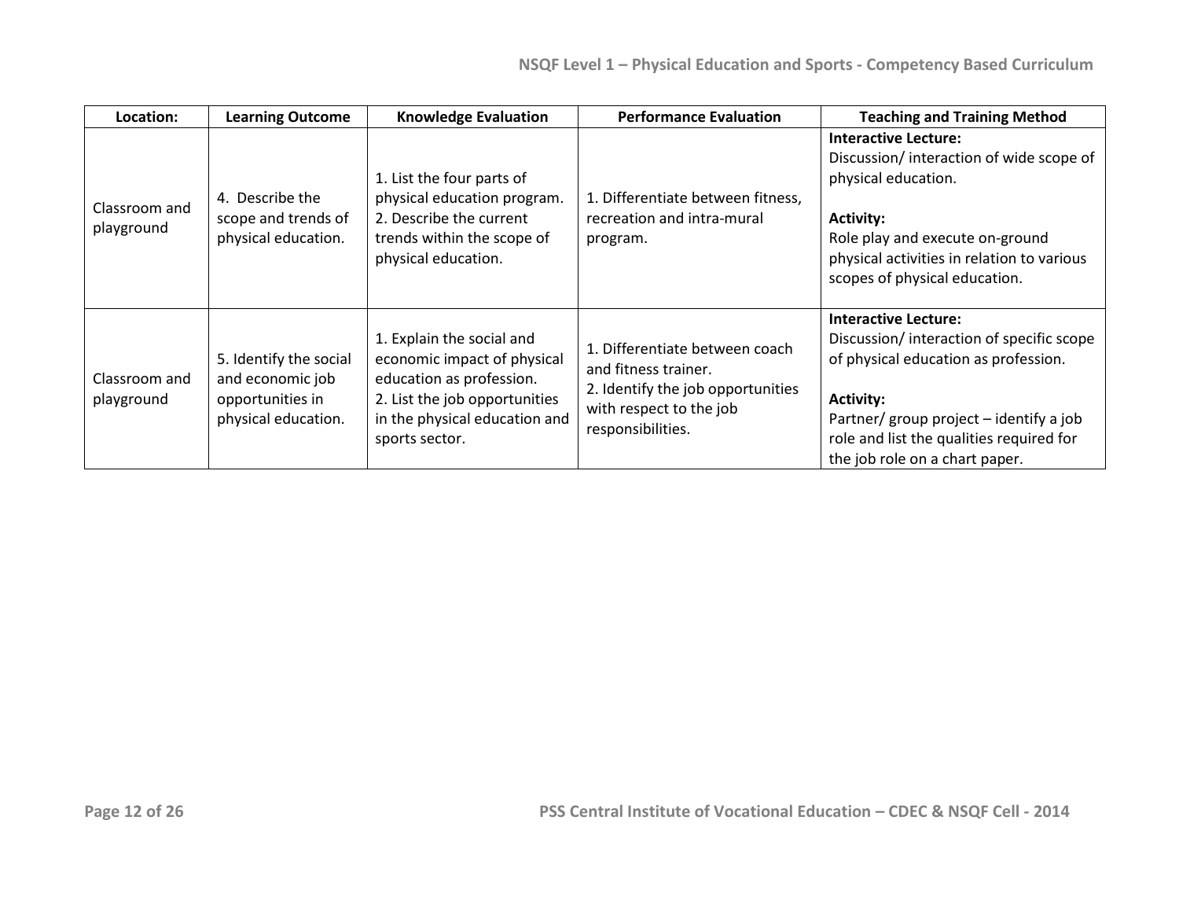| Location: | Learning Outcome | Knowledge Evaluation | Performance Evaluation | Teaching and Training Method |
|---|---|---|---|---|
| Classroom and playground | 4. Describe the scope and trends of physical education. | 1. List the four parts of physical education program.<br>2. Describe the current trends within the scope of physical education. | 1. Differentiate between fitness, recreation and intra-mural program. | **Interactive Lecture:**<br>Discussion/ interaction of wide scope of physical education.<br><br>**Activity:**<br>Role play and execute on-ground physical activities in relation to various scopes of physical education. |
| Classroom and playground | 5. Identify the social and economic job opportunities in physical education. | 1. Explain the social and economic impact of physical education as profession.<br>2. List the job opportunities in the physical education and sports sector. | 1. Differentiate between coach and fitness trainer.<br>2. Identify the job opportunities with respect to the job responsibilities. | **Interactive Lecture:**<br>Discussion/ interaction of specific scope of physical education as profession.<br><br>**Activity:**<br>Partner/ group project – identify a job role and list the qualities required for the job role on a chart paper. |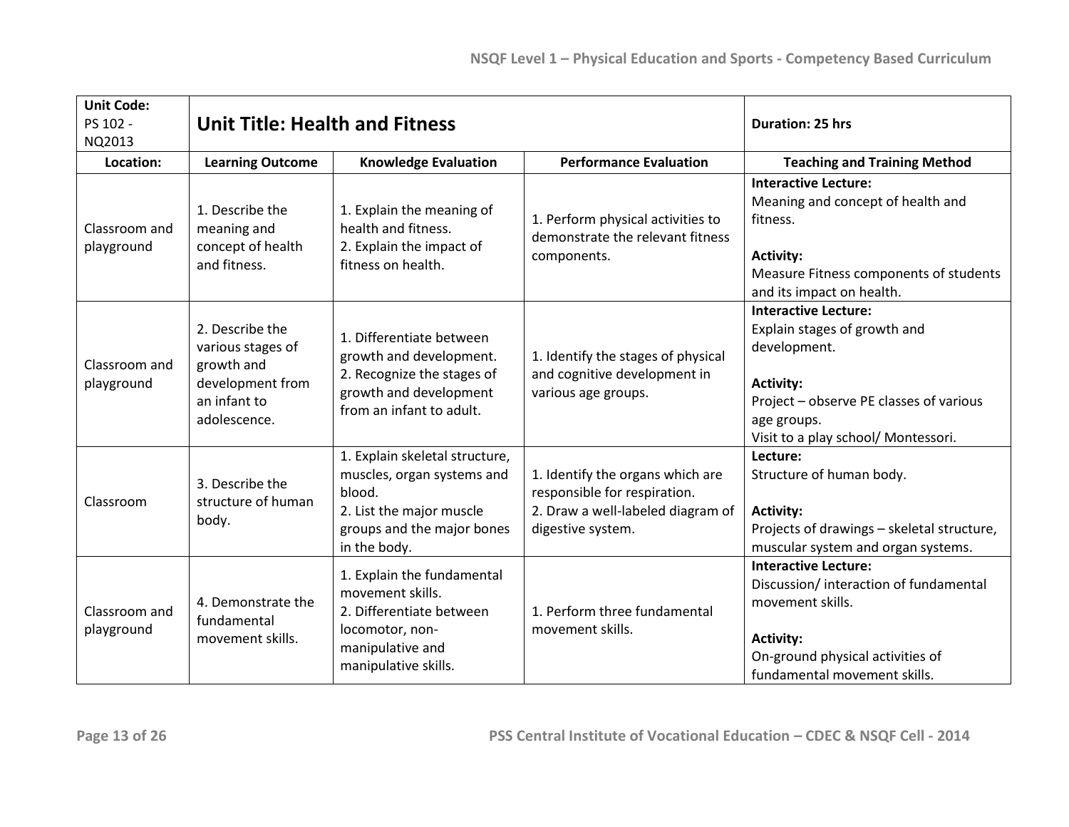| **Unit Code:** PS 102 - NQ2013 | **Unit Title: Health and Fitness** | | | **Duration: 25 hrs** |
|---|---|---|---|---|
| **Location:** | **Learning Outcome** | **Knowledge Evaluation** | **Performance Evaluation** | **Teaching and Training Method** |
| Classroom and playground | 1. Describe the meaning and concept of health and fitness. | 1. Explain the meaning of health and fitness.<br>2. Explain the impact of fitness on health. | 1. Perform physical activities to demonstrate the relevant fitness components. | **Interactive Lecture:**<br>Meaning and concept of health and fitness.<br><br>**Activity:**<br>Measure Fitness components of students and its impact on health. |
| Classroom and playground | 2. Describe the various stages of growth and development from an infant to adolescence. | 1. Differentiate between growth and development.<br>2. Recognize the stages of growth and development from an infant to adult. | 1. Identify the stages of physical and cognitive development in various age groups. | **Interactive Lecture:**<br>Explain stages of growth and development.<br><br>**Activity:**<br>Project – observe PE classes of various age groups.<br>Visit to a play school/ Montessori. |
| Classroom | 3. Describe the structure of human body. | 1. Explain skeletal structure, muscles, organ systems and blood.<br>2. List the major muscle groups and the major bones in the body. | 1. Identify the organs which are responsible for respiration.<br>2. Draw a well-labeled diagram of digestive system. | **Lecture:**<br>Structure of human body.<br><br>**Activity:**<br>Projects of drawings – skeletal structure, muscular system and organ systems. |
| Classroom and playground | 4. Demonstrate the fundamental movement skills. | 1. Explain the fundamental movement skills.<br>2. Differentiate between locomotor, non-manipulative and manipulative skills. | 1. Perform three fundamental movement skills. | **Interactive Lecture:**<br>Discussion/ interaction of fundamental movement skills.<br><br>**Activity:**<br>On-ground physical activities of fundamental movement skills. |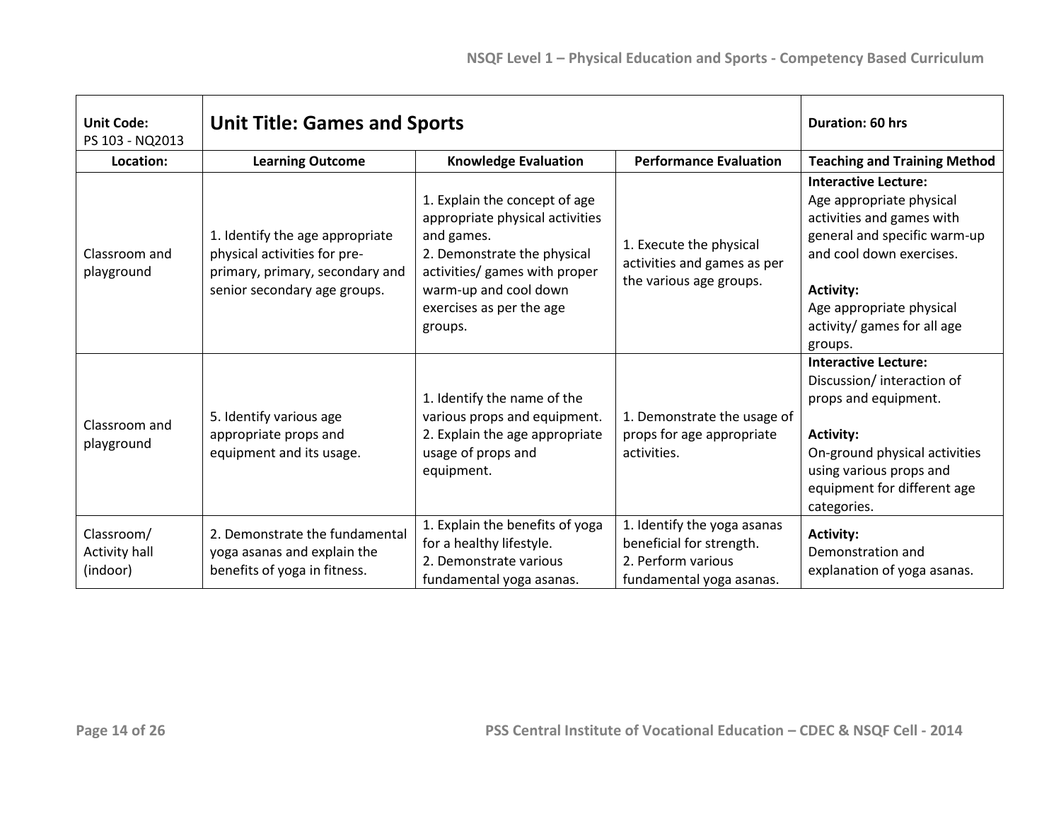| Unit Code: PS 103 - NQ2013 | Unit Title: Games and Sports | | | Duration: 60 hrs |
|---|---|---|---|---|
| **Location:** | **Learning Outcome** | **Knowledge Evaluation** | **Performance Evaluation** | **Teaching and Training Method** |
| Classroom and playground | 1. Identify the age appropriate physical activities for pre-primary, primary, secondary and senior secondary age groups. | 1. Explain the concept of age appropriate physical activities and games.<br>2. Demonstrate the physical activities/ games with proper warm-up and cool down exercises as per the age groups. | 1. Execute the physical activities and games as per the various age groups. | **Interactive Lecture:**<br>Age appropriate physical activities and games with general and specific warm-up and cool down exercises.<br><br>**Activity:**<br>Age appropriate physical activity/ games for all age groups. |
| Classroom and playground | 5. Identify various age appropriate props and equipment and its usage. | 1. Identify the name of the various props and equipment.<br>2. Explain the age appropriate usage of props and equipment. | 1. Demonstrate the usage of props for age appropriate activities. | **Interactive Lecture:**<br>Discussion/ interaction of props and equipment.<br><br>**Activity:**<br>On-ground physical activities using various props and equipment for different age categories. |
| Classroom/ Activity hall (indoor) | 2. Demonstrate the fundamental yoga asanas and explain the benefits of yoga in fitness. | 1. Explain the benefits of yoga for a healthy lifestyle.<br>2. Demonstrate various fundamental yoga asanas. | 1. Identify the yoga asanas beneficial for strength.<br>2. Perform various fundamental yoga asanas. | **Activity:**<br>Demonstration and explanation of yoga asanas. |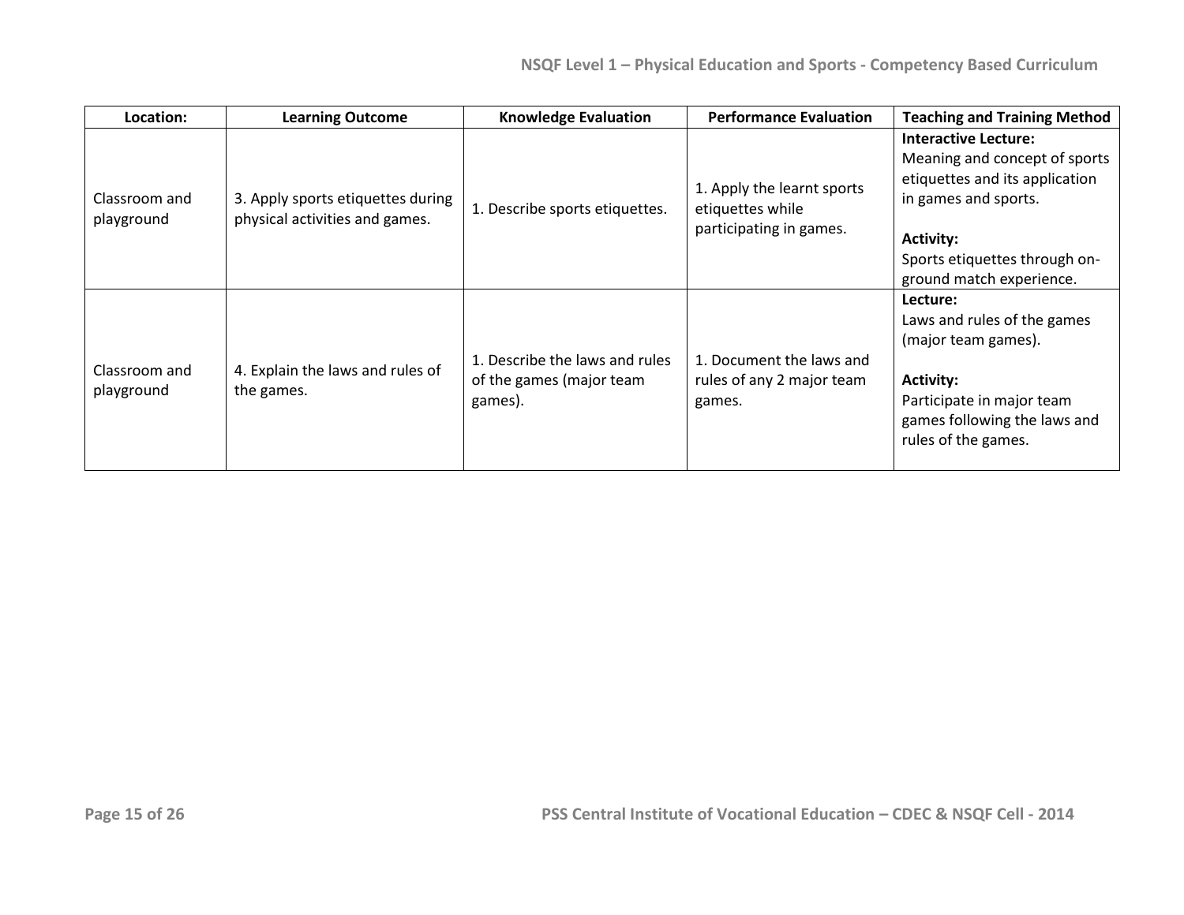| Location: | Learning Outcome | Knowledge Evaluation | Performance Evaluation | Teaching and Training Method |
|---|---|---|---|---|
| Classroom and playground | 3. Apply sports etiquettes during physical activities and games. | 1. Describe sports etiquettes. | 1. Apply the learnt sports etiquettes while participating in games. | **Interactive Lecture:** Meaning and concept of sports etiquettes and its application in games and sports.<br><br>**Activity:** Sports etiquettes through on-ground match experience. |
| Classroom and playground | 4. Explain the laws and rules of the games. | 1. Describe the laws and rules of the games (major team games). | 1. Document the laws and rules of any 2 major team games. | **Lecture:** Laws and rules of the games (major team games).<br><br>**Activity:** Participate in major team games following the laws and rules of the games. |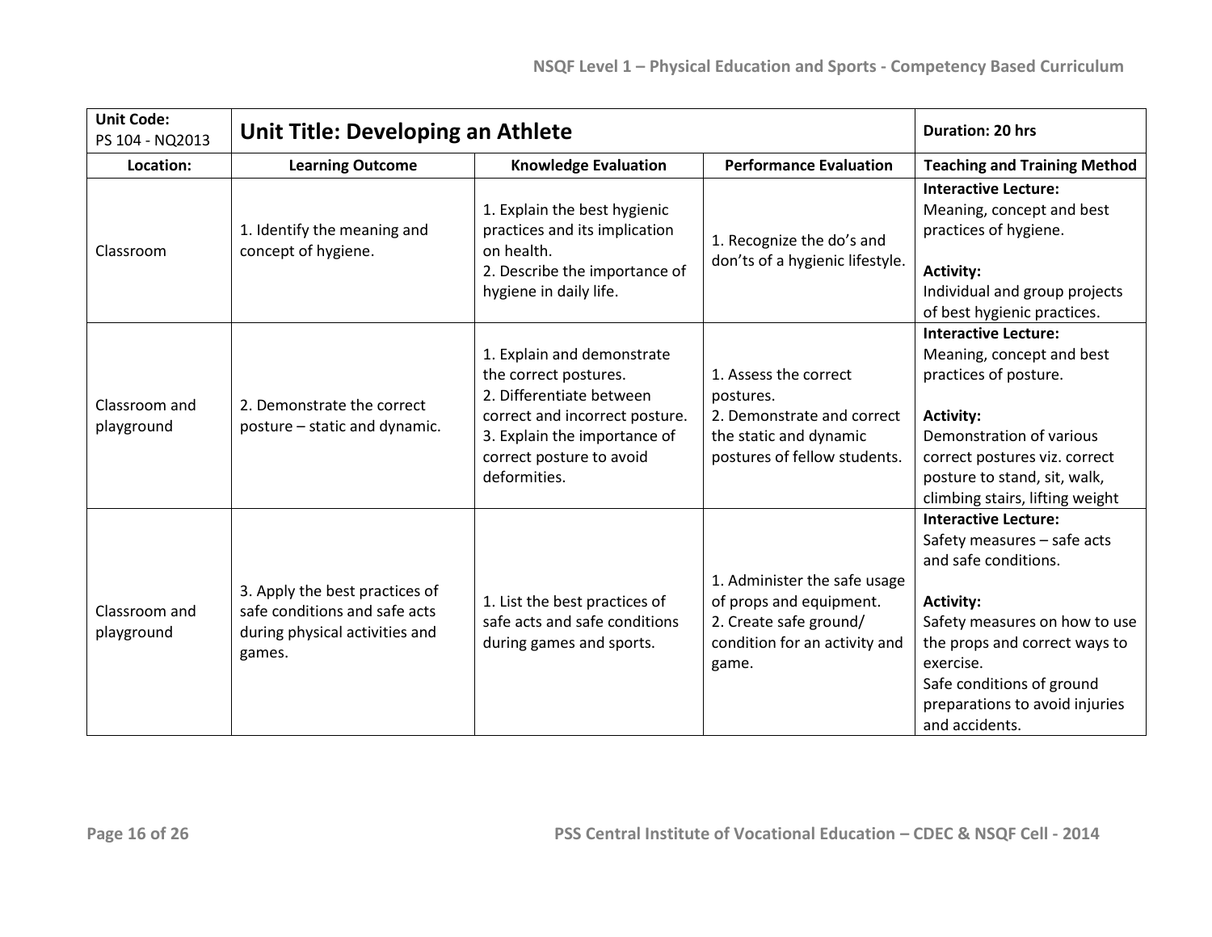| **Unit Code:** PS 104 - NQ2013 | **Unit Title: Developing an Athlete** | | | **Duration: 20 hrs** |
|---|---|---|---|---|
| **Location:** | **Learning Outcome** | **Knowledge Evaluation** | **Performance Evaluation** | **Teaching and Training Method** |
| Classroom | 1. Identify the meaning and concept of hygiene. | 1. Explain the best hygienic practices and its implication on health.<br>2. Describe the importance of hygiene in daily life. | 1. Recognize the do's and don'ts of a hygienic lifestyle. | **Interactive Lecture:**<br>Meaning, concept and best practices of hygiene.<br><br>**Activity:**<br>Individual and group projects of best hygienic practices. |
| Classroom and playground | 2. Demonstrate the correct posture – static and dynamic. | 1. Explain and demonstrate the correct postures.<br>2. Differentiate between correct and incorrect posture.<br>3. Explain the importance of correct posture to avoid deformities. | 1. Assess the correct postures.<br>2. Demonstrate and correct the static and dynamic postures of fellow students. | **Interactive Lecture:**<br>Meaning, concept and best practices of posture.<br><br>**Activity:**<br>Demonstration of various correct postures viz. correct posture to stand, sit, walk, climbing stairs, lifting weight |
| Classroom and playground | 3. Apply the best practices of safe conditions and safe acts during physical activities and games. | 1. List the best practices of safe acts and safe conditions during games and sports. | 1. Administer the safe usage of props and equipment.<br>2. Create safe ground/ condition for an activity and game. | **Interactive Lecture:**<br>Safety measures – safe acts and safe conditions.<br><br>**Activity:**<br>Safety measures on how to use the props and correct ways to exercise.<br>Safe conditions of ground preparations to avoid injuries and accidents. |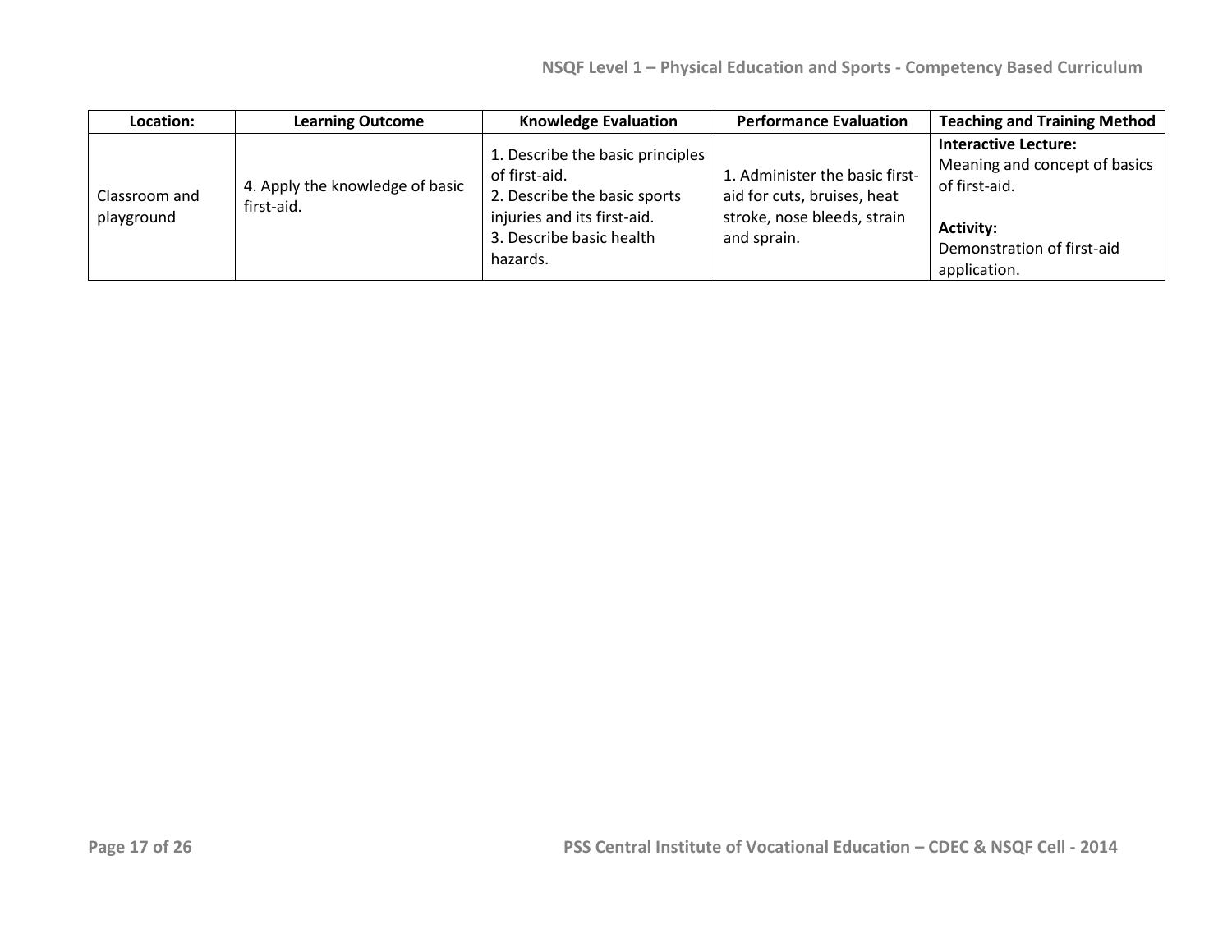| Location: | Learning Outcome | Knowledge Evaluation | Performance Evaluation | Teaching and Training Method |
|---|---|---|---|---|
| Classroom and playground | 4. Apply the knowledge of basic first-aid. | 1. Describe the basic principles of first-aid.<br>2. Describe the basic sports injuries and its first-aid.<br>3. Describe basic health hazards. | 1. Administer the basic first-aid for cuts, bruises, heat stroke, nose bleeds, strain and sprain. | **Interactive Lecture:**<br>Meaning and concept of basics of first-aid.<br><br>**Activity:**<br>Demonstration of first-aid application. |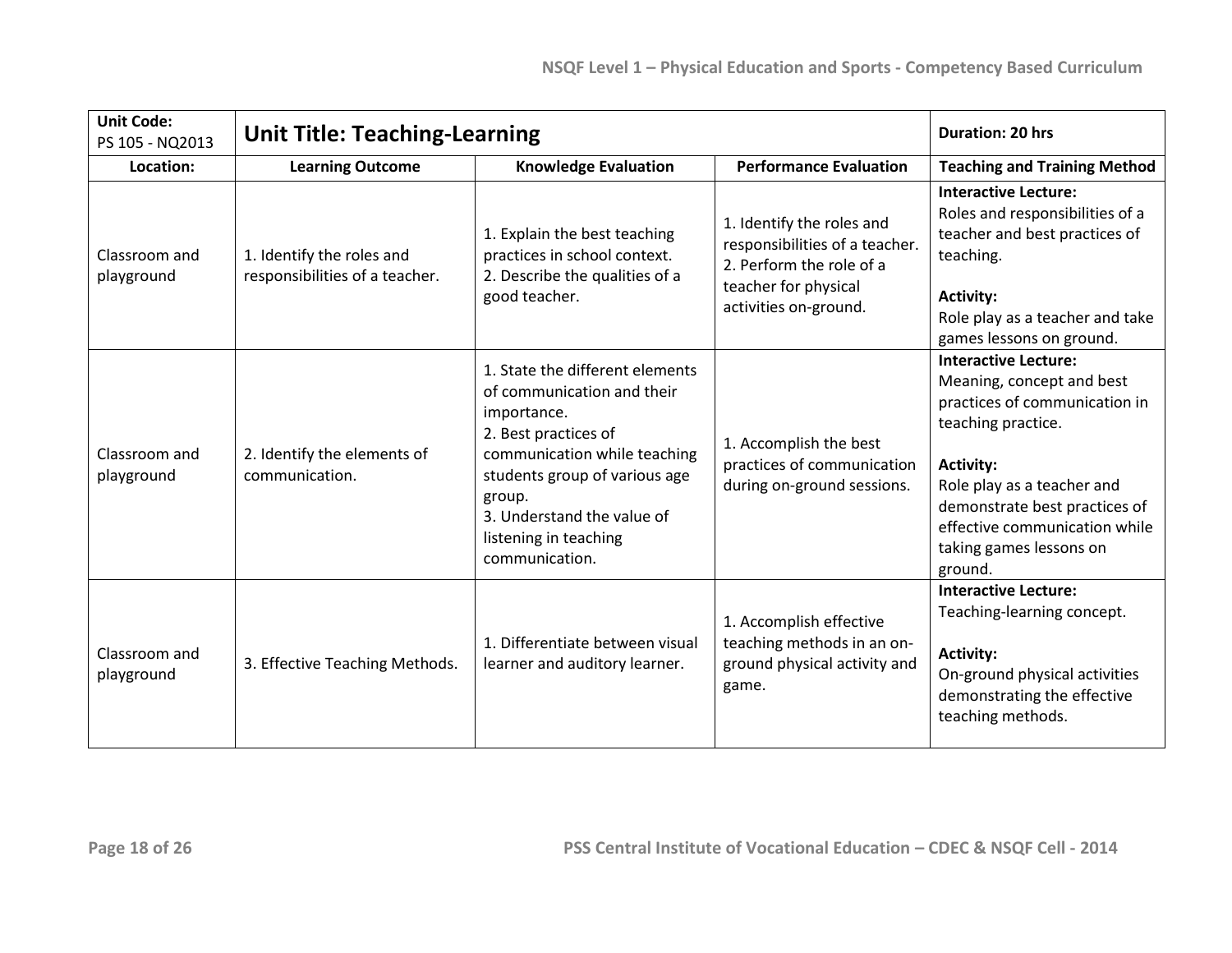| Unit Code: PS 105 - NQ2013 | Unit Title: Teaching-Learning | | | Duration: 20 hrs |
|---|---|---|---|---|
| **Location:** | **Learning Outcome** | **Knowledge Evaluation** | **Performance Evaluation** | **Teaching and Training Method** |
| Classroom and playground | 1. Identify the roles and responsibilities of a teacher. | 1. Explain the best teaching practices in school context.<br>2. Describe the qualities of a good teacher. | 1. Identify the roles and responsibilities of a teacher.<br>2. Perform the role of a teacher for physical activities on-ground. | **Interactive Lecture:**<br>Roles and responsibilities of a teacher and best practices of teaching.<br><br>**Activity:**<br>Role play as a teacher and take games lessons on ground. |
| Classroom and playground | 2. Identify the elements of communication. | 1. State the different elements of communication and their importance.<br>2. Best practices of communication while teaching students group of various age group.<br>3. Understand the value of listening in teaching communication. | 1. Accomplish the best practices of communication during on-ground sessions. | **Interactive Lecture:**<br>Meaning, concept and best practices of communication in teaching practice.<br><br>**Activity:**<br>Role play as a teacher and demonstrate best practices of effective communication while taking games lessons on ground. |
| Classroom and playground | 3. Effective Teaching Methods. | 1. Differentiate between visual learner and auditory learner. | 1. Accomplish effective teaching methods in an on-ground physical activity and game. | **Interactive Lecture:**<br>Teaching-learning concept.<br><br>**Activity:**<br>On-ground physical activities demonstrating the effective teaching methods. |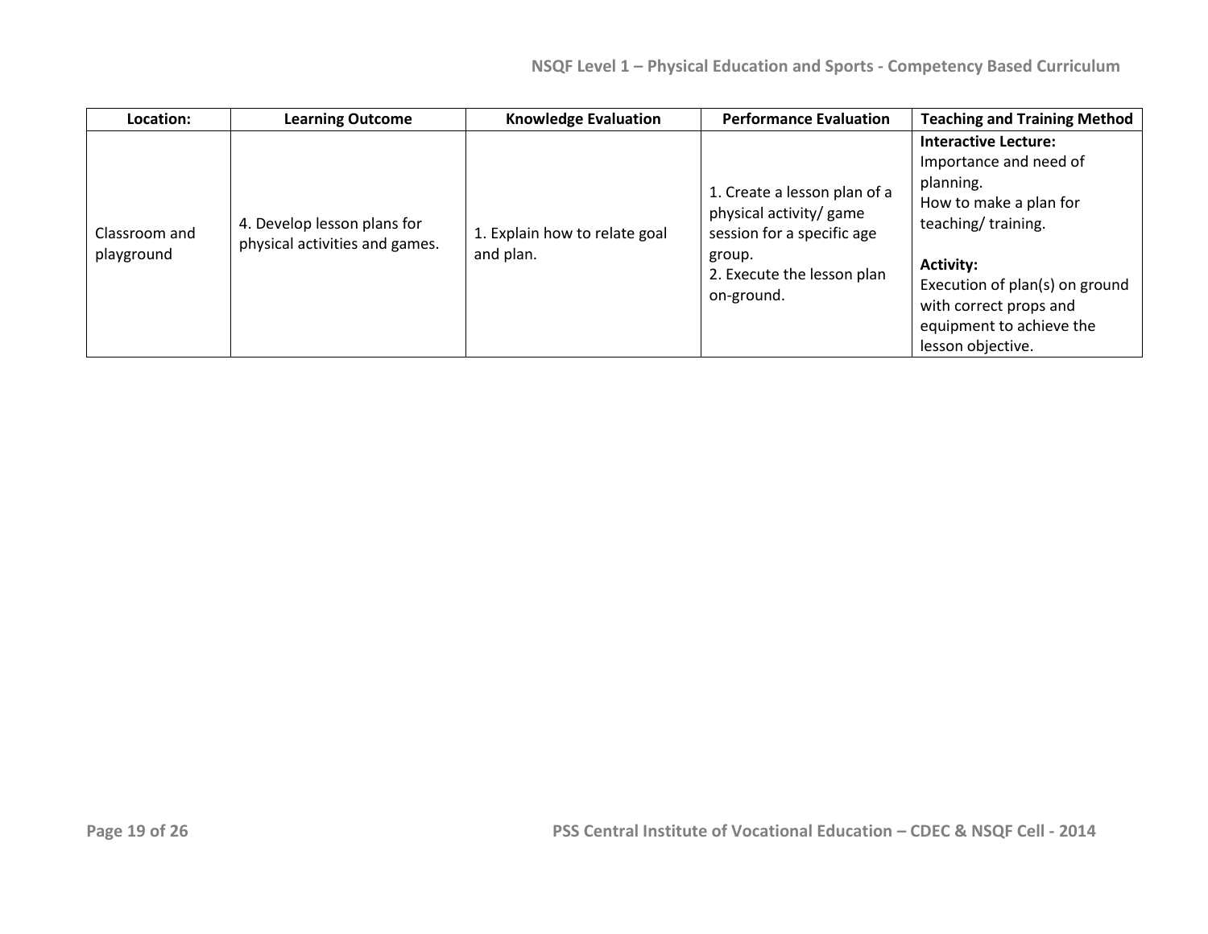| Location: | Learning Outcome | Knowledge Evaluation | Performance Evaluation | Teaching and Training Method |
|---|---|---|---|---|
| Classroom and playground | 4. Develop lesson plans for physical activities and games. | 1. Explain how to relate goal and plan. | 1. Create a lesson plan of a physical activity/ game session for a specific age group.<br>2. Execute the lesson plan on-ground. | **Interactive Lecture:**<br>Importance and need of planning.<br>How to make a plan for teaching/ training.<br><br>**Activity:**<br>Execution of plan(s) on ground with correct props and equipment to achieve the lesson objective. |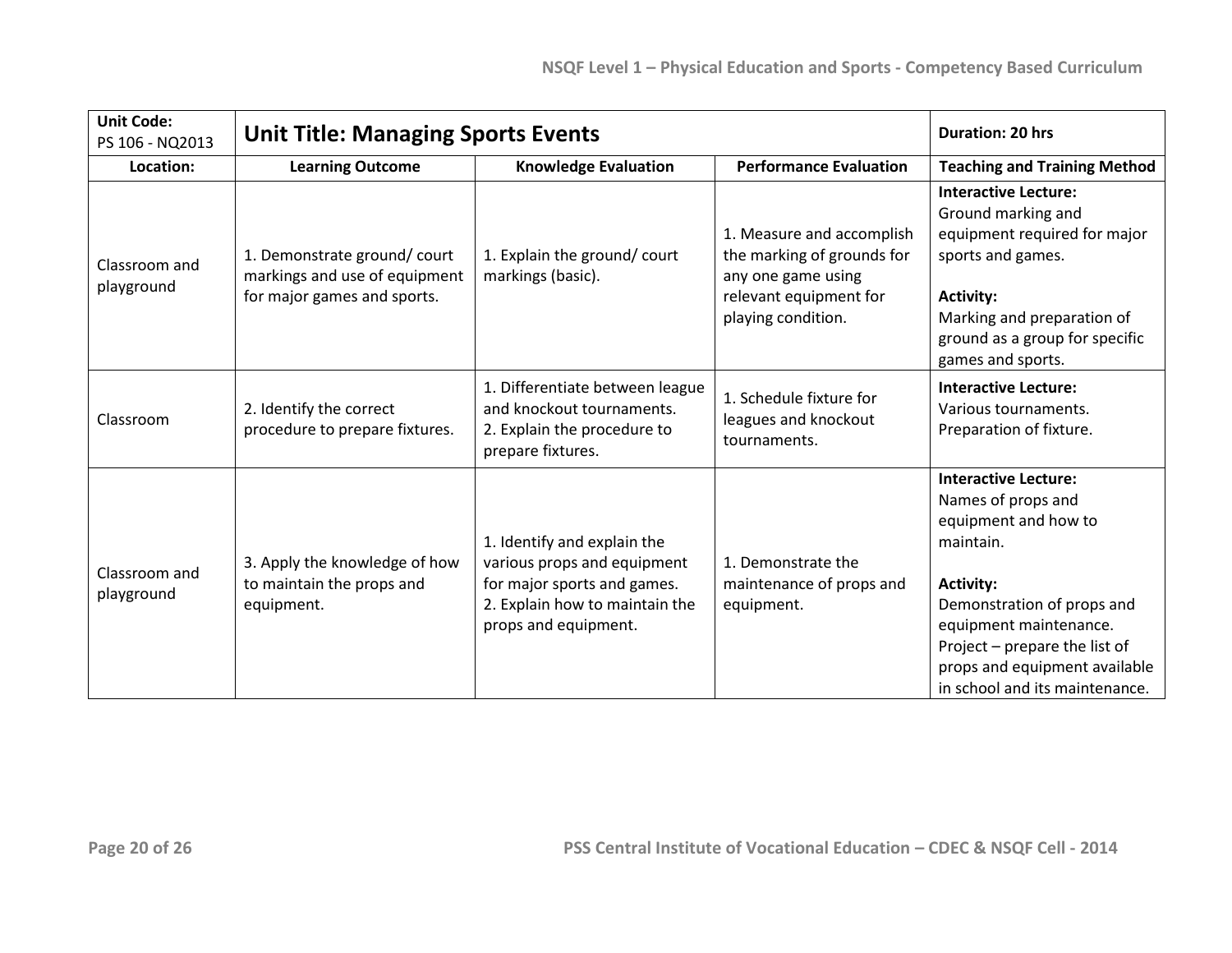| Unit Code: PS 106 - NQ2013 | Unit Title: Managing Sports Events | | | Duration: 20 hrs |
|---|---|---|---|---|
| **Location:** | **Learning Outcome** | **Knowledge Evaluation** | **Performance Evaluation** | **Teaching and Training Method** |
| Classroom and playground | 1. Demonstrate ground/ court markings and use of equipment for major games and sports. | 1. Explain the ground/ court markings (basic). | 1. Measure and accomplish the marking of grounds for any one game using relevant equipment for playing condition. | **Interactive Lecture:** Ground marking and equipment required for major sports and games.<br><br>**Activity:** Marking and preparation of ground as a group for specific games and sports. |
| Classroom | 2. Identify the correct procedure to prepare fixtures. | 1. Differentiate between league and knockout tournaments.<br>2. Explain the procedure to prepare fixtures. | 1. Schedule fixture for leagues and knockout tournaments. | **Interactive Lecture:** Various tournaments. Preparation of fixture. |
| Classroom and playground | 3. Apply the knowledge of how to maintain the props and equipment. | 1. Identify and explain the various props and equipment for major sports and games.<br>2. Explain how to maintain the props and equipment. | 1. Demonstrate the maintenance of props and equipment. | **Interactive Lecture:** Names of props and equipment and how to maintain.<br><br>**Activity:** Demonstration of props and equipment maintenance. Project – prepare the list of props and equipment available in school and its maintenance. |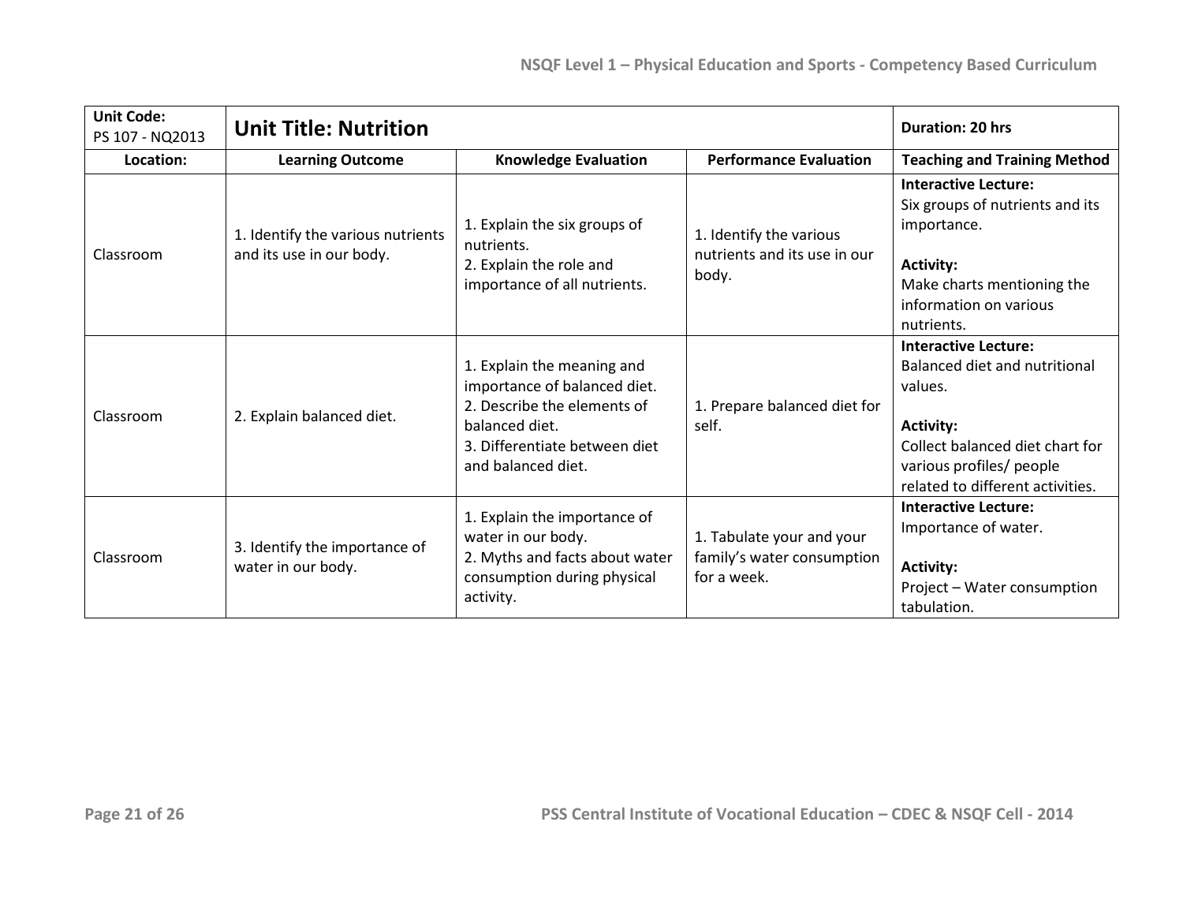| Unit Code: PS 107 - NQ2013 | Unit Title: Nutrition | | | Duration: 20 hrs |
|---|---|---|---|---|
| **Location:** | **Learning Outcome** | **Knowledge Evaluation** | **Performance Evaluation** | **Teaching and Training Method** |
| Classroom | 1. Identify the various nutrients and its use in our body. | 1. Explain the six groups of nutrients.<br>2. Explain the role and importance of all nutrients. | 1. Identify the various nutrients and its use in our body. | **Interactive Lecture:**<br>Six groups of nutrients and its importance.<br><br>**Activity:**<br>Make charts mentioning the information on various nutrients. |
| Classroom | 2. Explain balanced diet. | 1. Explain the meaning and importance of balanced diet.<br>2. Describe the elements of balanced diet.<br>3. Differentiate between diet and balanced diet. | 1. Prepare balanced diet for self. | **Interactive Lecture:**<br>Balanced diet and nutritional values.<br><br>**Activity:**<br>Collect balanced diet chart for various profiles/ people related to different activities. |
| Classroom | 3. Identify the importance of water in our body. | 1. Explain the importance of water in our body.<br>2. Myths and facts about water consumption during physical activity. | 1. Tabulate your and your family's water consumption for a week. | **Interactive Lecture:**<br>Importance of water.<br><br>**Activity:**<br>Project – Water consumption tabulation. |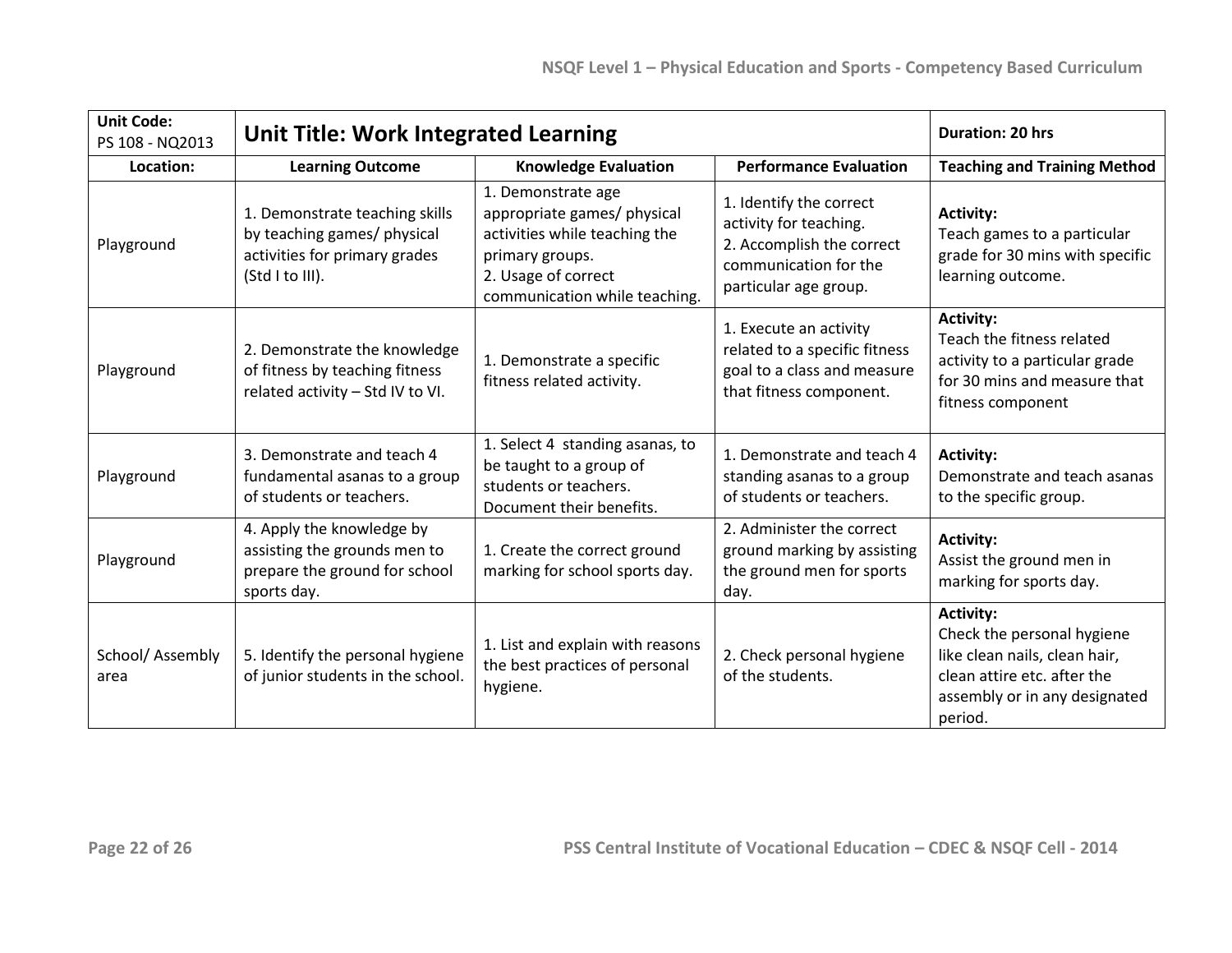| Unit Code: PS 108 - NQ2013 | Unit Title: Work Integrated Learning | | | Duration: 20 hrs |
|---|---|---|---|---|
| **Location:** | **Learning Outcome** | **Knowledge Evaluation** | **Performance Evaluation** | **Teaching and Training Method** |
| Playground | 1. Demonstrate teaching skills by teaching games/ physical activities for primary grades (Std I to III). | 1. Demonstrate age appropriate games/ physical activities while teaching the primary groups.<br>2. Usage of correct communication while teaching. | 1. Identify the correct activity for teaching.<br>2. Accomplish the correct communication for the particular age group. | **Activity:**<br>Teach games to a particular grade for 30 mins with specific learning outcome. |
| Playground | 2. Demonstrate the knowledge of fitness by teaching fitness related activity – Std IV to VI. | 1. Demonstrate a specific fitness related activity. | 1. Execute an activity related to a specific fitness goal to a class and measure that fitness component. | **Activity:**<br>Teach the fitness related activity to a particular grade for 30 mins and measure that fitness component |
| Playground | 3. Demonstrate and teach 4 fundamental asanas to a group of students or teachers. | 1. Select 4 standing asanas, to be taught to a group of students or teachers. Document their benefits. | 1. Demonstrate and teach 4 standing asanas to a group of students or teachers. | **Activity:**<br>Demonstrate and teach asanas to the specific group. |
| Playground | 4. Apply the knowledge by assisting the grounds men to prepare the ground for school sports day. | 1. Create the correct ground marking for school sports day. | 2. Administer the correct ground marking by assisting the ground men for sports day. | **Activity:**<br>Assist the ground men in marking for sports day. |
| School/ Assembly area | 5. Identify the personal hygiene of junior students in the school. | 1. List and explain with reasons the best practices of personal hygiene. | 2. Check personal hygiene of the students. | **Activity:**<br>Check the personal hygiene like clean nails, clean hair, clean attire etc. after the assembly or in any designated period. |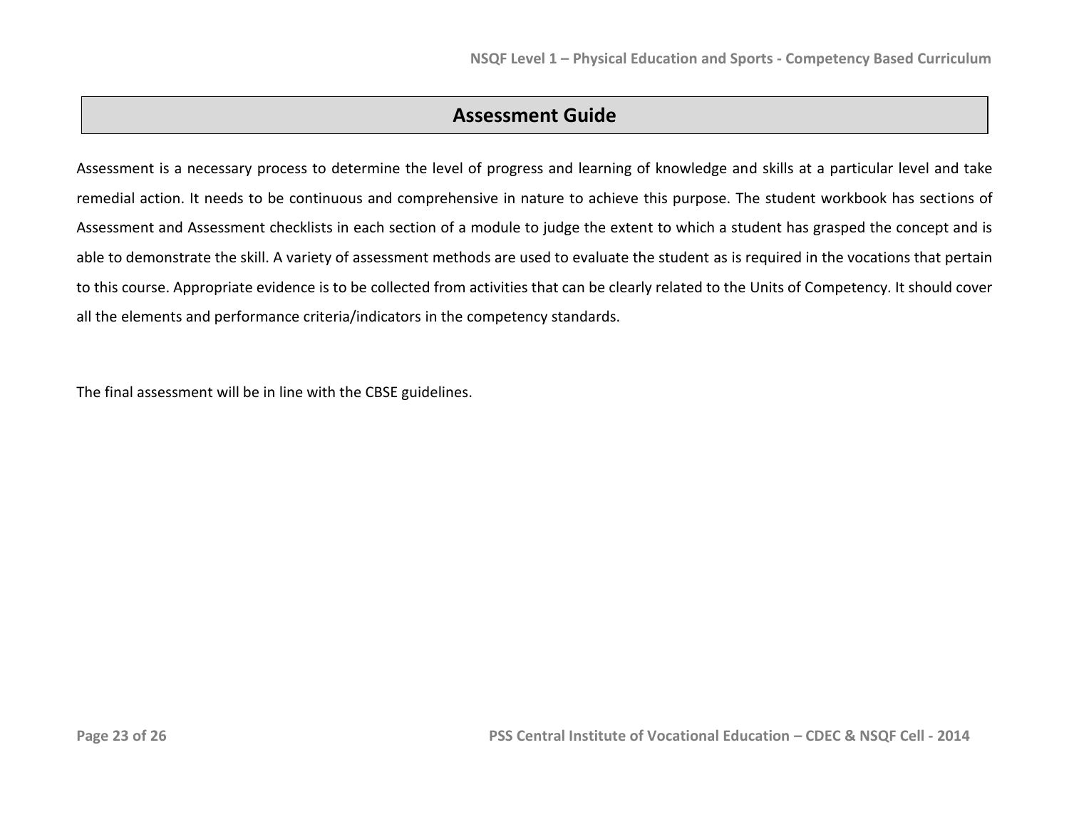## Assessment Guide

Assessment is a necessary process to determine the level of progress and learning of knowledge and skills at a particular level and take remedial action. It needs to be continuous and comprehensive in nature to achieve this purpose. The student workbook has sections of Assessment and Assessment checklists in each section of a module to judge the extent to which a student has grasped the concept and is able to demonstrate the skill. A variety of assessment methods are used to evaluate the student as is required in the vocations that pertain to this course. Appropriate evidence is to be collected from activities that can be clearly related to the Units of Competency. It should cover all the elements and performance criteria/indicators in the competency standards.

The final assessment will be in line with the CBSE guidelines.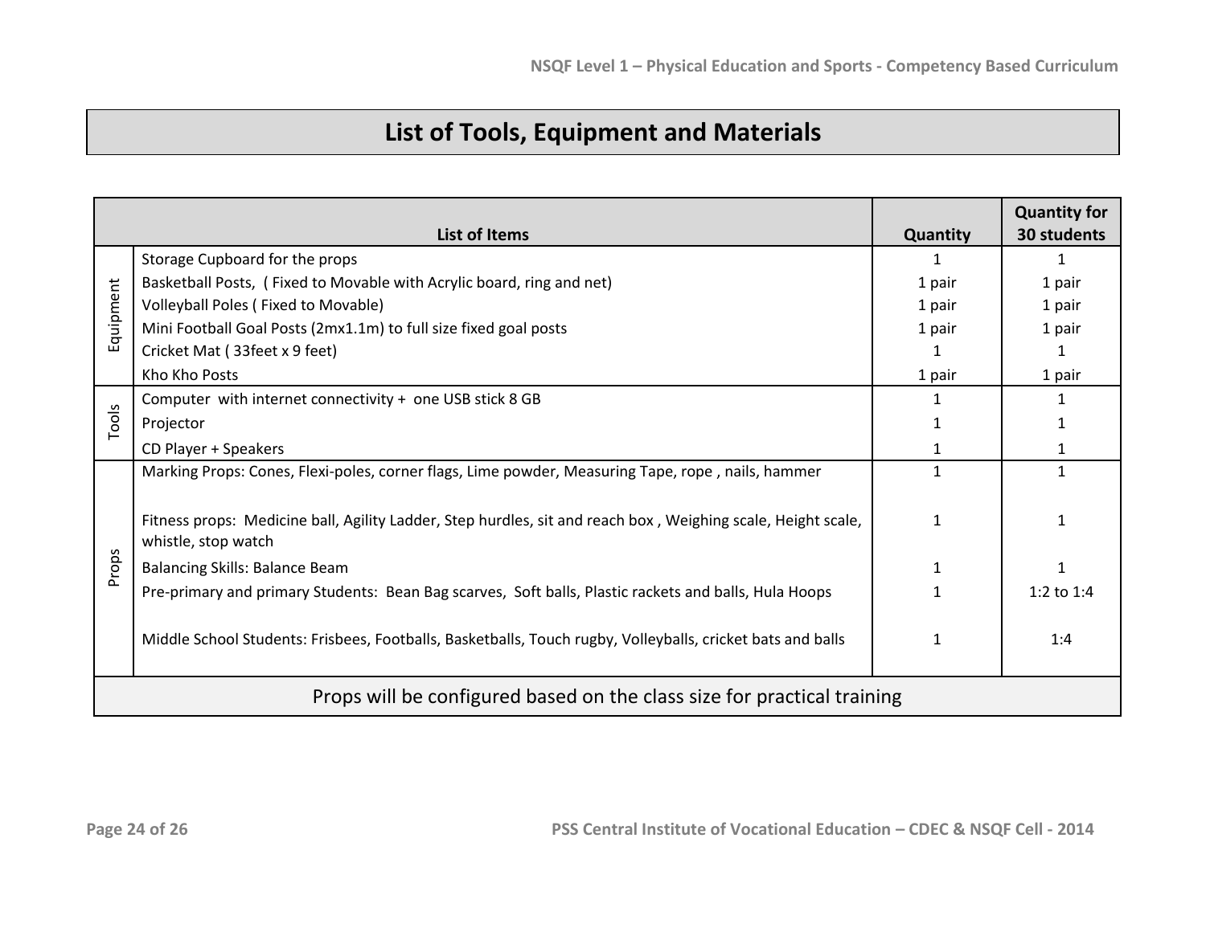# List of Tools, Equipment and Materials

| | List of Items | Quantity | Quantity for 30 students |
|---|---|---|---|
| Equipment | Storage Cupboard for the props | 1 | 1 |
| | Basketball Posts, ( Fixed to Movable with Acrylic board, ring and net) | 1 pair | 1 pair |
| | Volleyball Poles ( Fixed to Movable) | 1 pair | 1 pair |
| | Mini Football Goal Posts (2mx1.1m) to full size fixed goal posts | 1 pair | 1 pair |
| | Cricket Mat ( 33feet x 9 feet) | 1 | 1 |
| | Kho Kho Posts | 1 pair | 1 pair |
| Tools | Computer with internet connectivity + one USB stick 8 GB | 1 | 1 |
| | Projector | 1 | 1 |
| | CD Player + Speakers | 1 | 1 |
| Props | Marking Props: Cones, Flexi-poles, corner flags, Lime powder, Measuring Tape, rope , nails, hammer | 1 | 1 |
| | Fitness props: Medicine ball, Agility Ladder, Step hurdles, sit and reach box , Weighing scale, Height scale, whistle, stop watch | 1 | 1 |
| | Balancing Skills: Balance Beam | 1 | 1 |
| | Pre-primary and primary Students: Bean Bag scarves, Soft balls, Plastic rackets and balls, Hula Hoops | 1 | 1:2 to 1:4 |
| | Middle School Students: Frisbees, Footballs, Basketballs, Touch rugby, Volleyballs, cricket bats and balls | 1 | 1:4 |
| Props will be configured based on the class size for practical training | | | |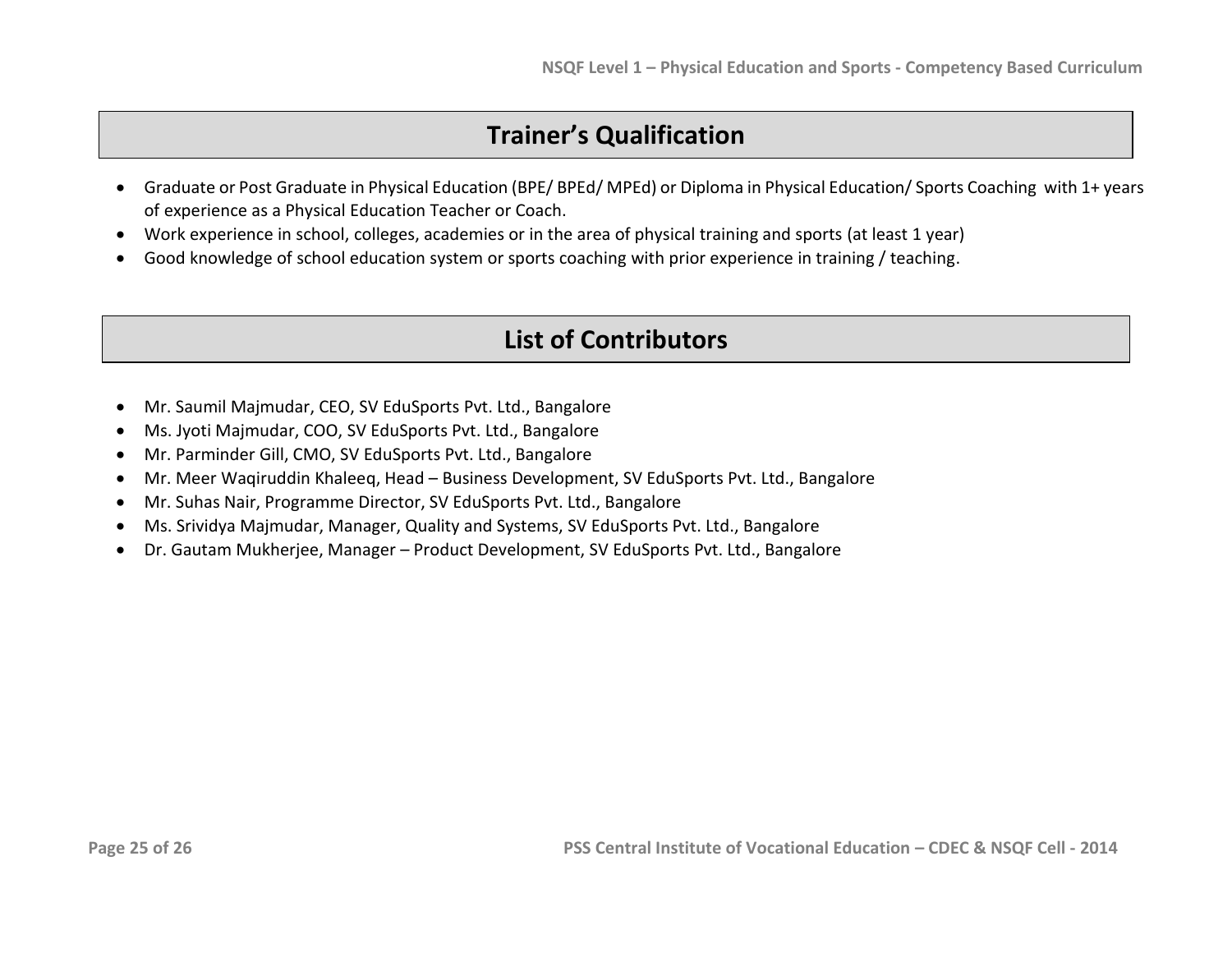## Trainer's Qualification

- Graduate or Post Graduate in Physical Education (BPE/ BPEd/ MPEd) or Diploma in Physical Education/ Sports Coaching with 1+ years of experience as a Physical Education Teacher or Coach.
- Work experience in school, colleges, academies or in the area of physical training and sports (at least 1 year)
- Good knowledge of school education system or sports coaching with prior experience in training / teaching.

## List of Contributors

- Mr. Saumil Majmudar, CEO, SV EduSports Pvt. Ltd., Bangalore
- Ms. Jyoti Majmudar, COO, SV EduSports Pvt. Ltd., Bangalore
- Mr. Parminder Gill, CMO, SV EduSports Pvt. Ltd., Bangalore
- Mr. Meer Waqiruddin Khaleeq, Head – Business Development, SV EduSports Pvt. Ltd., Bangalore
- Mr. Suhas Nair, Programme Director, SV EduSports Pvt. Ltd., Bangalore
- Ms. Srividya Majmudar, Manager, Quality and Systems, SV EduSports Pvt. Ltd., Bangalore
- Dr. Gautam Mukherjee, Manager – Product Development, SV EduSports Pvt. Ltd., Bangalore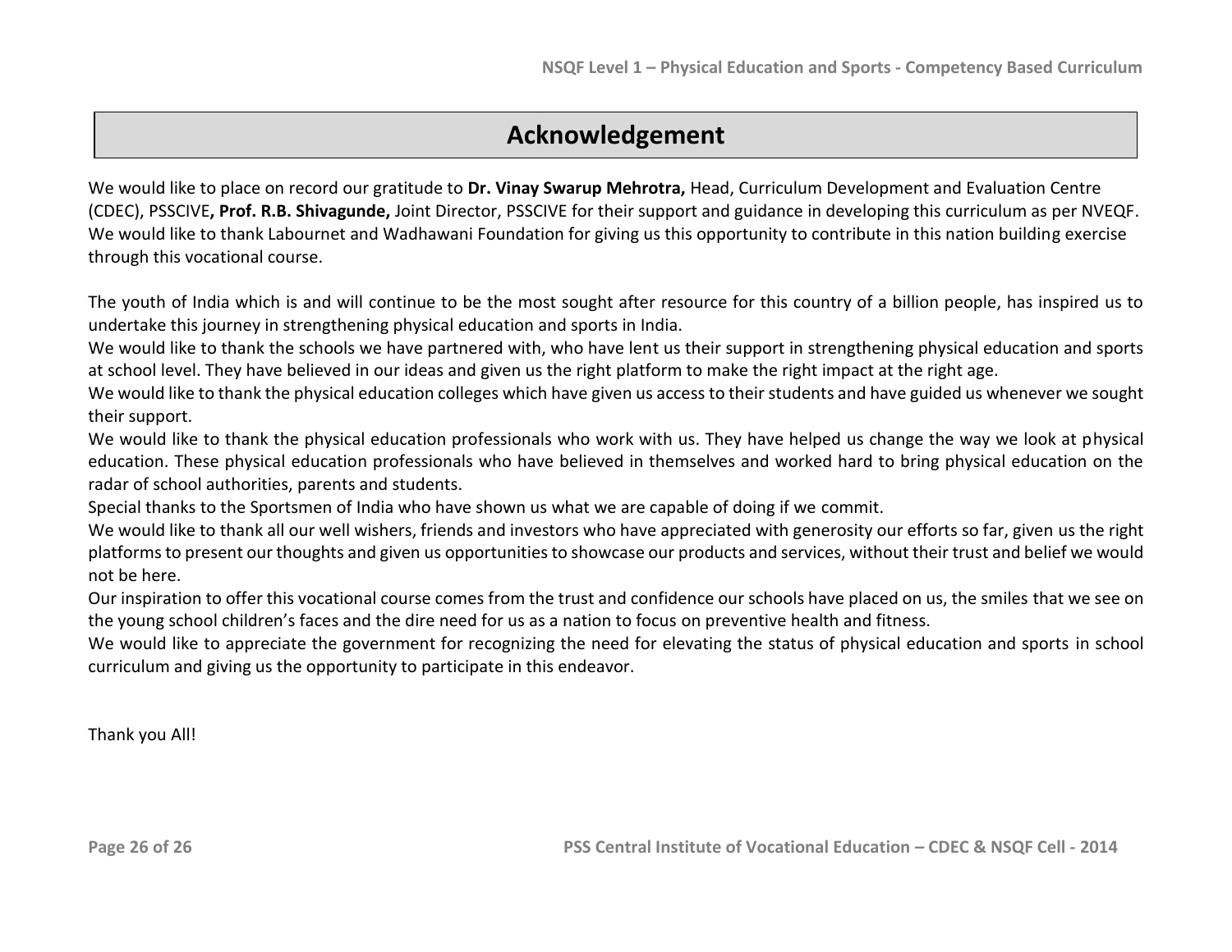# Acknowledgement

We would like to place on record our gratitude to **Dr. Vinay Swarup Mehrotra,** Head, Curriculum Development and Evaluation Centre (CDEC), PSSCIVE**, Prof. R.B. Shivagunde,** Joint Director, PSSCIVE for their support and guidance in developing this curriculum as per NVEQF. We would like to thank Labournet and Wadhawani Foundation for giving us this opportunity to contribute in this nation building exercise through this vocational course.

The youth of India which is and will continue to be the most sought after resource for this country of a billion people, has inspired us to undertake this journey in strengthening physical education and sports in India.

We would like to thank the schools we have partnered with, who have lent us their support in strengthening physical education and sports at school level. They have believed in our ideas and given us the right platform to make the right impact at the right age.

We would like to thank the physical education colleges which have given us access to their students and have guided us whenever we sought their support.

We would like to thank the physical education professionals who work with us. They have helped us change the way we look at physical education. These physical education professionals who have believed in themselves and worked hard to bring physical education on the radar of school authorities, parents and students.

Special thanks to the Sportsmen of India who have shown us what we are capable of doing if we commit.

We would like to thank all our well wishers, friends and investors who have appreciated with generosity our efforts so far, given us the right platforms to present our thoughts and given us opportunities to showcase our products and services, without their trust and belief we would not be here.

Our inspiration to offer this vocational course comes from the trust and confidence our schools have placed on us, the smiles that we see on the young school children's faces and the dire need for us as a nation to focus on preventive health and fitness.

We would like to appreciate the government for recognizing the need for elevating the status of physical education and sports in school curriculum and giving us the opportunity to participate in this endeavor.

Thank you All!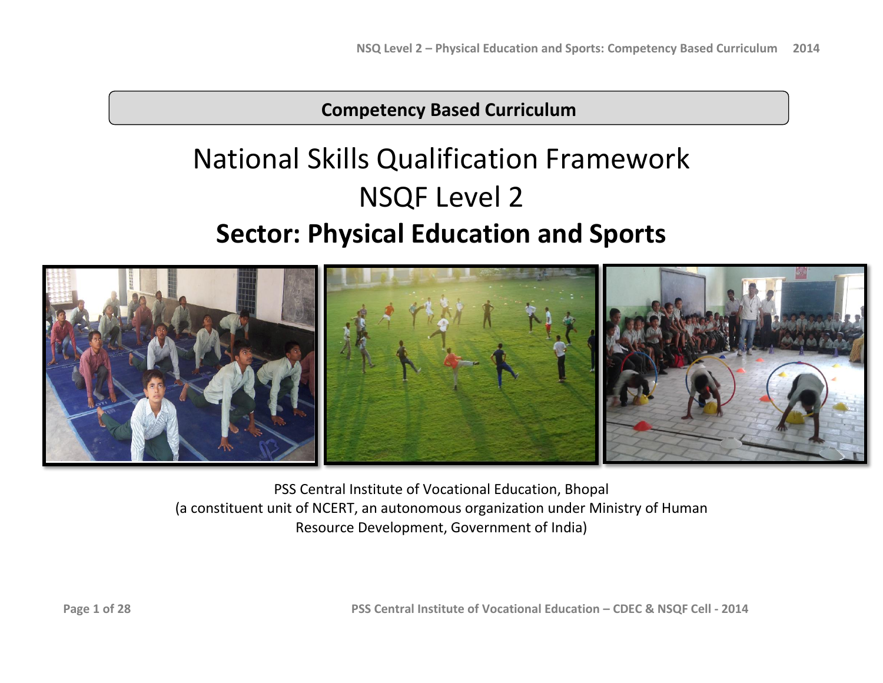**Competency Based Curriculum**

# National Skills Qualification Framework

# NSQF Level 2

## Sector: Physical Education and Sports

PSS Central Institute of Vocational Education, Bhopal
(a constituent unit of NCERT, an autonomous organization under Ministry of Human Resource Development, Government of India)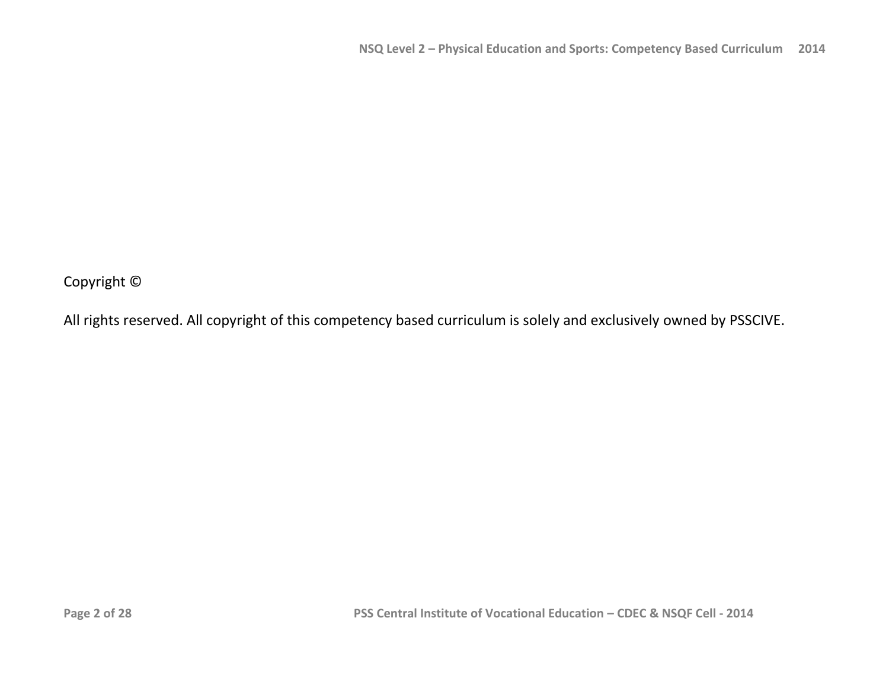Copyright ©

All rights reserved. All copyright of this competency based curriculum is solely and exclusively owned by PSSCIVE.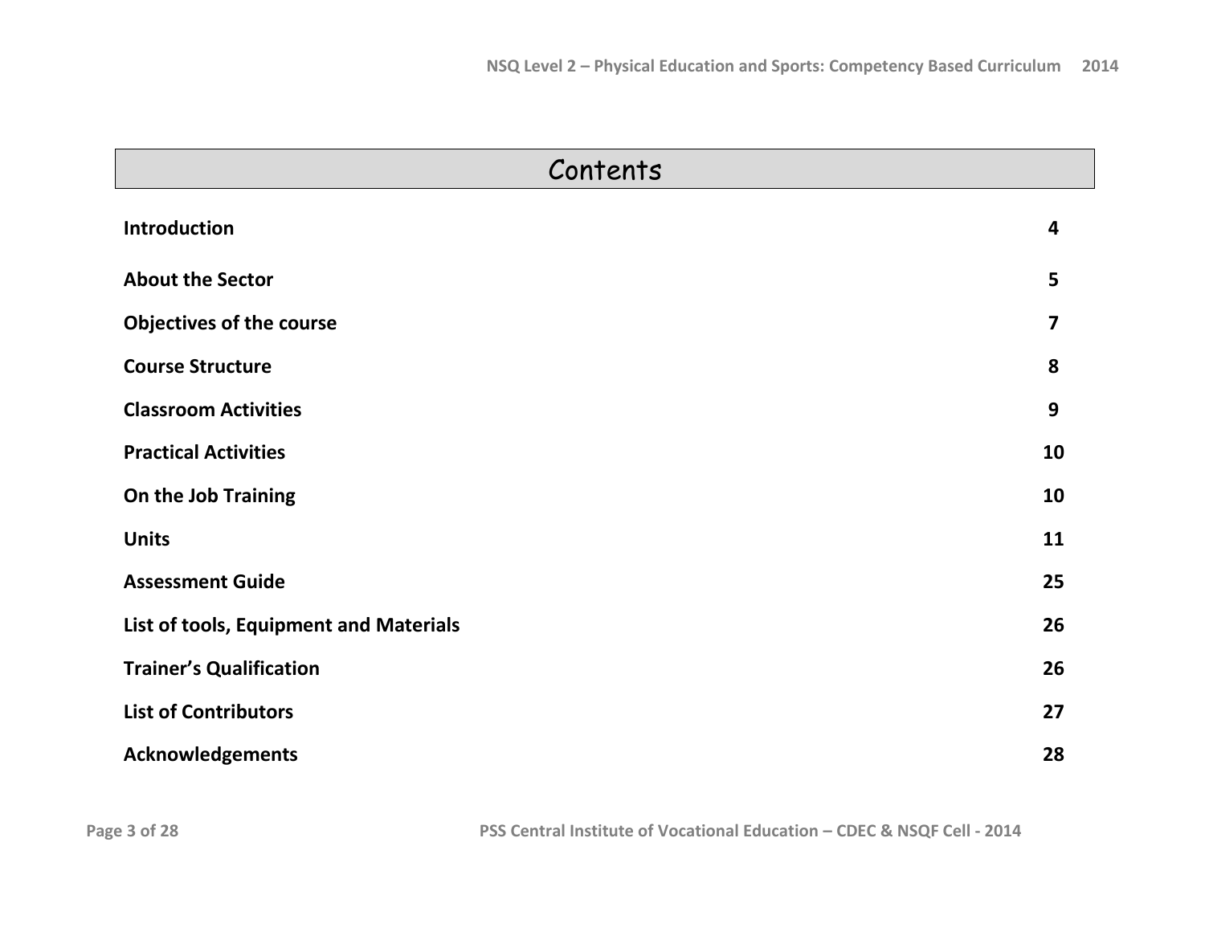# Contents

| | |
|---|---|
| **Introduction** | **4** |
| **About the Sector** | **5** |
| **Objectives of the course** | **7** |
| **Course Structure** | **8** |
| **Classroom Activities** | **9** |
| **Practical Activities** | **10** |
| **On the Job Training** | **10** |
| **Units** | **11** |
| **Assessment Guide** | **25** |
| **List of tools, Equipment and Materials** | **26** |
| **Trainer's Qualification** | **26** |
| **List of Contributors** | **27** |
| **Acknowledgements** | **28** |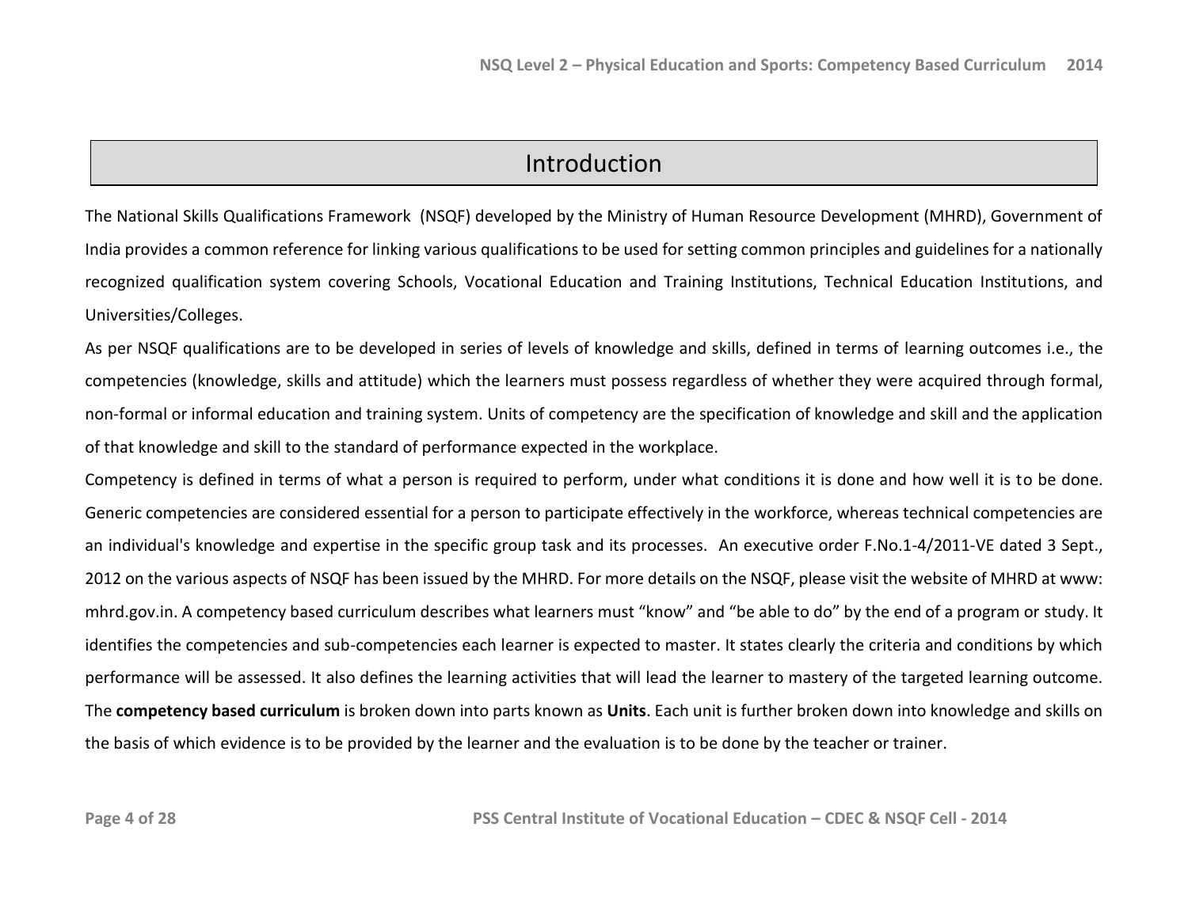# Introduction

The National Skills Qualifications Framework (NSQF) developed by the Ministry of Human Resource Development (MHRD), Government of India provides a common reference for linking various qualifications to be used for setting common principles and guidelines for a nationally recognized qualification system covering Schools, Vocational Education and Training Institutions, Technical Education Institutions, and Universities/Colleges.

As per NSQF qualifications are to be developed in series of levels of knowledge and skills, defined in terms of learning outcomes i.e., the competencies (knowledge, skills and attitude) which the learners must possess regardless of whether they were acquired through formal, non-formal or informal education and training system. Units of competency are the specification of knowledge and skill and the application of that knowledge and skill to the standard of performance expected in the workplace.

Competency is defined in terms of what a person is required to perform, under what conditions it is done and how well it is to be done. Generic competencies are considered essential for a person to participate effectively in the workforce, whereas technical competencies are an individual's knowledge and expertise in the specific group task and its processes. An executive order F.No.1-4/2011-VE dated 3 Sept., 2012 on the various aspects of NSQF has been issued by the MHRD. For more details on the NSQF, please visit the website of MHRD at www: mhrd.gov.in. A competency based curriculum describes what learners must "know" and "be able to do" by the end of a program or study. It identifies the competencies and sub-competencies each learner is expected to master. It states clearly the criteria and conditions by which performance will be assessed. It also defines the learning activities that will lead the learner to mastery of the targeted learning outcome. The **competency based curriculum** is broken down into parts known as **Units**. Each unit is further broken down into knowledge and skills on the basis of which evidence is to be provided by the learner and the evaluation is to be done by the teacher or trainer.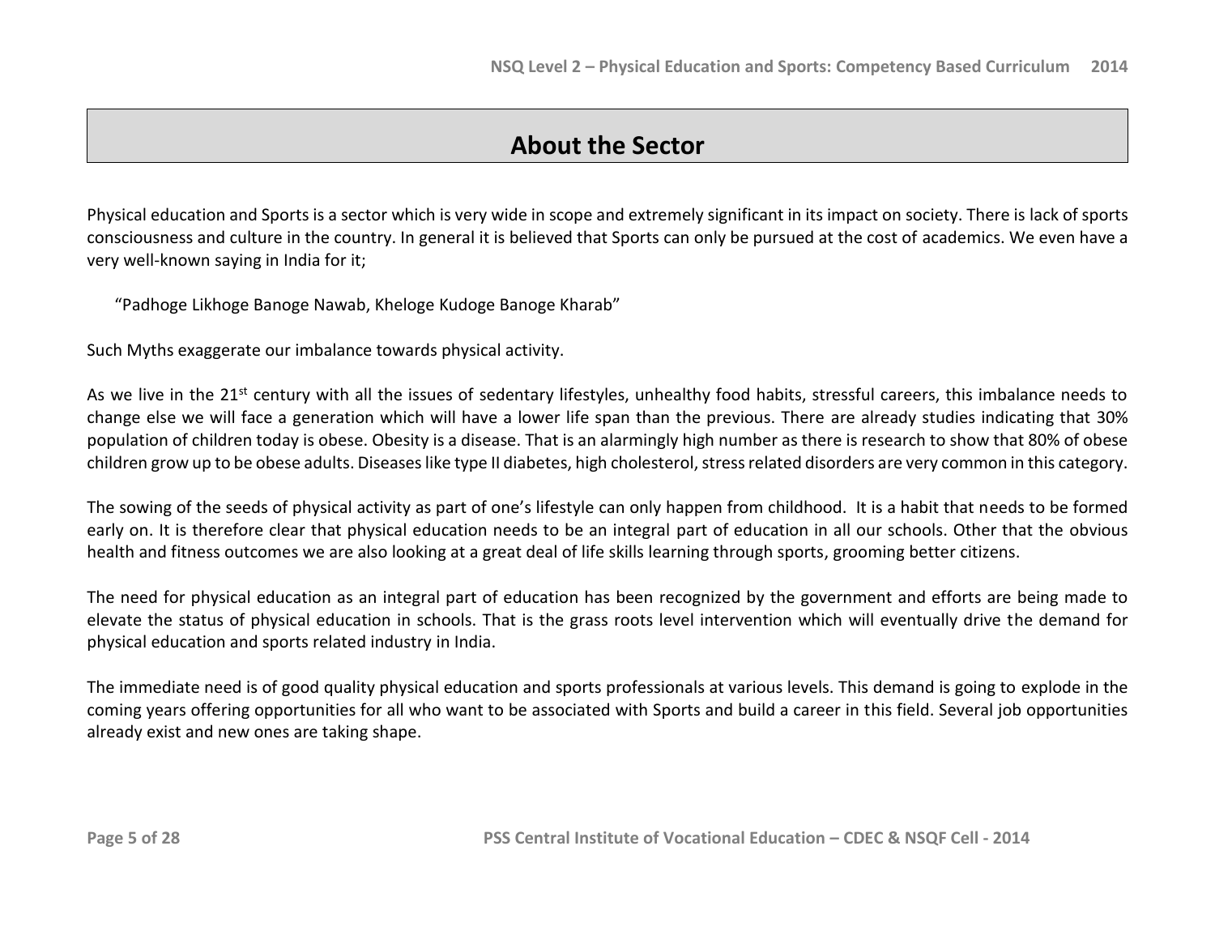# About the Sector

Physical education and Sports is a sector which is very wide in scope and extremely significant in its impact on society. There is lack of sports consciousness and culture in the country. In general it is believed that Sports can only be pursued at the cost of academics. We even have a very well-known saying in India for it;

> "Padhoge Likhoge Banoge Nawab, Kheloge Kudoge Banoge Kharab"

Such Myths exaggerate our imbalance towards physical activity.

As we live in the 21st century with all the issues of sedentary lifestyles, unhealthy food habits, stressful careers, this imbalance needs to change else we will face a generation which will have a lower life span than the previous. There are already studies indicating that 30% population of children today is obese. Obesity is a disease. That is an alarmingly high number as there is research to show that 80% of obese children grow up to be obese adults. Diseases like type II diabetes, high cholesterol, stress related disorders are very common in this category.

The sowing of the seeds of physical activity as part of one's lifestyle can only happen from childhood. It is a habit that needs to be formed early on. It is therefore clear that physical education needs to be an integral part of education in all our schools. Other that the obvious health and fitness outcomes we are also looking at a great deal of life skills learning through sports, grooming better citizens.

The need for physical education as an integral part of education has been recognized by the government and efforts are being made to elevate the status of physical education in schools. That is the grass roots level intervention which will eventually drive the demand for physical education and sports related industry in India.

The immediate need is of good quality physical education and sports professionals at various levels. This demand is going to explode in the coming years offering opportunities for all who want to be associated with Sports and build a career in this field. Several job opportunities already exist and new ones are taking shape.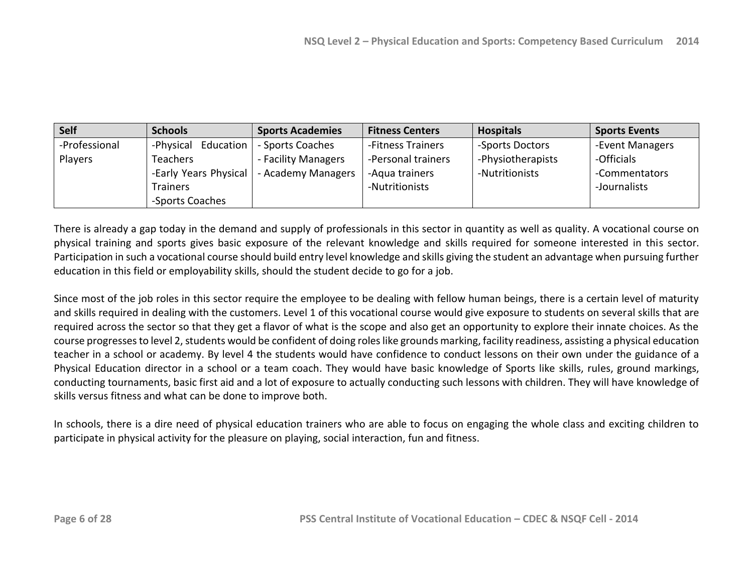| Self | Schools | Sports Academies | Fitness Centers | Hospitals | Sports Events |
|---|---|---|---|---|---|
| -Professional Players | -Physical Education Teachers<br>-Early Years Physical Trainers<br>-Sports Coaches | - Sports Coaches<br>- Facility Managers<br>- Academy Managers | -Fitness Trainers<br>-Personal trainers<br>-Aqua trainers<br>-Nutritionists | -Sports Doctors<br>-Physiotherapists<br>-Nutritionists | -Event Managers<br>-Officials<br>-Commentators<br>-Journalists |

There is already a gap today in the demand and supply of professionals in this sector in quantity as well as quality. A vocational course on physical training and sports gives basic exposure of the relevant knowledge and skills required for someone interested in this sector. Participation in such a vocational course should build entry level knowledge and skills giving the student an advantage when pursuing further education in this field or employability skills, should the student decide to go for a job.

Since most of the job roles in this sector require the employee to be dealing with fellow human beings, there is a certain level of maturity and skills required in dealing with the customers. Level 1 of this vocational course would give exposure to students on several skills that are required across the sector so that they get a flavor of what is the scope and also get an opportunity to explore their innate choices. As the course progresses to level 2, students would be confident of doing roles like grounds marking, facility readiness, assisting a physical education teacher in a school or academy. By level 4 the students would have confidence to conduct lessons on their own under the guidance of a Physical Education director in a school or a team coach. They would have basic knowledge of Sports like skills, rules, ground markings, conducting tournaments, basic first aid and a lot of exposure to actually conducting such lessons with children. They will have knowledge of skills versus fitness and what can be done to improve both.

In schools, there is a dire need of physical education trainers who are able to focus on engaging the whole class and exciting children to participate in physical activity for the pleasure on playing, social interaction, fun and fitness.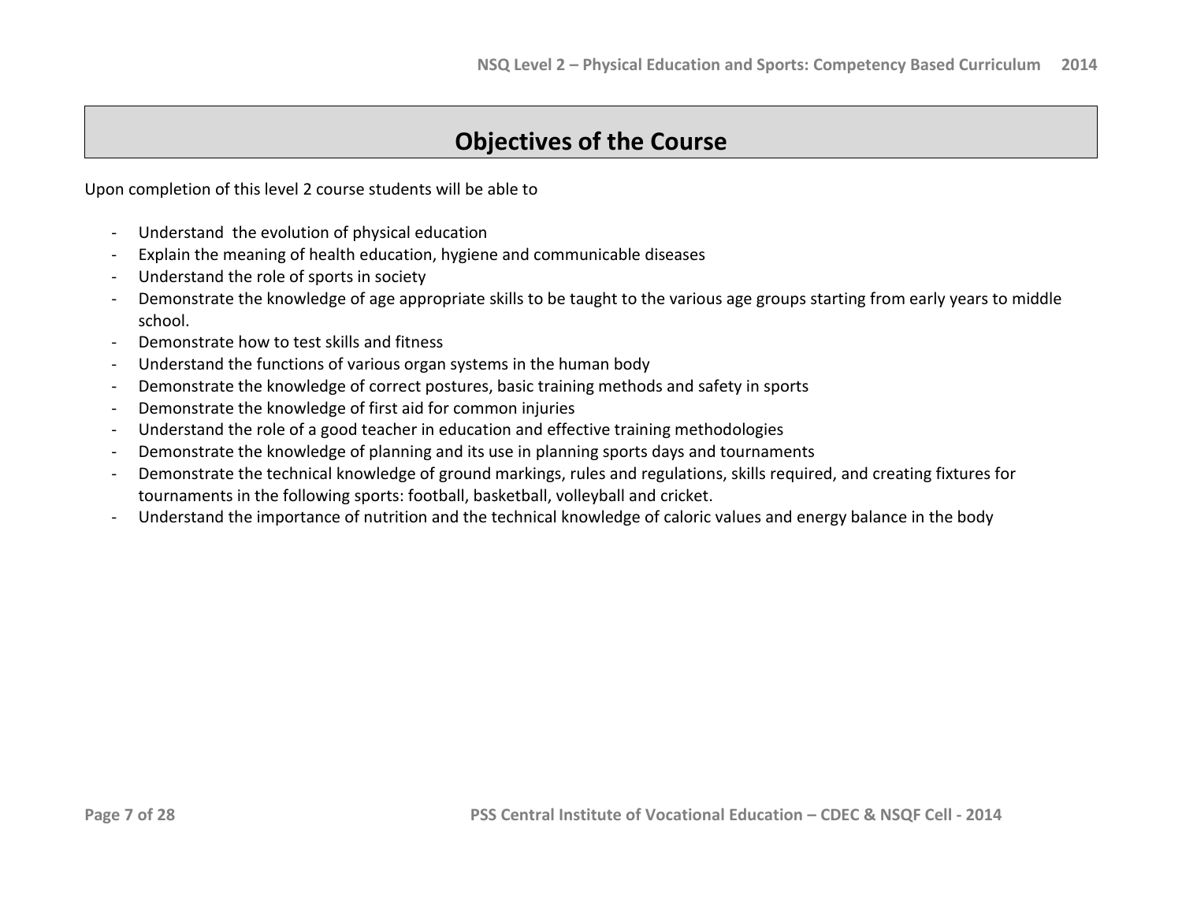# Objectives of the Course

Upon completion of this level 2 course students will be able to

- Understand the evolution of physical education
- Explain the meaning of health education, hygiene and communicable diseases
- Understand the role of sports in society
- Demonstrate the knowledge of age appropriate skills to be taught to the various age groups starting from early years to middle school.
- Demonstrate how to test skills and fitness
- Understand the functions of various organ systems in the human body
- Demonstrate the knowledge of correct postures, basic training methods and safety in sports
- Demonstrate the knowledge of first aid for common injuries
- Understand the role of a good teacher in education and effective training methodologies
- Demonstrate the knowledge of planning and its use in planning sports days and tournaments
- Demonstrate the technical knowledge of ground markings, rules and regulations, skills required, and creating fixtures for tournaments in the following sports: football, basketball, volleyball and cricket.
- Understand the importance of nutrition and the technical knowledge of caloric values and energy balance in the body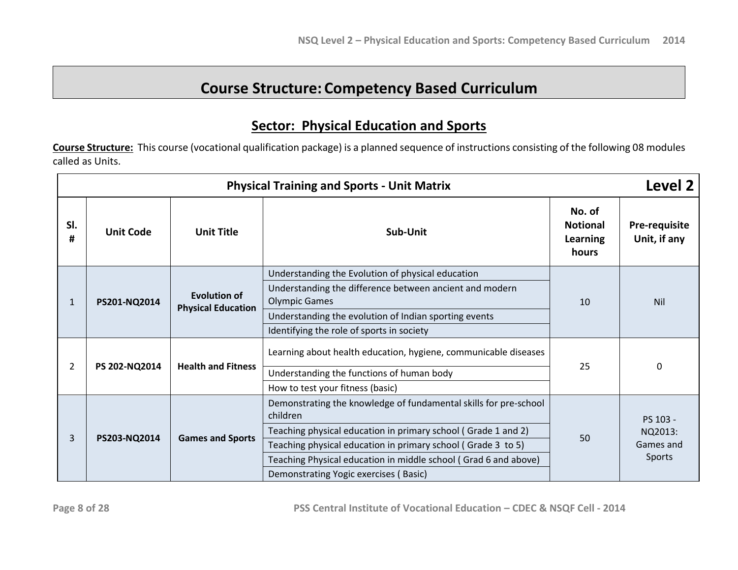# Course Structure: Competency Based Curriculum

## Sector: Physical Education and Sports

**Course Structure:** This course (vocational qualification package) is a planned sequence of instructions consisting of the following 08 modules called as Units.

| Physical Training and Sports - Unit Matrix | | | | | Level 2 |
|---|---|---|---|---|---|
| **Sl. #** | **Unit Code** | **Unit Title** | **Sub-Unit** | **No. of Notional Learning hours** | **Pre-requisite Unit, if any** |
| 1 | **PS201-NQ2014** | **Evolution of Physical Education** | Understanding the Evolution of physical education | 10 | Nil |
| | | | Understanding the difference between ancient and modern Olympic Games | | |
| | | | Understanding the evolution of Indian sporting events | | |
| | | | Identifying the role of sports in society | | |
| 2 | **PS 202-NQ2014** | **Health and Fitness** | Learning about health education, hygiene, communicable diseases | 25 | 0 |
| | | | Understanding the functions of human body | | |
| | | | How to test your fitness (basic) | | |
| 3 | **PS203-NQ2014** | **Games and Sports** | Demonstrating the knowledge of fundamental skills for pre-school children | 50 | PS 103 - NQ2013: Games and Sports |
| | | | Teaching physical education in primary school ( Grade 1 and 2) | | |
| | | | Teaching physical education in primary school ( Grade 3 to 5) | | |
| | | | Teaching Physical education in middle school ( Grad 6 and above) | | |
| | | | Demonstrating Yogic exercises ( Basic) | | |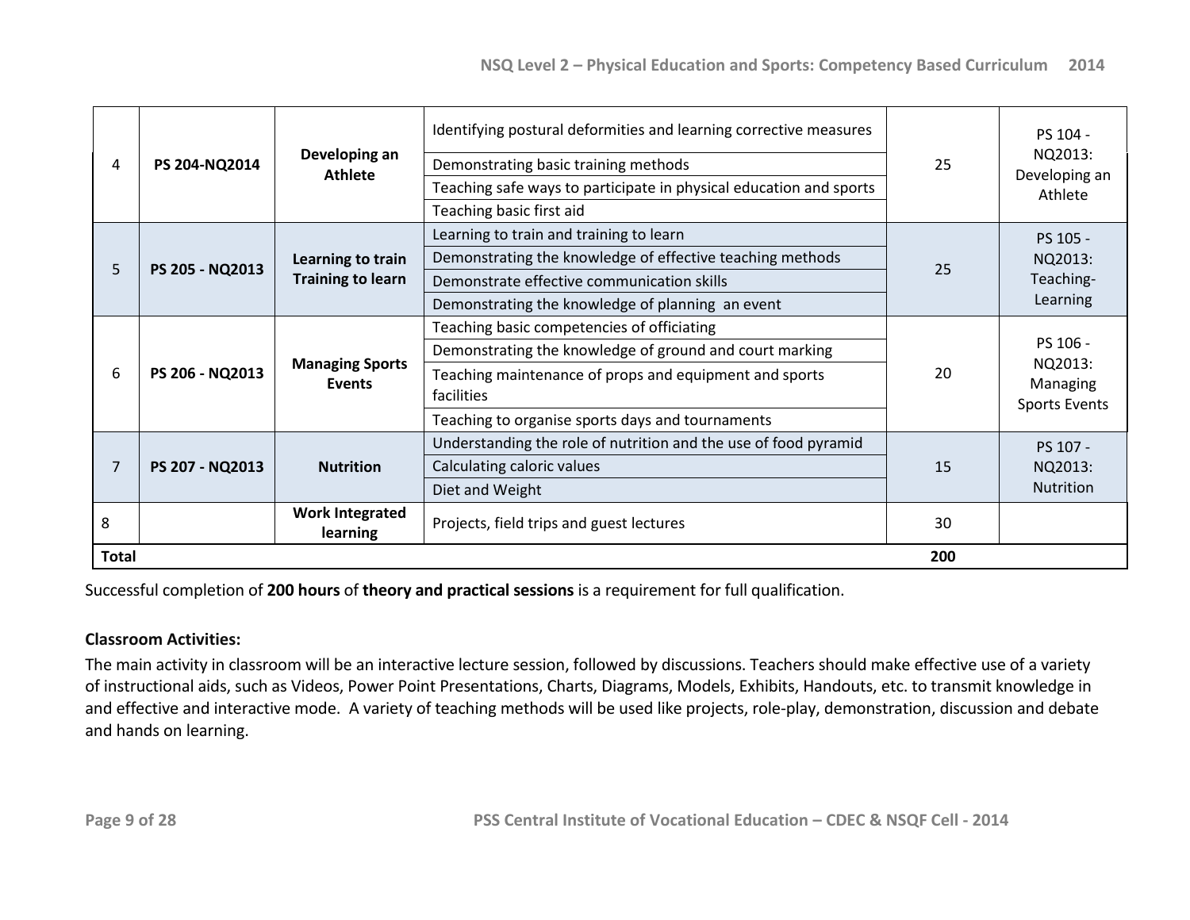| 4 | PS 204-NQ2014 | Developing an Athlete | Identifying postural deformities and learning corrective measures | 25 | PS 104 - NQ2013: Developing an Athlete |
|---|---|---|---|---|---|
| | | | Demonstrating basic training methods | | |
| | | | Teaching safe ways to participate in physical education and sports | | |
| | | | Teaching basic first aid | | |
| 5 | PS 205 - NQ2013 | Learning to train Training to learn | Learning to train and training to learn | 25 | PS 105 - NQ2013: Teaching-Learning |
| | | | Demonstrating the knowledge of effective teaching methods | | |
| | | | Demonstrate effective communication skills | | |
| | | | Demonstrating the knowledge of planning an event | | |
| 6 | PS 206 - NQ2013 | Managing Sports Events | Teaching basic competencies of officiating | 20 | PS 106 - NQ2013: Managing Sports Events |
| | | | Demonstrating the knowledge of ground and court marking | | |
| | | | Teaching maintenance of props and equipment and sports facilities | | |
| | | | Teaching to organise sports days and tournaments | | |
| 7 | PS 207 - NQ2013 | Nutrition | Understanding the role of nutrition and the use of food pyramid | 15 | PS 107 - NQ2013: Nutrition |
| | | | Calculating caloric values | | |
| | | | Diet and Weight | | |
| 8 | | Work Integrated learning | Projects, field trips and guest lectures | 30 | |
| **Total** | | | | **200** | |

Successful completion of **200 hours** of **theory and practical sessions** is a requirement for full qualification.

**Classroom Activities:**

The main activity in classroom will be an interactive lecture session, followed by discussions. Teachers should make effective use of a variety of instructional aids, such as Videos, Power Point Presentations, Charts, Diagrams, Models, Exhibits, Handouts, etc. to transmit knowledge in and effective and interactive mode. A variety of teaching methods will be used like projects, role-play, demonstration, discussion and debate and hands on learning.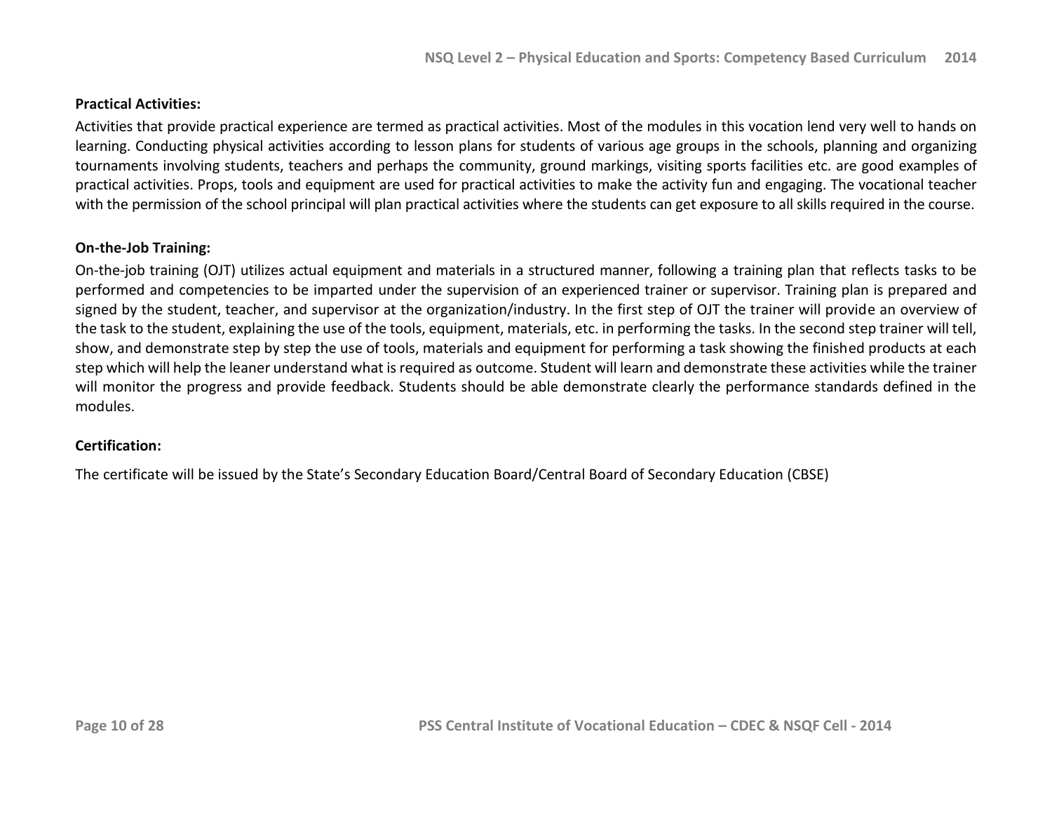**Practical Activities:**

Activities that provide practical experience are termed as practical activities. Most of the modules in this vocation lend very well to hands on learning. Conducting physical activities according to lesson plans for students of various age groups in the schools, planning and organizing tournaments involving students, teachers and perhaps the community, ground markings, visiting sports facilities etc. are good examples of practical activities. Props, tools and equipment are used for practical activities to make the activity fun and engaging. The vocational teacher with the permission of the school principal will plan practical activities where the students can get exposure to all skills required in the course.

**On-the-Job Training:**

On-the-job training (OJT) utilizes actual equipment and materials in a structured manner, following a training plan that reflects tasks to be performed and competencies to be imparted under the supervision of an experienced trainer or supervisor. Training plan is prepared and signed by the student, teacher, and supervisor at the organization/industry. In the first step of OJT the trainer will provide an overview of the task to the student, explaining the use of the tools, equipment, materials, etc. in performing the tasks. In the second step trainer will tell, show, and demonstrate step by step the use of tools, materials and equipment for performing a task showing the finished products at each step which will help the leaner understand what is required as outcome. Student will learn and demonstrate these activities while the trainer will monitor the progress and provide feedback. Students should be able demonstrate clearly the performance standards defined in the modules.

**Certification:**

The certificate will be issued by the State's Secondary Education Board/Central Board of Secondary Education (CBSE)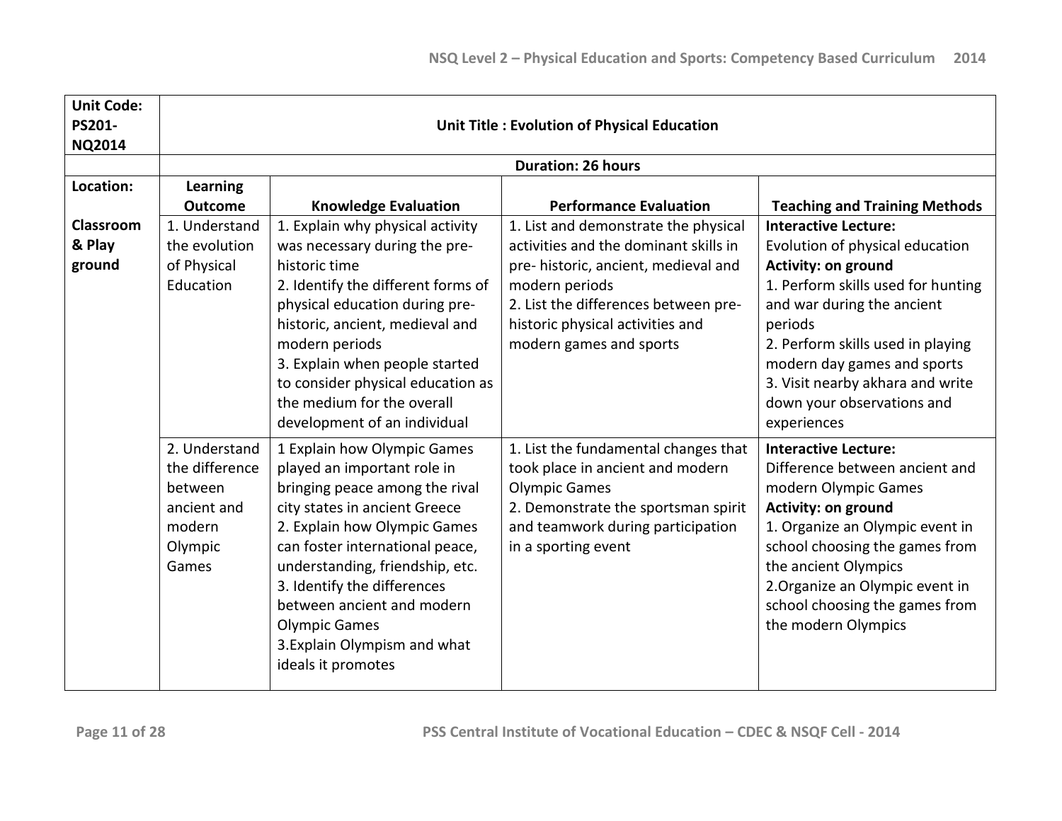| Unit Code: PS201-NQ2014 | Unit Title : Evolution of Physical Education | | | |
|---|---|---|---|---|
| | Duration: 26 hours | | | |
| **Location:** | **Learning Outcome** | **Knowledge Evaluation** | **Performance Evaluation** | **Teaching and Training Methods** |
| **Classroom & Play ground** | 1. Understand the evolution of Physical Education | 1. Explain why physical activity was necessary during the pre-historic time<br>2. Identify the different forms of physical education during pre-historic, ancient, medieval and modern periods<br>3. Explain when people started to consider physical education as the medium for the overall development of an individual | 1. List and demonstrate the physical activities and the dominant skills in pre- historic, ancient, medieval and modern periods<br>2. List the differences between pre-historic physical activities and modern games and sports | **Interactive Lecture:**<br>Evolution of physical education<br>**Activity: on ground**<br>1. Perform skills used for hunting and war during the ancient periods<br>2. Perform skills used in playing modern day games and sports<br>3. Visit nearby akhara and write down your observations and experiences |
| | 2. Understand the difference between ancient and modern Olympic Games | 1 Explain how Olympic Games played an important role in bringing peace among the rival city states in ancient Greece<br>2. Explain how Olympic Games can foster international peace, understanding, friendship, etc.<br>3. Identify the differences between ancient and modern Olympic Games<br>3.Explain Olympism and what ideals it promotes | 1. List the fundamental changes that took place in ancient and modern Olympic Games<br>2. Demonstrate the sportsman spirit and teamwork during participation in a sporting event | **Interactive Lecture:**<br>Difference between ancient and modern Olympic Games<br>**Activity: on ground**<br>1. Organize an Olympic event in school choosing the games from the ancient Olympics<br>2.Organize an Olympic event in school choosing the games from the modern Olympics |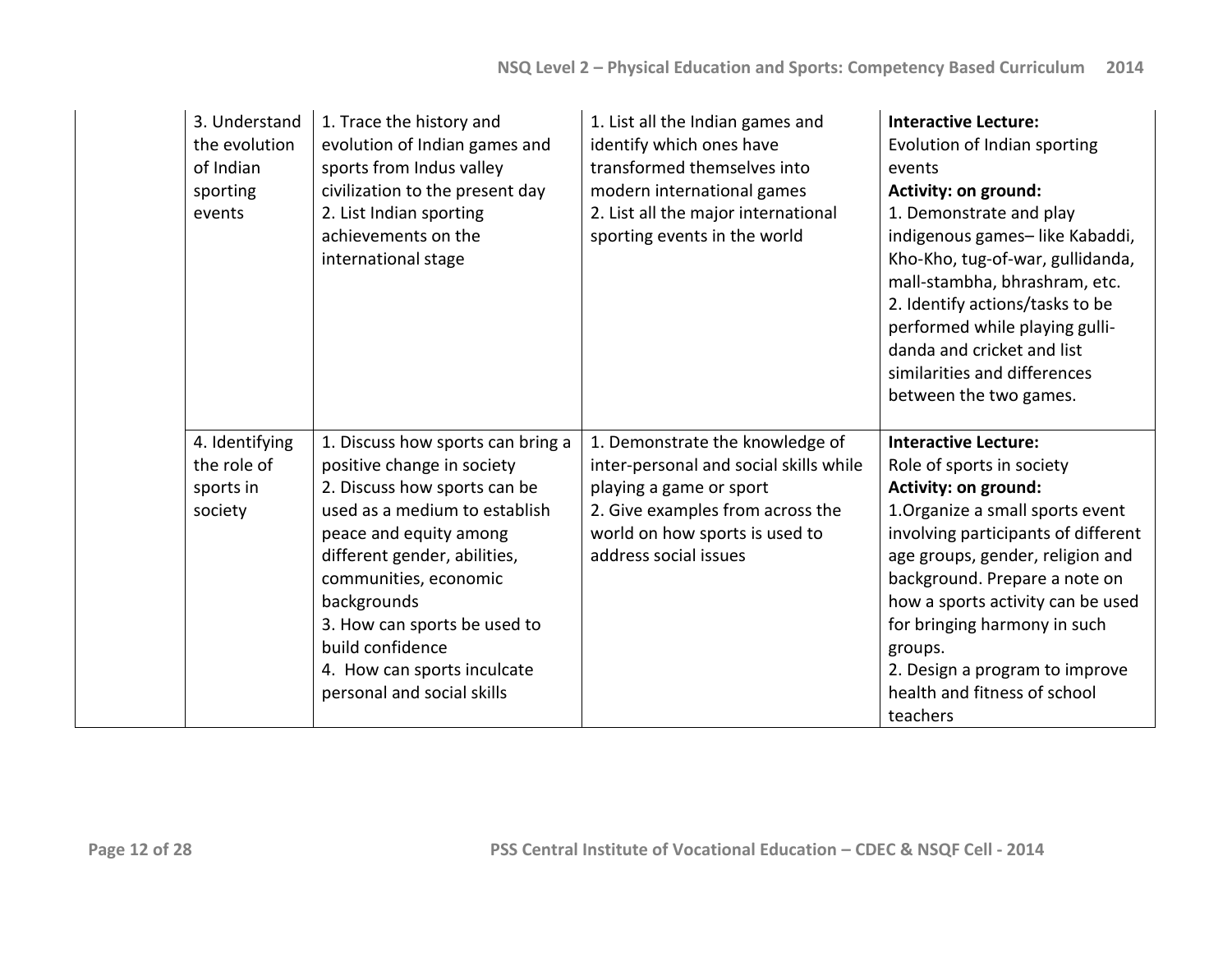| | | | | |
|---|---|---|---|---|
| | 3. Understand the evolution of Indian sporting events | 1. Trace the history and evolution of Indian games and sports from Indus valley civilization to the present day<br>2. List Indian sporting achievements on the international stage | 1. List all the Indian games and identify which ones have transformed themselves into modern international games<br>2. List all the major international sporting events in the world | **Interactive Lecture:**<br>Evolution of Indian sporting events<br>**Activity: on ground:**<br>1. Demonstrate and play indigenous games– like Kabaddi, Kho-Kho, tug-of-war, gullidanda, mall-stambha, bhrashram, etc.<br>2. Identify actions/tasks to be performed while playing gulli-danda and cricket and list similarities and differences between the two games. |
| | 4. Identifying the role of sports in society | 1. Discuss how sports can bring a positive change in society<br>2. Discuss how sports can be used as a medium to establish peace and equity among different gender, abilities, communities, economic backgrounds<br>3. How can sports be used to build confidence<br>4. How can sports inculcate personal and social skills | 1. Demonstrate the knowledge of inter-personal and social skills while playing a game or sport<br>2. Give examples from across the world on how sports is used to address social issues | **Interactive Lecture:**<br>Role of sports in society<br>**Activity: on ground:**<br>1.Organize a small sports event involving participants of different age groups, gender, religion and background. Prepare a note on how a sports activity can be used for bringing harmony in such groups.<br>2. Design a program to improve health and fitness of school teachers |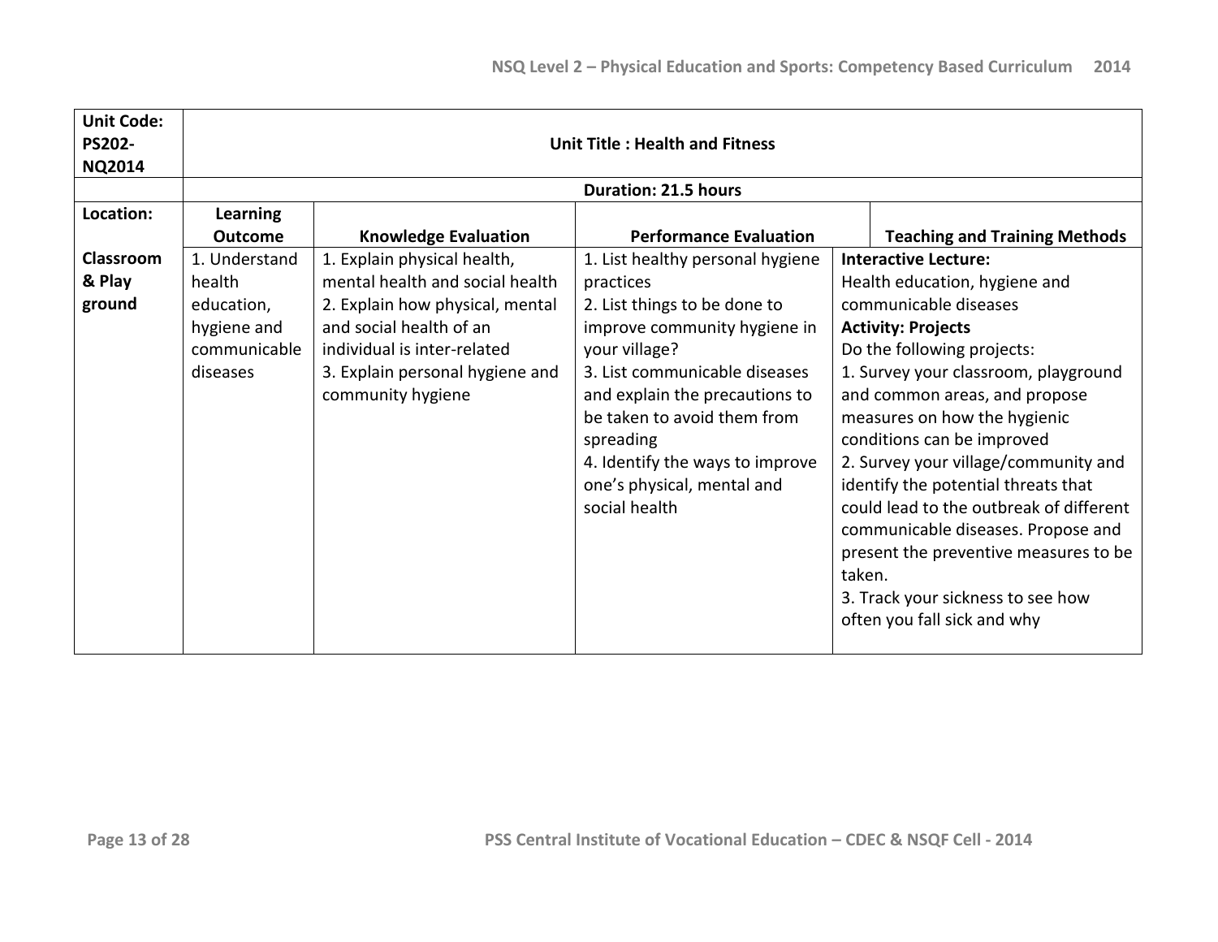| Unit Code: PS202-NQ2014 | Unit Title : Health and Fitness | | | |
|---|---|---|---|---|
| | Duration: 21.5 hours | | | |
| **Location:** | **Learning Outcome** | **Knowledge Evaluation** | **Performance Evaluation** | **Teaching and Training Methods** |
| **Classroom & Play ground** | 1. Understand health education, hygiene and communicable diseases | 1. Explain physical health, mental health and social health<br>2. Explain how physical, mental and social health of an individual is inter-related<br>3. Explain personal hygiene and community hygiene | 1. List healthy personal hygiene practices<br>2. List things to be done to improve community hygiene in your village?<br>3. List communicable diseases and explain the precautions to be taken to avoid them from spreading<br>4. Identify the ways to improve one's physical, mental and social health | **Interactive Lecture:**<br>Health education, hygiene and communicable diseases<br>**Activity: Projects**<br>Do the following projects:<br>1. Survey your classroom, playground and common areas, and propose measures on how the hygienic conditions can be improved<br>2. Survey your village/community and identify the potential threats that could lead to the outbreak of different communicable diseases. Propose and present the preventive measures to be taken.<br>3. Track your sickness to see how often you fall sick and why |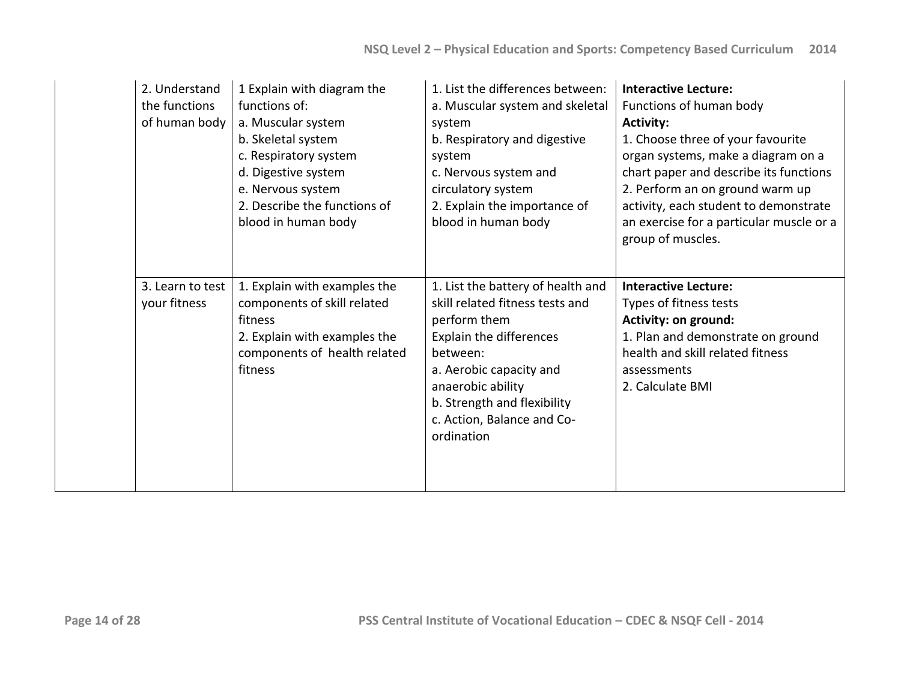| | | | | |
|---|---|---|---|---|
| | 2. Understand the functions of human body | 1 Explain with diagram the functions of:<br>a. Muscular system<br>b. Skeletal system<br>c. Respiratory system<br>d. Digestive system<br>e. Nervous system<br>2. Describe the functions of blood in human body | 1. List the differences between:<br>a. Muscular system and skeletal system<br>b. Respiratory and digestive system<br>c. Nervous system and circulatory system<br>2. Explain the importance of blood in human body | **Interactive Lecture:**<br>Functions of human body<br>**Activity:**<br>1. Choose three of your favourite organ systems, make a diagram on a chart paper and describe its functions<br>2. Perform an on ground warm up activity, each student to demonstrate an exercise for a particular muscle or a group of muscles. |
| | 3. Learn to test your fitness | 1. Explain with examples the components of skill related fitness<br>2. Explain with examples the components of health related fitness | 1. List the battery of health and skill related fitness tests and perform them<br>Explain the differences between:<br>a. Aerobic capacity and anaerobic ability<br>b. Strength and flexibility<br>c. Action, Balance and Co-ordination | **Interactive Lecture:**<br>Types of fitness tests<br>**Activity: on ground:**<br>1. Plan and demonstrate on ground health and skill related fitness assessments<br>2. Calculate BMI |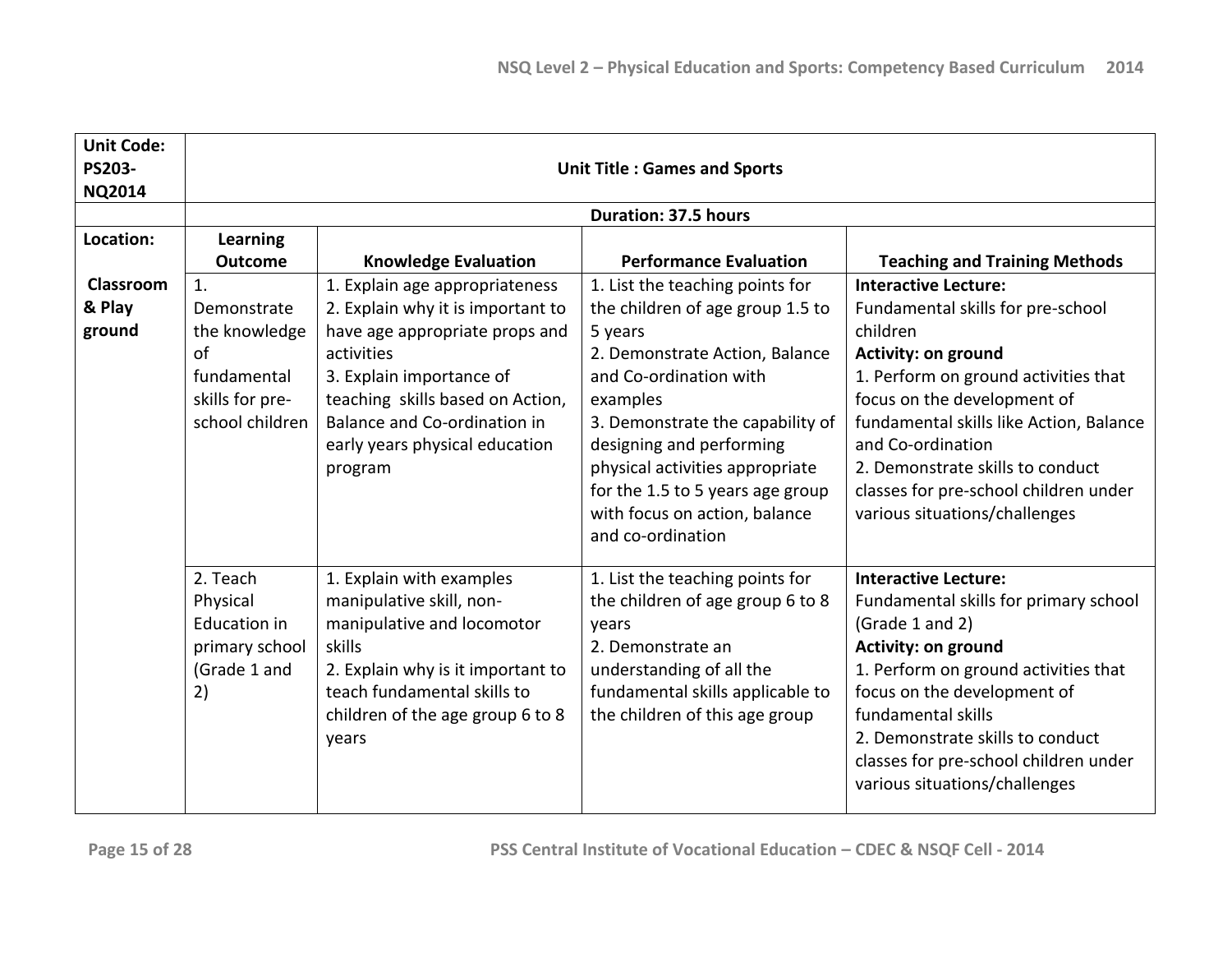| Unit Code: PS203-NQ2014 | Unit Title : Games and Sports | | | |
|---|---|---|---|---|
| | Duration: 37.5 hours | | | |
| **Location:** | **Learning Outcome** | **Knowledge Evaluation** | **Performance Evaluation** | **Teaching and Training Methods** |
| **Classroom & Play ground** | 1. Demonstrate the knowledge of fundamental skills for pre-school children | 1. Explain age appropriateness<br>2. Explain why it is important to have age appropriate props and activities<br>3. Explain importance of teaching skills based on Action, Balance and Co-ordination in early years physical education program | 1. List the teaching points for the children of age group 1.5 to 5 years<br>2. Demonstrate Action, Balance and Co-ordination with examples<br>3. Demonstrate the capability of designing and performing physical activities appropriate for the 1.5 to 5 years age group with focus on action, balance and co-ordination | **Interactive Lecture:**<br>Fundamental skills for pre-school children<br>**Activity: on ground**<br>1. Perform on ground activities that focus on the development of fundamental skills like Action, Balance and Co-ordination<br>2. Demonstrate skills to conduct classes for pre-school children under various situations/challenges |
| | 2. Teach Physical Education in primary school (Grade 1 and 2) | 1. Explain with examples manipulative skill, non-manipulative and locomotor skills<br>2. Explain why is it important to teach fundamental skills to children of the age group 6 to 8 years | 1. List the teaching points for the children of age group 6 to 8 years<br>2. Demonstrate an understanding of all the fundamental skills applicable to the children of this age group | **Interactive Lecture:**<br>Fundamental skills for primary school (Grade 1 and 2)<br>**Activity: on ground**<br>1. Perform on ground activities that focus on the development of fundamental skills<br>2. Demonstrate skills to conduct classes for pre-school children under various situations/challenges |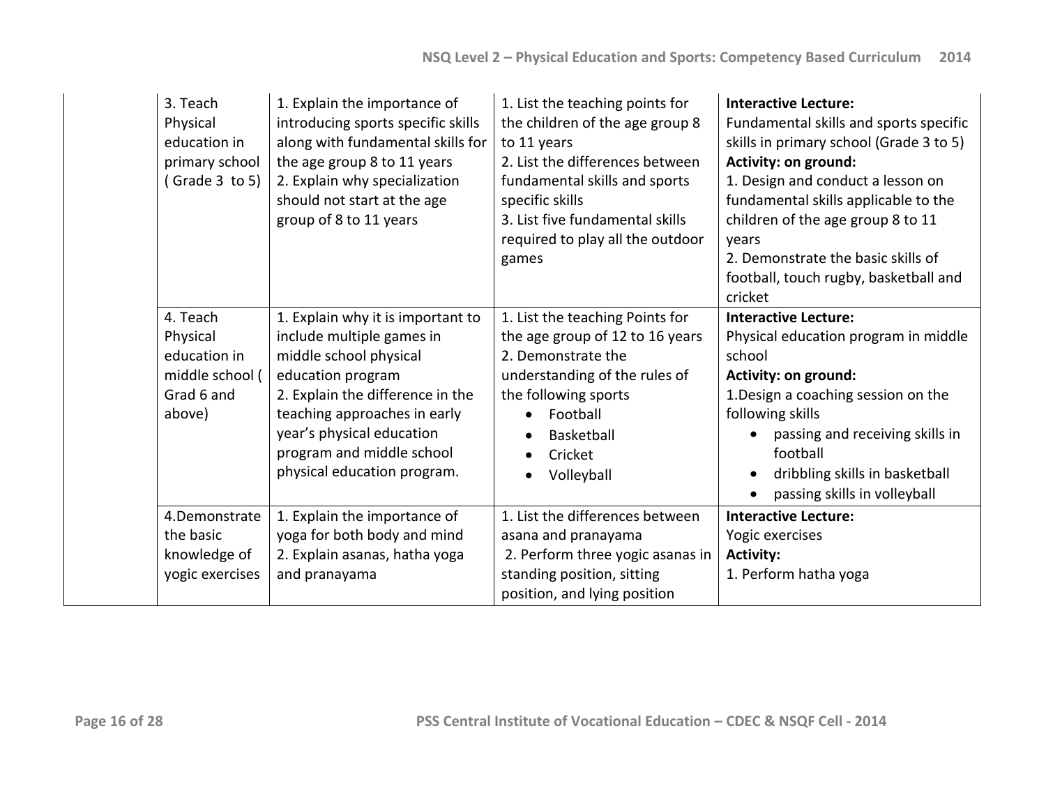| | | | | |
|---|---|---|---|---|
| | 3. Teach Physical education in primary school ( Grade 3 to 5) | 1. Explain the importance of introducing sports specific skills along with fundamental skills for the age group 8 to 11 years<br>2. Explain why specialization should not start at the age group of 8 to 11 years | 1. List the teaching points for the children of the age group 8 to 11 years<br>2. List the differences between fundamental skills and sports specific skills<br>3. List five fundamental skills required to play all the outdoor games | **Interactive Lecture:**<br>Fundamental skills and sports specific skills in primary school (Grade 3 to 5)<br>**Activity: on ground:**<br>1. Design and conduct a lesson on fundamental skills applicable to the children of the age group 8 to 11 years<br>2. Demonstrate the basic skills of football, touch rugby, basketball and cricket |
| | 4. Teach Physical education in middle school ( Grad 6 and above) | 1. Explain why it is important to include multiple games in middle school physical education program<br>2. Explain the difference in the teaching approaches in early year's physical education program and middle school physical education program. | 1. List the teaching Points for the age group of 12 to 16 years<br>2. Demonstrate the understanding of the rules of the following sports<br>• Football<br>• Basketball<br>• Cricket<br>• Volleyball | **Interactive Lecture:**<br>Physical education program in middle school<br>**Activity: on ground:**<br>1.Design a coaching session on the following skills<br>• passing and receiving skills in football<br>• dribbling skills in basketball<br>• passing skills in volleyball |
| | 4.Demonstrate the basic knowledge of yogic exercises | 1. Explain the importance of yoga for both body and mind<br>2. Explain asanas, hatha yoga and pranayama | 1. List the differences between asana and pranayama<br>2. Perform three yogic asanas in standing position, sitting position, and lying position | **Interactive Lecture:**<br>Yogic exercises<br>**Activity:**<br>1. Perform hatha yoga |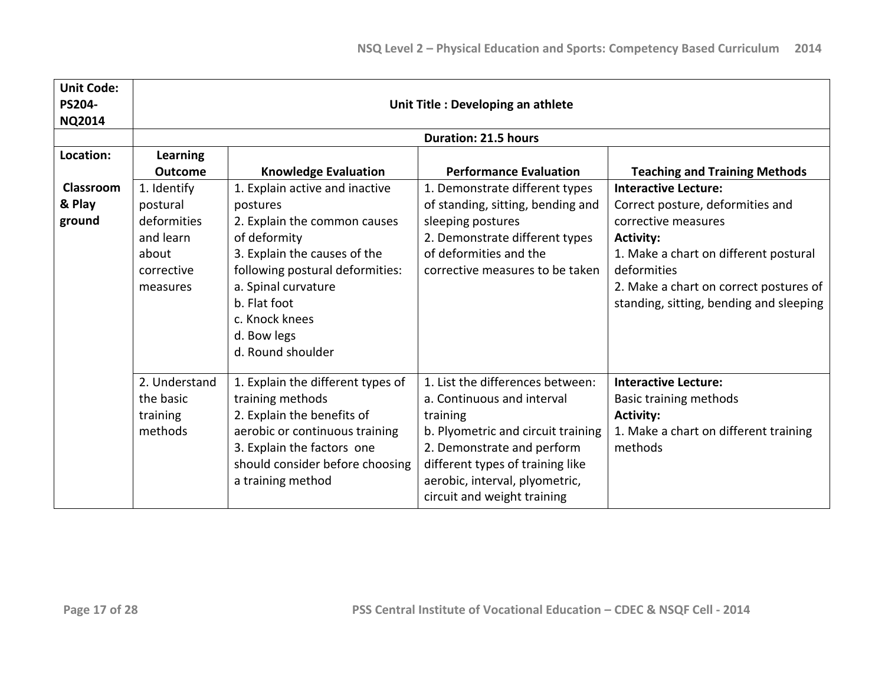| Unit Code: PS204-NQ2014 | Unit Title : Developing an athlete | | | |
|---|---|---|---|---|
| | Duration: 21.5 hours | | | |
| **Location:** | **Learning Outcome** | **Knowledge Evaluation** | **Performance Evaluation** | **Teaching and Training Methods** |
| **Classroom & Play ground** | 1. Identify postural deformities and learn about corrective measures | 1. Explain active and inactive postures<br>2. Explain the common causes of deformity<br>3. Explain the causes of the following postural deformities:<br>a. Spinal curvature<br>b. Flat foot<br>c. Knock knees<br>d. Bow legs<br>d. Round shoulder | 1. Demonstrate different types of standing, sitting, bending and sleeping postures<br>2. Demonstrate different types of deformities and the corrective measures to be taken | **Interactive Lecture:**<br>Correct posture, deformities and corrective measures<br>**Activity:**<br>1. Make a chart on different postural deformities<br>2. Make a chart on correct postures of standing, sitting, bending and sleeping |
| | 2. Understand the basic training methods | 1. Explain the different types of training methods<br>2. Explain the benefits of aerobic or continuous training<br>3. Explain the factors one should consider before choosing a training method | 1. List the differences between:<br>a. Continuous and interval training<br>b. Plyometric and circuit training<br>2. Demonstrate and perform different types of training like aerobic, interval, plyometric, circuit and weight training | **Interactive Lecture:**<br>Basic training methods<br>**Activity:**<br>1. Make a chart on different training methods |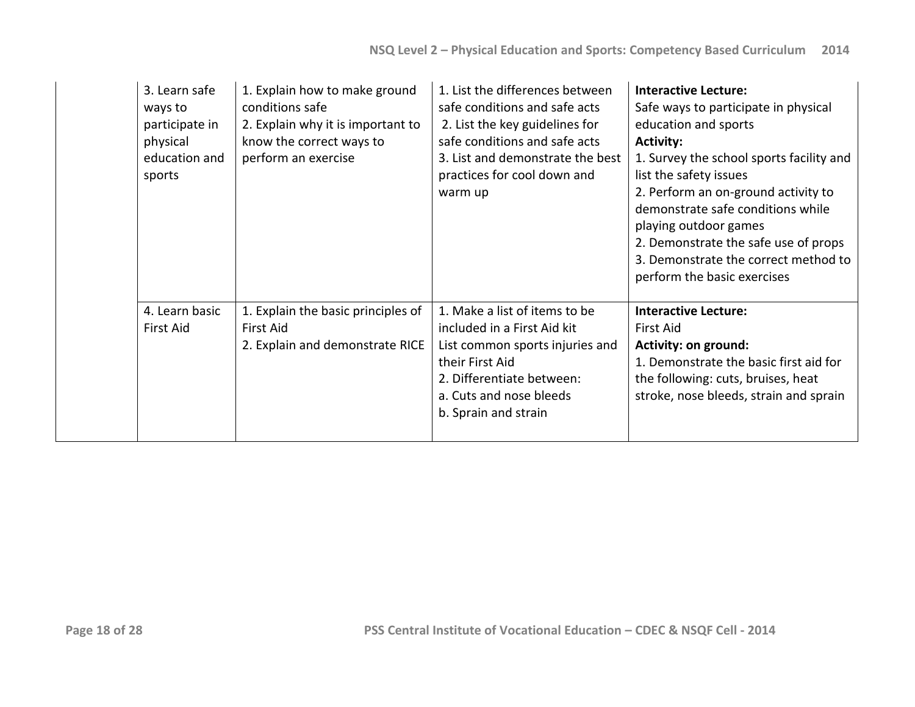|  | 3. Learn safe ways to participate in physical education and sports | 1. Explain how to make ground conditions safe<br>2. Explain why it is important to know the correct ways to perform an exercise | 1. List the differences between safe conditions and safe acts<br>2. List the key guidelines for safe conditions and safe acts<br>3. List and demonstrate the best practices for cool down and warm up | **Interactive Lecture:**<br>Safe ways to participate in physical education and sports<br>**Activity:**<br>1. Survey the school sports facility and list the safety issues<br>2. Perform an on-ground activity to demonstrate safe conditions while playing outdoor games<br>2. Demonstrate the safe use of props<br>3. Demonstrate the correct method to perform the basic exercises |
|---|---|---|---|---|
|  | 4. Learn basic First Aid | 1. Explain the basic principles of First Aid<br>2. Explain and demonstrate RICE | 1. Make a list of items to be included in a First Aid kit<br>List common sports injuries and their First Aid<br>2. Differentiate between:<br>a. Cuts and nose bleeds<br>b. Sprain and strain | **Interactive Lecture:**<br>First Aid<br>**Activity: on ground:**<br>1. Demonstrate the basic first aid for the following: cuts, bruises, heat stroke, nose bleeds, strain and sprain |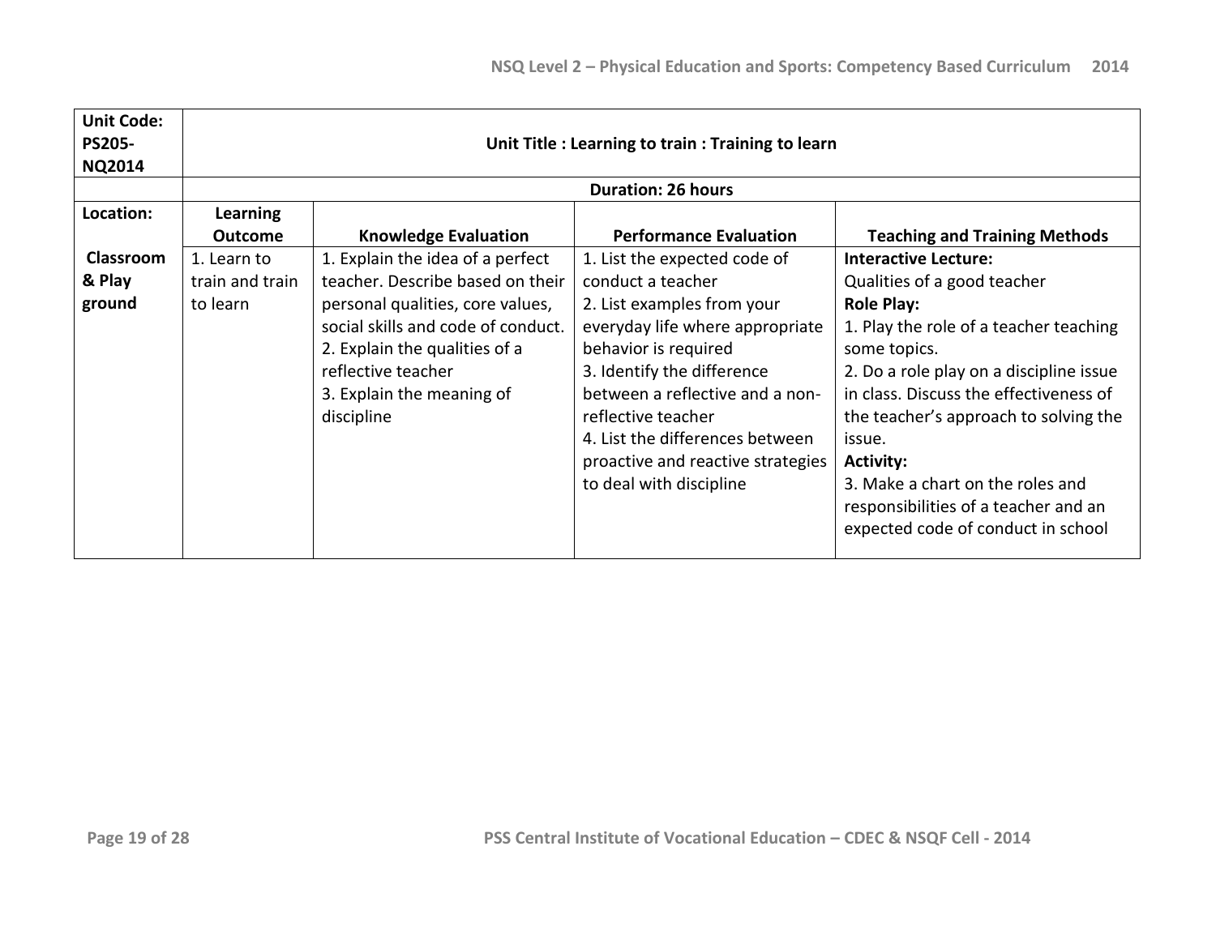| Unit Code: PS205-NQ2014 | Unit Title : Learning to train : Training to learn | | | |
|---|---|---|---|---|
| | Duration: 26 hours | | | |
| **Location:** | **Learning Outcome** | **Knowledge Evaluation** | **Performance Evaluation** | **Teaching and Training Methods** |
| **Classroom & Play ground** | 1. Learn to train and train to learn | 1. Explain the idea of a perfect teacher. Describe based on their personal qualities, core values, social skills and code of conduct.<br>2. Explain the qualities of a reflective teacher<br>3. Explain the meaning of discipline | 1. List the expected code of conduct a teacher<br>2. List examples from your everyday life where appropriate behavior is required<br>3. Identify the difference between a reflective and a non-reflective teacher<br>4. List the differences between proactive and reactive strategies to deal with discipline | **Interactive Lecture:**<br>Qualities of a good teacher<br>**Role Play:**<br>1. Play the role of a teacher teaching some topics.<br>2. Do a role play on a discipline issue in class. Discuss the effectiveness of the teacher's approach to solving the issue.<br>**Activity:**<br>3. Make a chart on the roles and responsibilities of a teacher and an expected code of conduct in school |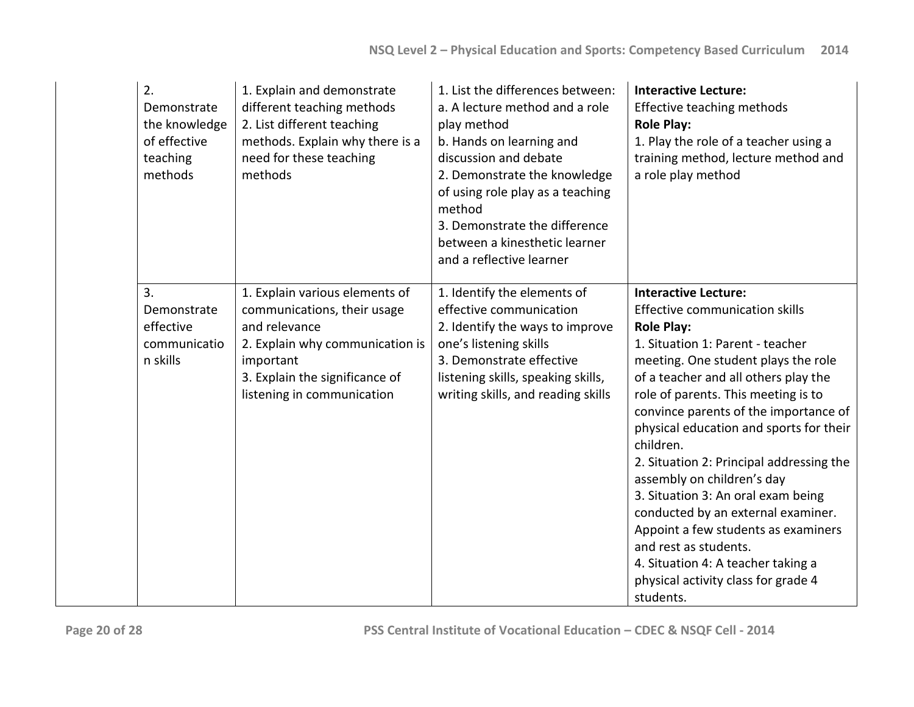| | | | | |
|---|---|---|---|---|
| | 2. Demonstrate the knowledge of effective teaching methods | 1. Explain and demonstrate different teaching methods<br>2. List different teaching methods. Explain why there is a need for these teaching methods | 1. List the differences between:<br>a. A lecture method and a role play method<br>b. Hands on learning and discussion and debate<br>2. Demonstrate the knowledge of using role play as a teaching method<br>3. Demonstrate the difference between a kinesthetic learner and a reflective learner | **Interactive Lecture:**<br>Effective teaching methods<br>**Role Play:**<br>1. Play the role of a teacher using a training method, lecture method and a role play method |
| | 3. Demonstrate effective communication skills | 1. Explain various elements of communications, their usage and relevance<br>2. Explain why communication is important<br>3. Explain the significance of listening in communication | 1. Identify the elements of effective communication<br>2. Identify the ways to improve one's listening skills<br>3. Demonstrate effective listening skills, speaking skills, writing skills, and reading skills | **Interactive Lecture:**<br>Effective communication skills<br>**Role Play:**<br>1. Situation 1: Parent - teacher meeting. One student plays the role of a teacher and all others play the role of parents. This meeting is to convince parents of the importance of physical education and sports for their children.<br>2. Situation 2: Principal addressing the assembly on children's day<br>3. Situation 3: An oral exam being conducted by an external examiner. Appoint a few students as examiners and rest as students.<br>4. Situation 4: A teacher taking a physical activity class for grade 4 students. |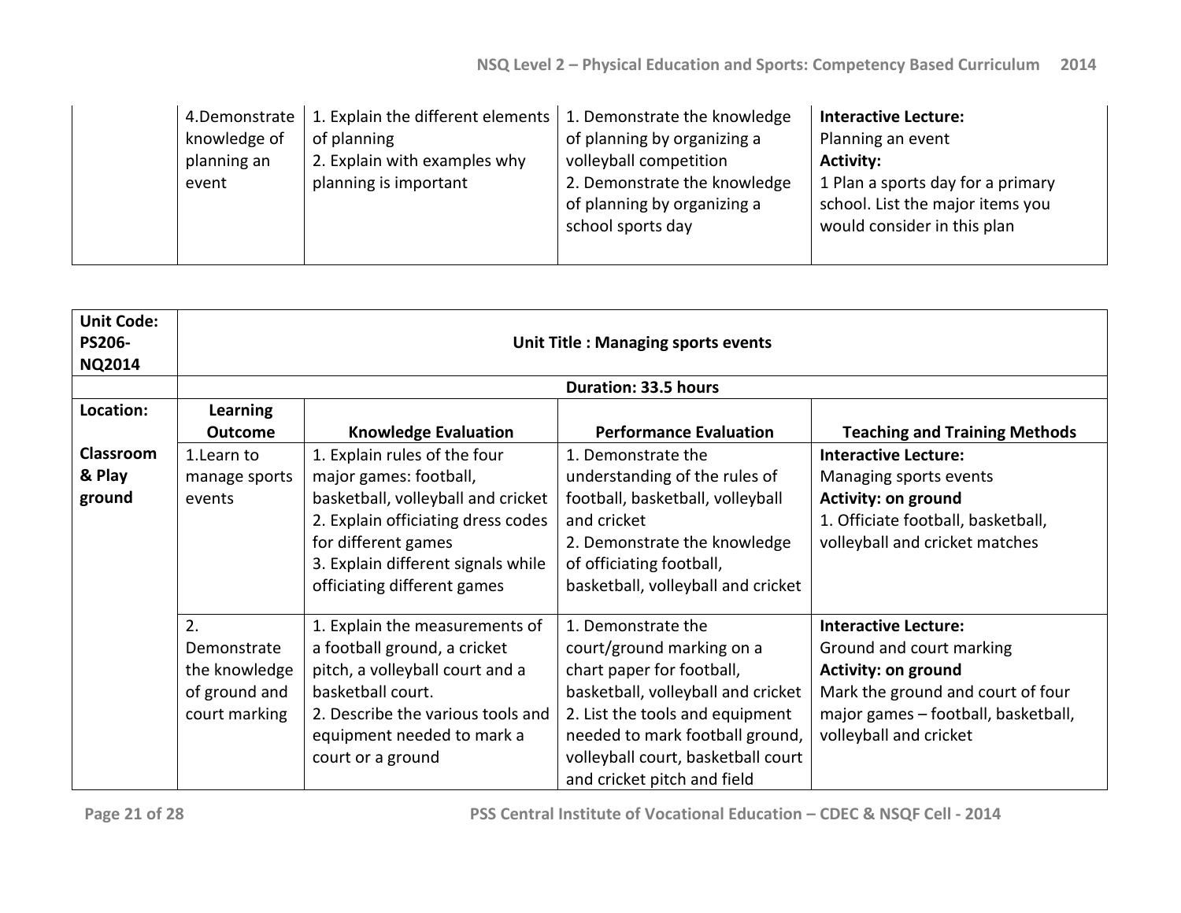| | 4.Demonstrate knowledge of planning an event | 1. Explain the different elements of planning<br>2. Explain with examples why planning is important | 1. Demonstrate the knowledge of planning by organizing a volleyball competition<br>2. Demonstrate the knowledge of planning by organizing a school sports day | **Interactive Lecture:**<br>Planning an event<br>**Activity:**<br>1 Plan a sports day for a primary school. List the major items you would consider in this plan |
|---|---|---|---|---|

| **Unit Code: PS206-NQ2014** | **Unit Title : Managing sports events** | | | |
|---|---|---|---|---|
| | **Duration: 33.5 hours** | | | |
| **Location:** | **Learning Outcome** | **Knowledge Evaluation** | **Performance Evaluation** | **Teaching and Training Methods** |
| **Classroom & Play ground** | 1.Learn to manage sports events | 1. Explain rules of the four major games: football, basketball, volleyball and cricket<br>2. Explain officiating dress codes for different games<br>3. Explain different signals while officiating different games | 1. Demonstrate the understanding of the rules of football, basketball, volleyball and cricket<br>2. Demonstrate the knowledge of officiating football, basketball, volleyball and cricket | **Interactive Lecture:**<br>Managing sports events<br>**Activity: on ground**<br>1. Officiate football, basketball, volleyball and cricket matches |
| | 2. Demonstrate the knowledge of ground and court marking | 1. Explain the measurements of a football ground, a cricket pitch, a volleyball court and a basketball court.<br>2. Describe the various tools and equipment needed to mark a court or a ground | 1. Demonstrate the court/ground marking on a chart paper for football, basketball, volleyball and cricket<br>2. List the tools and equipment needed to mark football ground, volleyball court, basketball court and cricket pitch and field | **Interactive Lecture:**<br>Ground and court marking<br>**Activity: on ground**<br>Mark the ground and court of four major games – football, basketball, volleyball and cricket |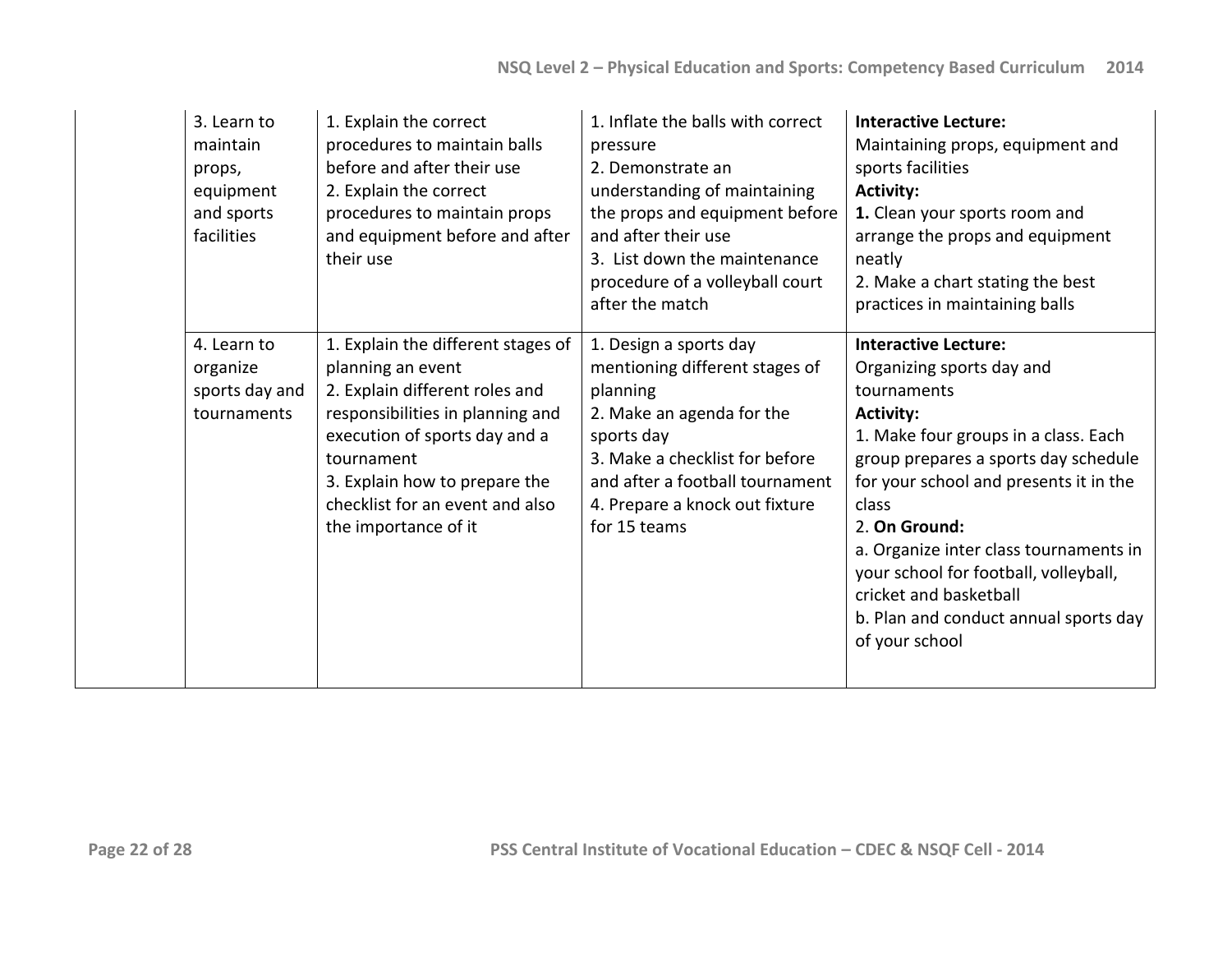| | | | | |
|---|---|---|---|---|
| | 3. Learn to maintain props, equipment and sports facilities | 1. Explain the correct procedures to maintain balls before and after their use<br>2. Explain the correct procedures to maintain props and equipment before and after their use | 1. Inflate the balls with correct pressure<br>2. Demonstrate an understanding of maintaining the props and equipment before and after their use<br>3. List down the maintenance procedure of a volleyball court after the match | **Interactive Lecture:**<br>Maintaining props, equipment and sports facilities<br>**Activity:**<br>**1.** Clean your sports room and arrange the props and equipment neatly<br>2. Make a chart stating the best practices in maintaining balls |
| | 4. Learn to organize sports day and tournaments | 1. Explain the different stages of planning an event<br>2. Explain different roles and responsibilities in planning and execution of sports day and a tournament<br>3. Explain how to prepare the checklist for an event and also the importance of it | 1. Design a sports day mentioning different stages of planning<br>2. Make an agenda for the sports day<br>3. Make a checklist for before and after a football tournament<br>4. Prepare a knock out fixture for 15 teams | **Interactive Lecture:**<br>Organizing sports day and tournaments<br>**Activity:**<br>1. Make four groups in a class. Each group prepares a sports day schedule for your school and presents it in the class<br>2. **On Ground:**<br>a. Organize inter class tournaments in your school for football, volleyball, cricket and basketball<br>b. Plan and conduct annual sports day of your school |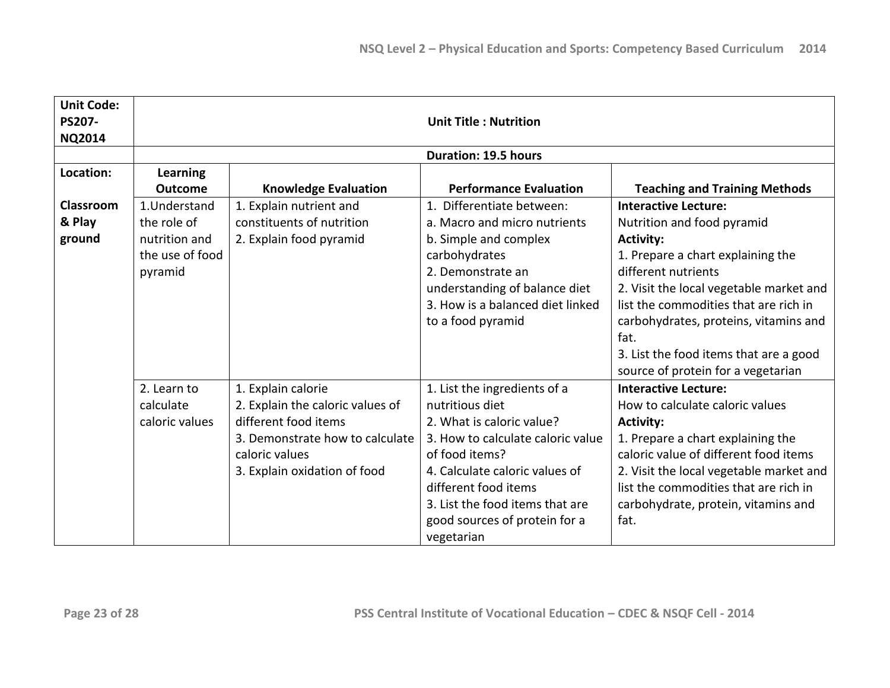| Unit Code: PS207-NQ2014 | Unit Title : Nutrition | | | |
|---|---|---|---|---|
| | Duration: 19.5 hours | | | |
| **Location:** | **Learning Outcome** | **Knowledge Evaluation** | **Performance Evaluation** | **Teaching and Training Methods** |
| **Classroom & Play ground** | 1.Understand the role of nutrition and the use of food pyramid | 1. Explain nutrient and constituents of nutrition<br>2. Explain food pyramid | 1. Differentiate between:<br>a. Macro and micro nutrients<br>b. Simple and complex carbohydrates<br>2. Demonstrate an understanding of balance diet<br>3. How is a balanced diet linked to a food pyramid | **Interactive Lecture:**<br>Nutrition and food pyramid<br>**Activity:**<br>1. Prepare a chart explaining the different nutrients<br>2. Visit the local vegetable market and list the commodities that are rich in carbohydrates, proteins, vitamins and fat.<br>3. List the food items that are a good source of protein for a vegetarian |
| | 2. Learn to calculate caloric values | 1. Explain calorie<br>2. Explain the caloric values of different food items<br>3. Demonstrate how to calculate caloric values<br>3. Explain oxidation of food | 1. List the ingredients of a nutritious diet<br>2. What is caloric value?<br>3. How to calculate caloric value of food items?<br>4. Calculate caloric values of different food items<br>3. List the food items that are good sources of protein for a vegetarian | **Interactive Lecture:**<br>How to calculate caloric values<br>**Activity:**<br>1. Prepare a chart explaining the caloric value of different food items<br>2. Visit the local vegetable market and list the commodities that are rich in carbohydrate, protein, vitamins and fat. |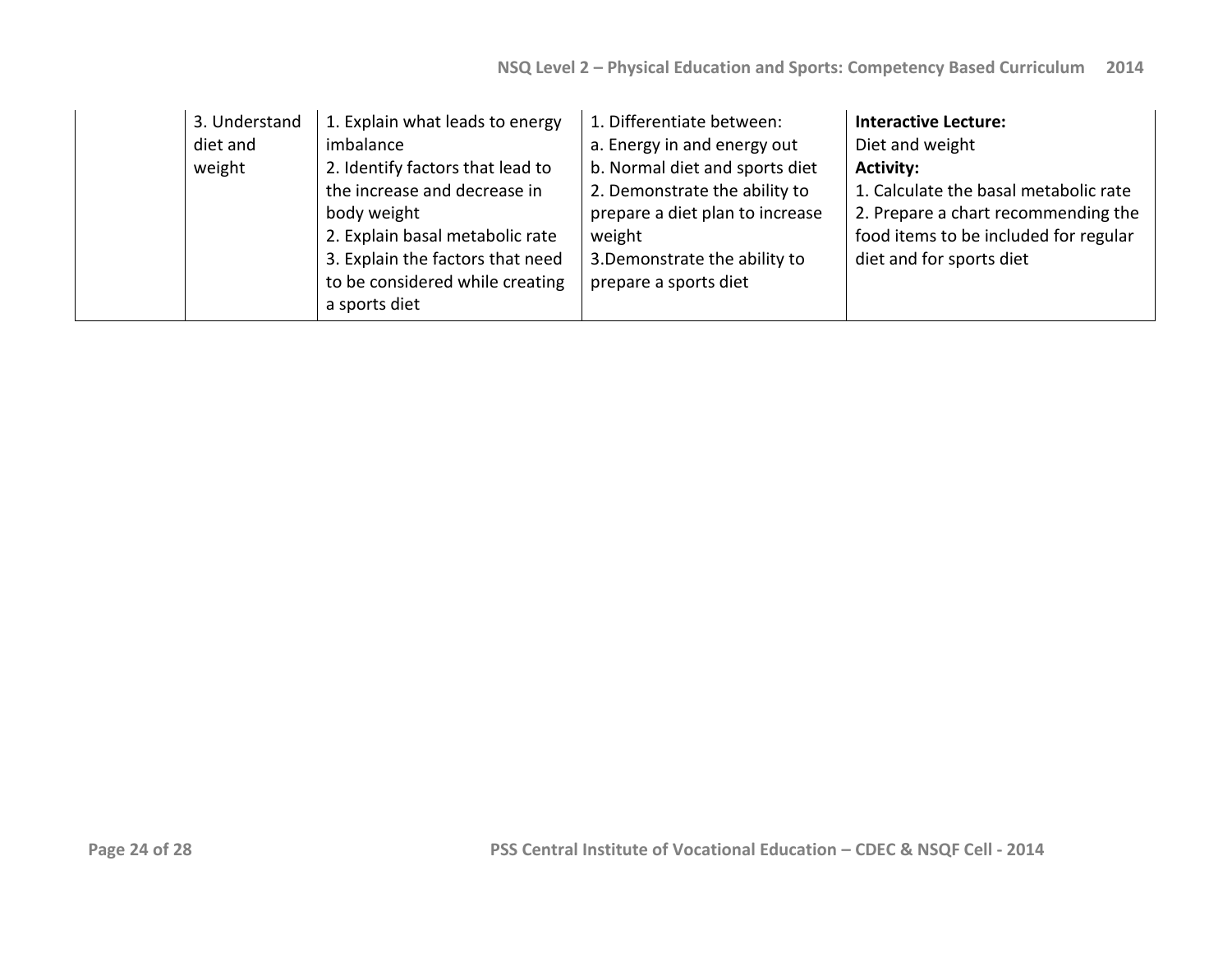| | | | | |
|---|---|---|---|---|
| | 3. Understand diet and weight | 1. Explain what leads to energy imbalance<br>2. Identify factors that lead to the increase and decrease in body weight<br>2. Explain basal metabolic rate<br>3. Explain the factors that need to be considered while creating a sports diet | 1. Differentiate between:<br>a. Energy in and energy out<br>b. Normal diet and sports diet<br>2. Demonstrate the ability to prepare a diet plan to increase weight<br>3.Demonstrate the ability to prepare a sports diet | **Interactive Lecture:**<br>Diet and weight<br>**Activity:**<br>1. Calculate the basal metabolic rate<br>2. Prepare a chart recommending the food items to be included for regular diet and for sports diet |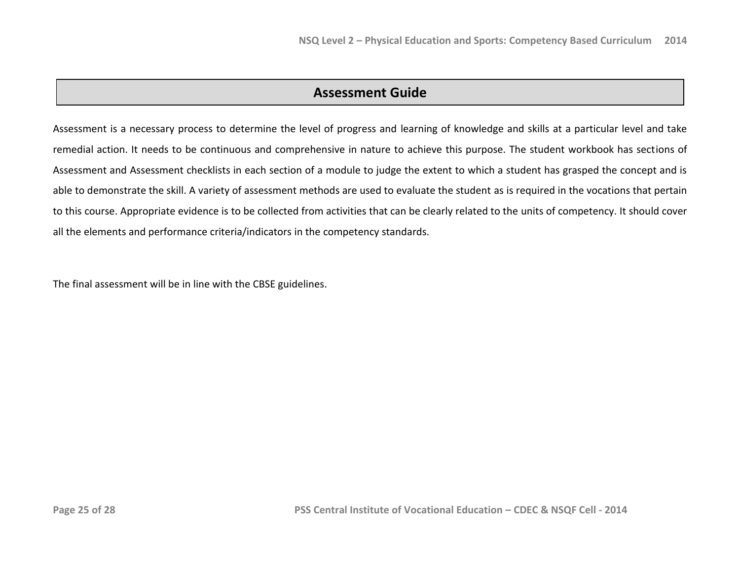# Assessment Guide

Assessment is a necessary process to determine the level of progress and learning of knowledge and skills at a particular level and take remedial action. It needs to be continuous and comprehensive in nature to achieve this purpose. The student workbook has sections of Assessment and Assessment checklists in each section of a module to judge the extent to which a student has grasped the concept and is able to demonstrate the skill. A variety of assessment methods are used to evaluate the student as is required in the vocations that pertain to this course. Appropriate evidence is to be collected from activities that can be clearly related to the units of competency. It should cover all the elements and performance criteria/indicators in the competency standards.

The final assessment will be in line with the CBSE guidelines.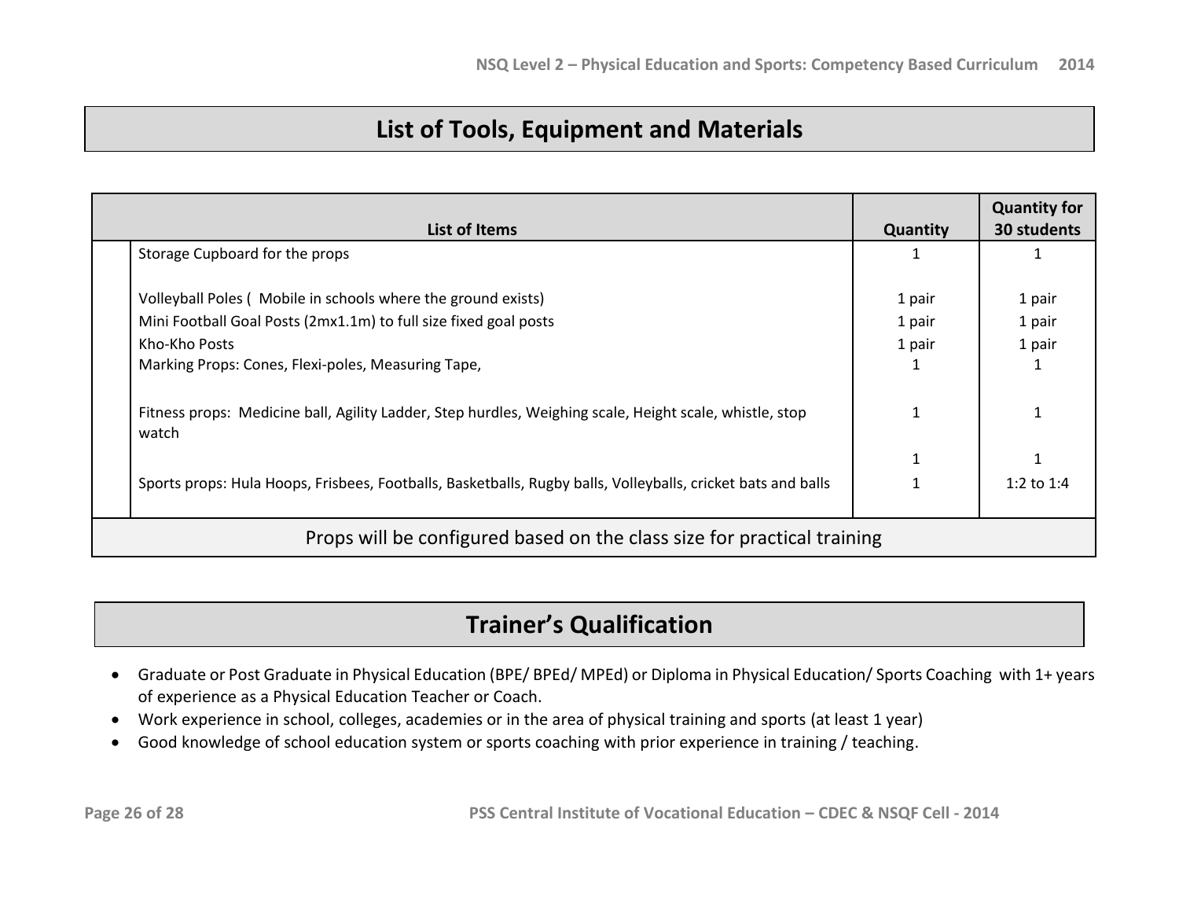## List of Tools, Equipment and Materials

| | List of Items | Quantity | Quantity for 30 students |
|---|---|---|---|
| | Storage Cupboard for the props | 1 | 1 |
| | Volleyball Poles ( Mobile in schools where the ground exists) | 1 pair | 1 pair |
| | Mini Football Goal Posts (2mx1.1m) to full size fixed goal posts | 1 pair | 1 pair |
| | Kho-Kho Posts | 1 pair | 1 pair |
| | Marking Props: Cones, Flexi-poles, Measuring Tape, | 1 | 1 |
| | Fitness props: Medicine ball, Agility Ladder, Step hurdles, Weighing scale, Height scale, whistle, stop watch | 1 | 1 |
| | | 1 | 1 |
| | Sports props: Hula Hoops, Frisbees, Footballs, Basketballs, Rugby balls, Volleyballs, cricket bats and balls | 1 | 1:2 to 1:4 |
| | Props will be configured based on the class size for practical training | | |

## Trainer's Qualification

- Graduate or Post Graduate in Physical Education (BPE/ BPEd/ MPEd) or Diploma in Physical Education/ Sports Coaching with 1+ years of experience as a Physical Education Teacher or Coach.
- Work experience in school, colleges, academies or in the area of physical training and sports (at least 1 year)
- Good knowledge of school education system or sports coaching with prior experience in training / teaching.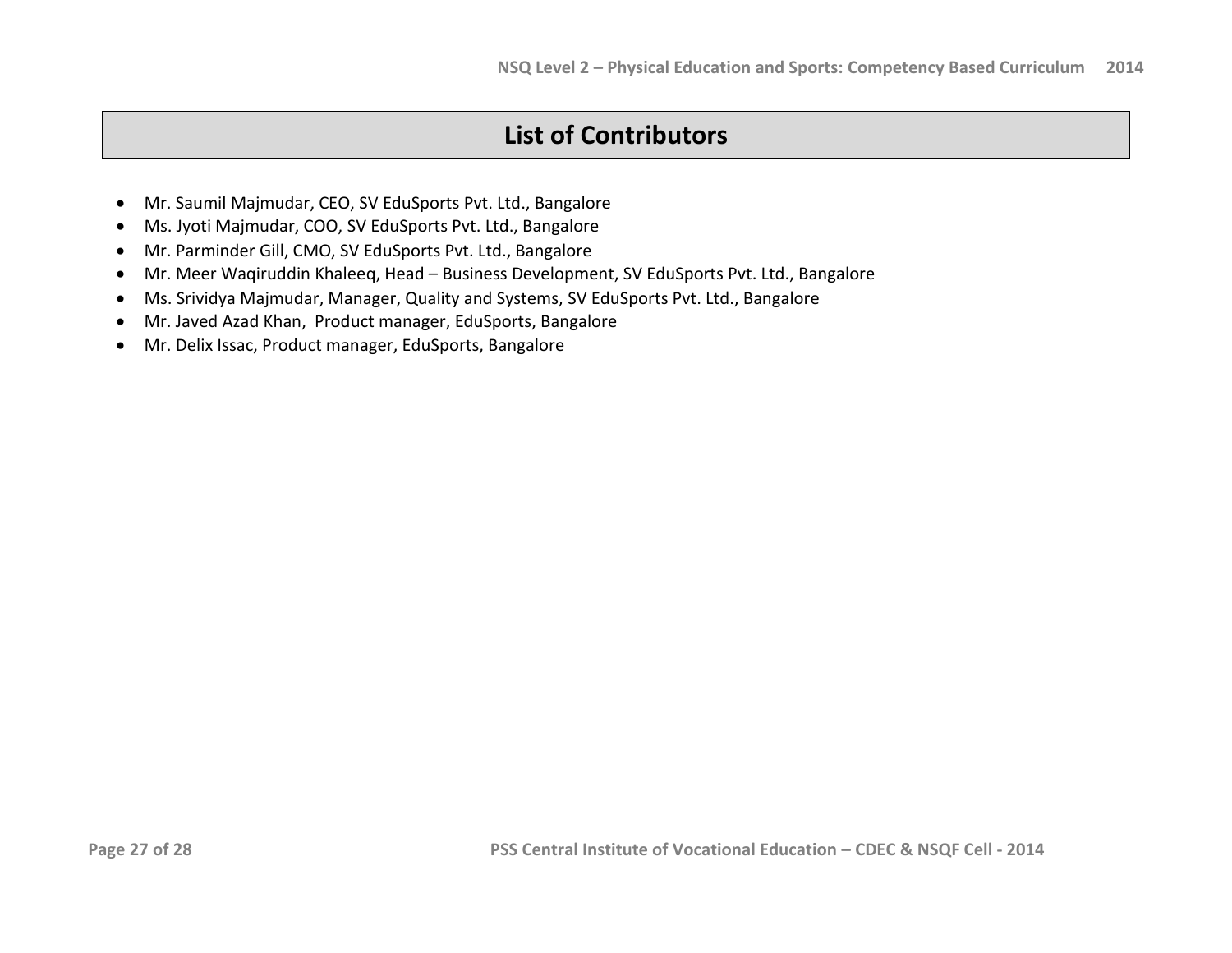## List of Contributors

- Mr. Saumil Majmudar, CEO, SV EduSports Pvt. Ltd., Bangalore
- Ms. Jyoti Majmudar, COO, SV EduSports Pvt. Ltd., Bangalore
- Mr. Parminder Gill, CMO, SV EduSports Pvt. Ltd., Bangalore
- Mr. Meer Waqiruddin Khaleeq, Head – Business Development, SV EduSports Pvt. Ltd., Bangalore
- Ms. Srividya Majmudar, Manager, Quality and Systems, SV EduSports Pvt. Ltd., Bangalore
- Mr. Javed Azad Khan, Product manager, EduSports, Bangalore
- Mr. Delix Issac, Product manager, EduSports, Bangalore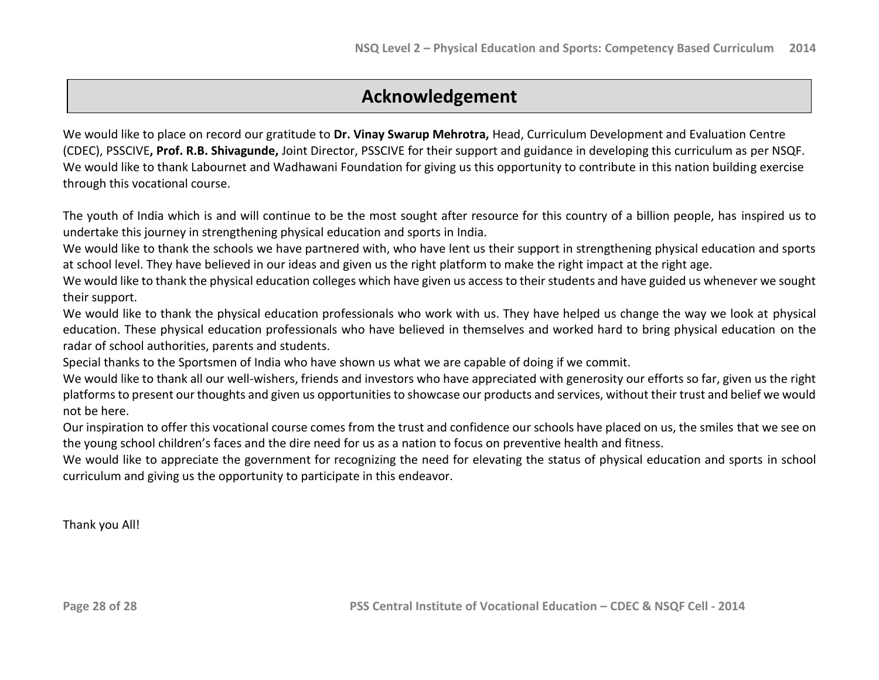# Acknowledgement

We would like to place on record our gratitude to **Dr. Vinay Swarup Mehrotra,** Head, Curriculum Development and Evaluation Centre (CDEC), PSSCIVE**, Prof. R.B. Shivagunde,** Joint Director, PSSCIVE for their support and guidance in developing this curriculum as per NSQF. We would like to thank Labournet and Wadhawani Foundation for giving us this opportunity to contribute in this nation building exercise through this vocational course.

The youth of India which is and will continue to be the most sought after resource for this country of a billion people, has inspired us to undertake this journey in strengthening physical education and sports in India.

We would like to thank the schools we have partnered with, who have lent us their support in strengthening physical education and sports at school level. They have believed in our ideas and given us the right platform to make the right impact at the right age.

We would like to thank the physical education colleges which have given us access to their students and have guided us whenever we sought their support.

We would like to thank the physical education professionals who work with us. They have helped us change the way we look at physical education. These physical education professionals who have believed in themselves and worked hard to bring physical education on the radar of school authorities, parents and students.

Special thanks to the Sportsmen of India who have shown us what we are capable of doing if we commit.

We would like to thank all our well-wishers, friends and investors who have appreciated with generosity our efforts so far, given us the right platforms to present our thoughts and given us opportunities to showcase our products and services, without their trust and belief we would not be here.

Our inspiration to offer this vocational course comes from the trust and confidence our schools have placed on us, the smiles that we see on the young school children's faces and the dire need for us as a nation to focus on preventive health and fitness.

We would like to appreciate the government for recognizing the need for elevating the status of physical education and sports in school curriculum and giving us the opportunity to participate in this endeavor.

Thank you All!